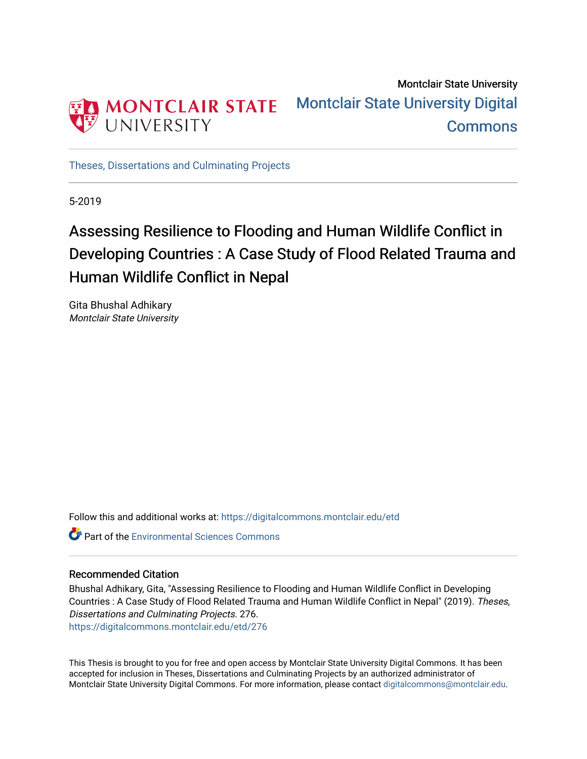Montclair State University

# Montclair State University Digital Commons

Theses, Dissertations and Culminating Projects

5-2019

## Assessing Resilience to Flooding and Human Wildlife Conflict in Developing Countries : A Case Study of Flood Related Trauma and Human Wildlife Conflict in Nepal

Gita Bhushal Adhikary
*Montclair State University*

Follow this and additional works at: https://digitalcommons.montclair.edu/etd

Part of the Environmental Sciences Commons

### Recommended Citation

Bhushal Adhikary, Gita, "Assessing Resilience to Flooding and Human Wildlife Conflict in Developing Countries : A Case Study of Flood Related Trauma and Human Wildlife Conflict in Nepal" (2019). *Theses, Dissertations and Culminating Projects*. 276.
https://digitalcommons.montclair.edu/etd/276

This Thesis is brought to you for free and open access by Montclair State University Digital Commons. It has been accepted for inclusion in Theses, Dissertations and Culminating Projects by an authorized administrator of Montclair State University Digital Commons. For more information, please contact digitalcommons@montclair.edu.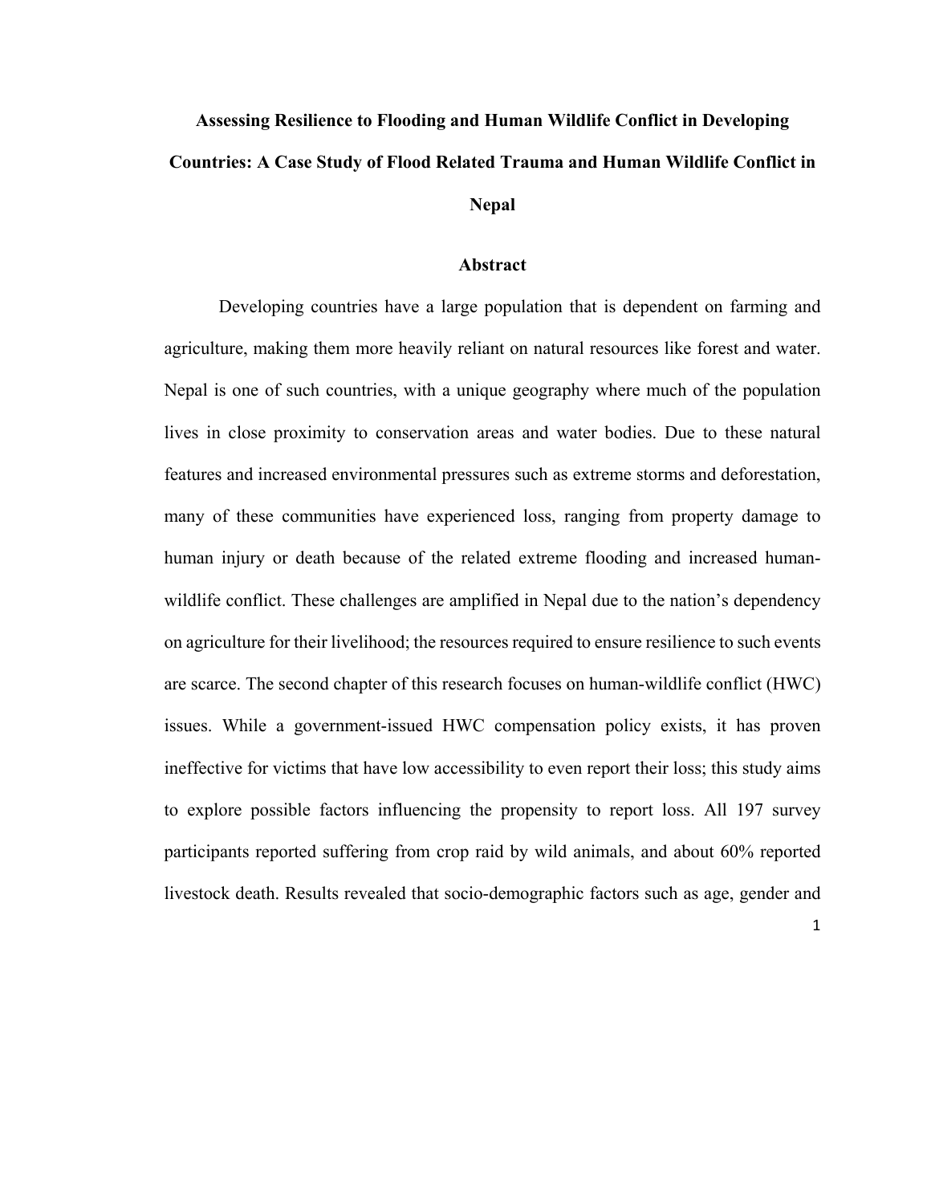# Assessing Resilience to Flooding and Human Wildlife Conflict in Developing Countries: A Case Study of Flood Related Trauma and Human Wildlife Conflict in Nepal

## Abstract

Developing countries have a large population that is dependent on farming and agriculture, making them more heavily reliant on natural resources like forest and water. Nepal is one of such countries, with a unique geography where much of the population lives in close proximity to conservation areas and water bodies. Due to these natural features and increased environmental pressures such as extreme storms and deforestation, many of these communities have experienced loss, ranging from property damage to human injury or death because of the related extreme flooding and increased human-wildlife conflict. These challenges are amplified in Nepal due to the nation's dependency on agriculture for their livelihood; the resources required to ensure resilience to such events are scarce. The second chapter of this research focuses on human-wildlife conflict (HWC) issues. While a government-issued HWC compensation policy exists, it has proven ineffective for victims that have low accessibility to even report their loss; this study aims to explore possible factors influencing the propensity to report loss. All 197 survey participants reported suffering from crop raid by wild animals, and about 60% reported livestock death. Results revealed that socio-demographic factors such as age, gender and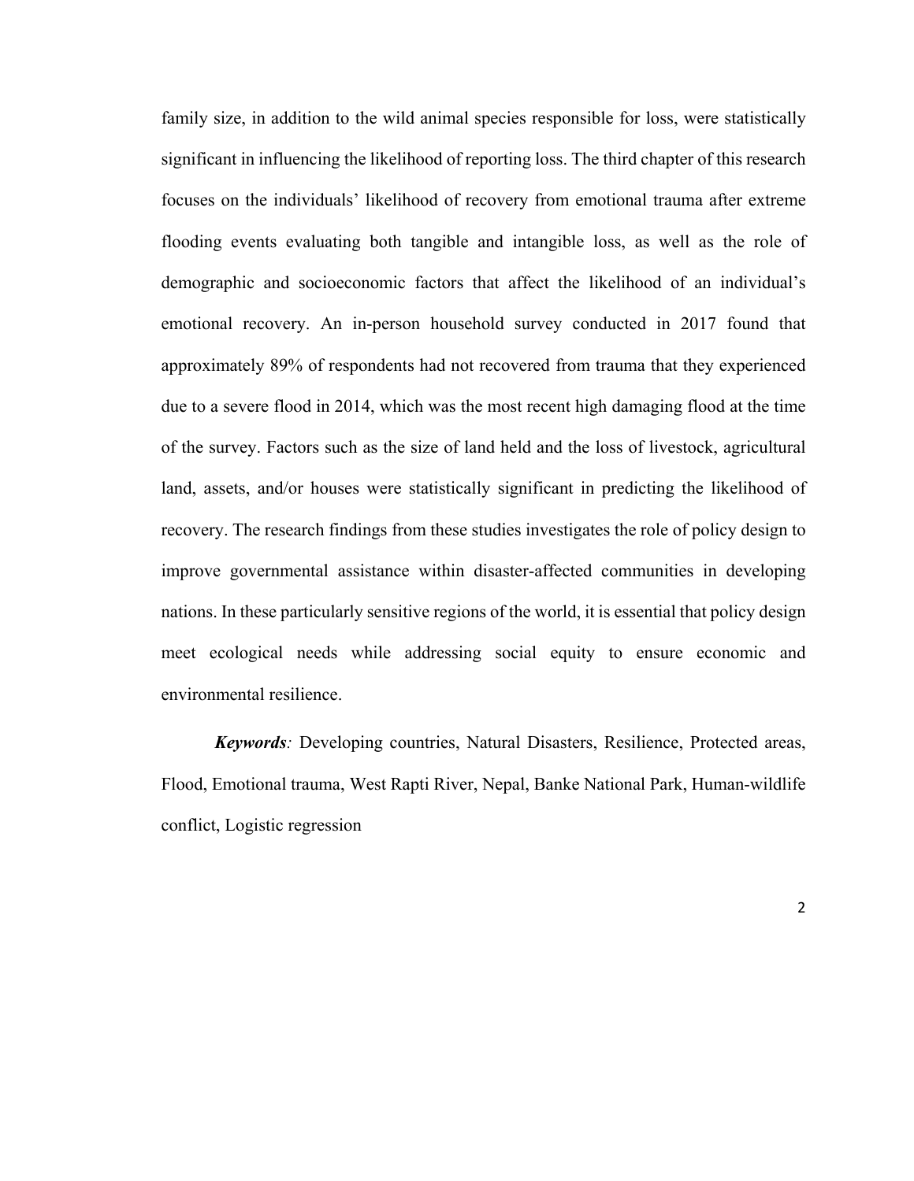family size, in addition to the wild animal species responsible for loss, were statistically significant in influencing the likelihood of reporting loss. The third chapter of this research focuses on the individuals' likelihood of recovery from emotional trauma after extreme flooding events evaluating both tangible and intangible loss, as well as the role of demographic and socioeconomic factors that affect the likelihood of an individual's emotional recovery. An in-person household survey conducted in 2017 found that approximately 89% of respondents had not recovered from trauma that they experienced due to a severe flood in 2014, which was the most recent high damaging flood at the time of the survey. Factors such as the size of land held and the loss of livestock, agricultural land, assets, and/or houses were statistically significant in predicting the likelihood of recovery. The research findings from these studies investigates the role of policy design to improve governmental assistance within disaster-affected communities in developing nations. In these particularly sensitive regions of the world, it is essential that policy design meet ecological needs while addressing social equity to ensure economic and environmental resilience.

***Keywords****:* Developing countries, Natural Disasters, Resilience, Protected areas, Flood, Emotional trauma, West Rapti River, Nepal, Banke National Park, Human-wildlife conflict, Logistic regression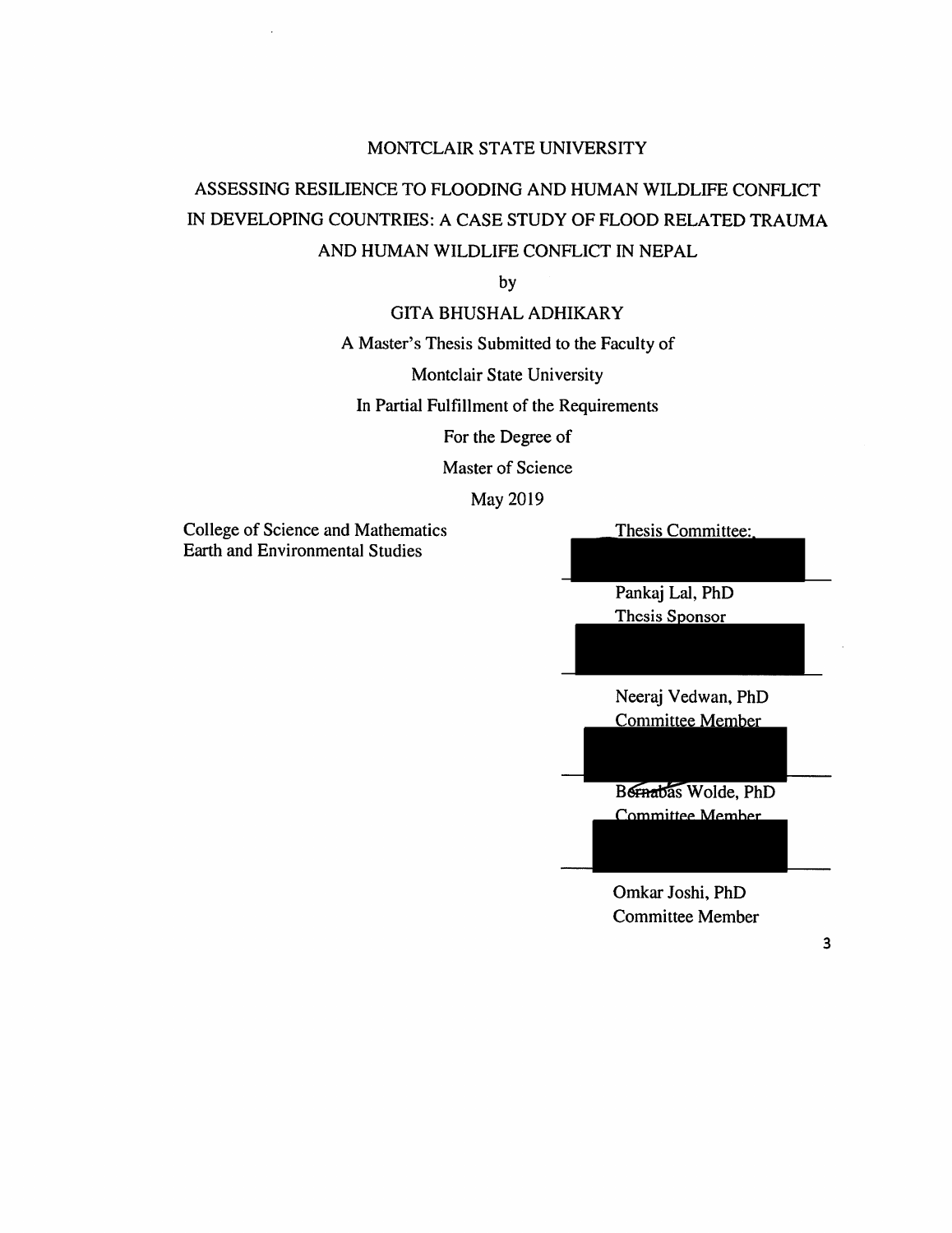MONTCLAIR STATE UNIVERSITY

# ASSESSING RESILIENCE TO FLOODING AND HUMAN WILDLIFE CONFLICT IN DEVELOPING COUNTRIES: A CASE STUDY OF FLOOD RELATED TRAUMA AND HUMAN WILDLIFE CONFLICT IN NEPAL

by

GITA BHUSHAL ADHIKARY

A Master's Thesis Submitted to the Faculty of

Montclair State University

In Partial Fulfillment of the Requirements

For the Degree of

Master of Science

May 2019

College of Science and Mathematics
Earth and Environmental Studies

Thesis Committee:

Pankaj Lal, PhD
Thesis Sponsor

Neeraj Vedwan, PhD
Committee Member

Bernabas Wolde, PhD
Committee Member

Omkar Joshi, PhD
Committee Member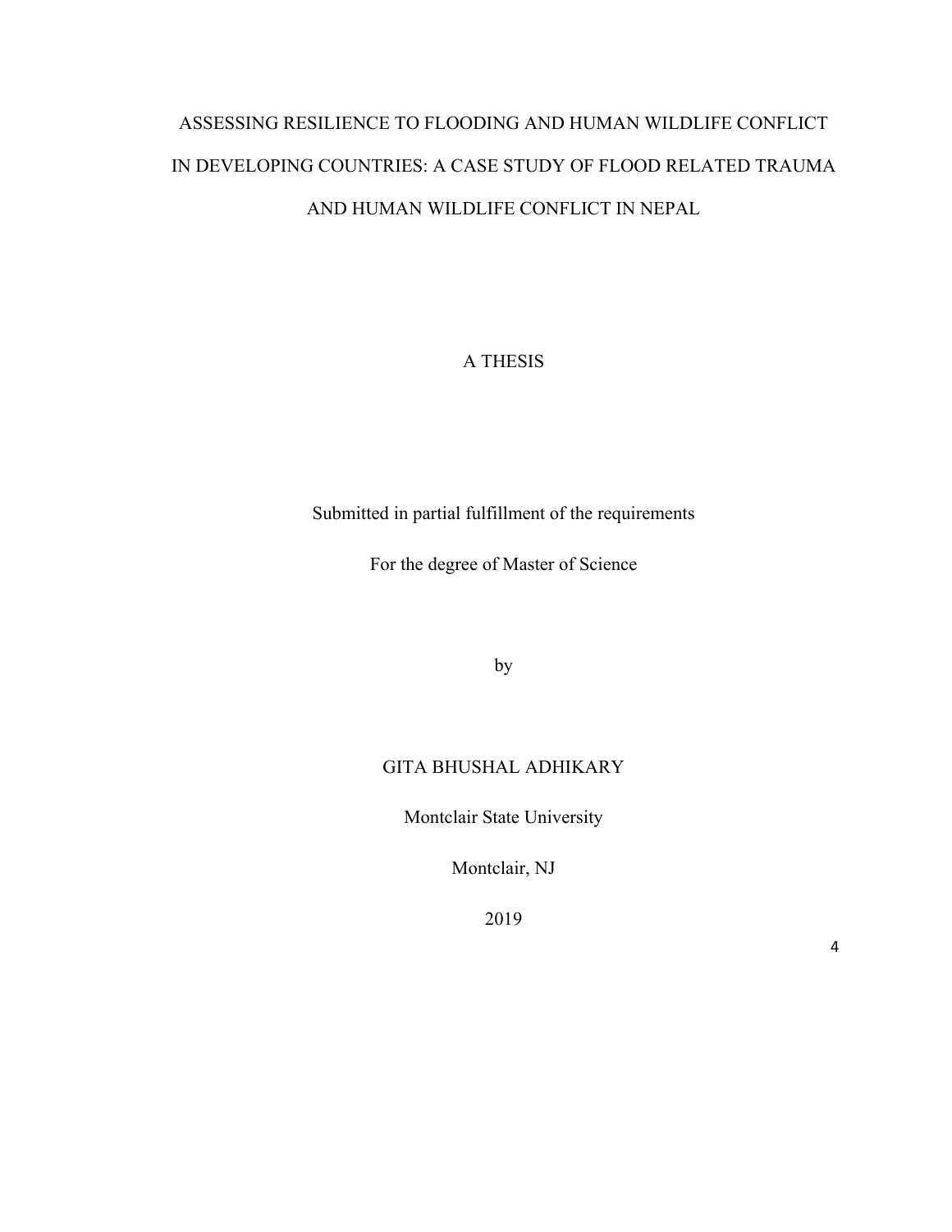# ASSESSING RESILIENCE TO FLOODING AND HUMAN WILDLIFE CONFLICT IN DEVELOPING COUNTRIES: A CASE STUDY OF FLOOD RELATED TRAUMA AND HUMAN WILDLIFE CONFLICT IN NEPAL

A THESIS

Submitted in partial fulfillment of the requirements

For the degree of Master of Science

by

GITA BHUSHAL ADHIKARY

Montclair State University

Montclair, NJ

2019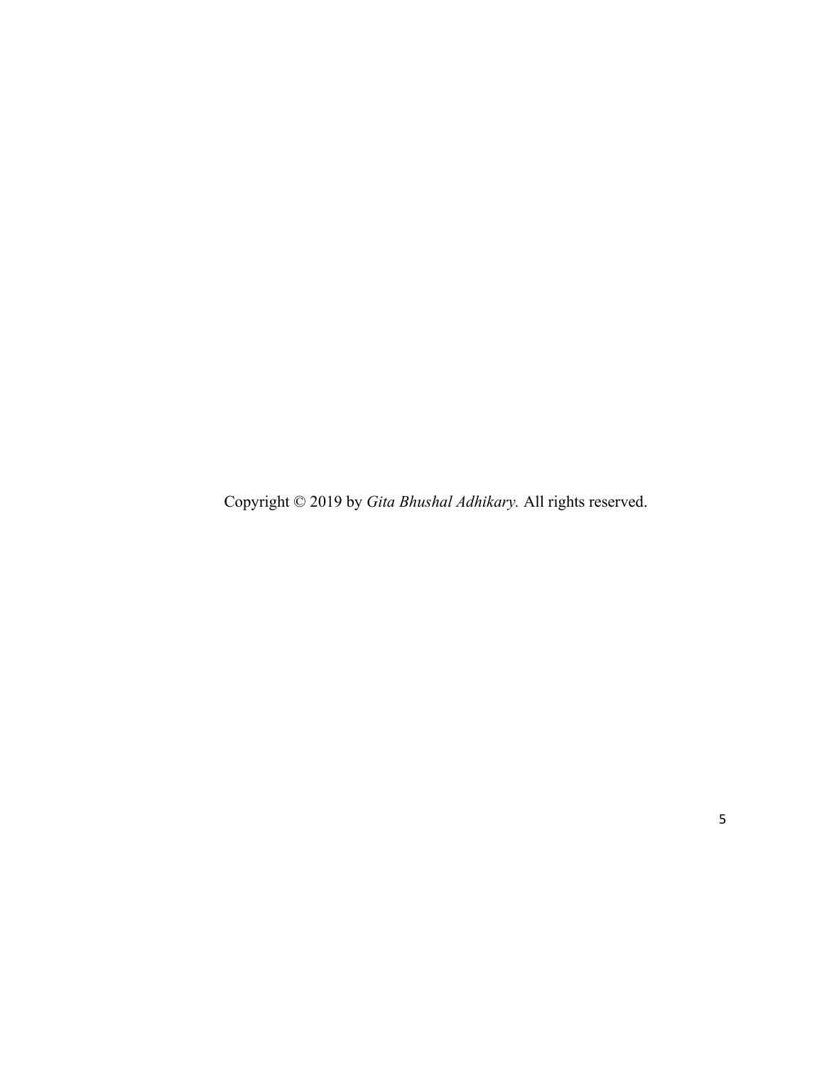Copyright © 2019 by *Gita Bhushal Adhikary.* All rights reserved.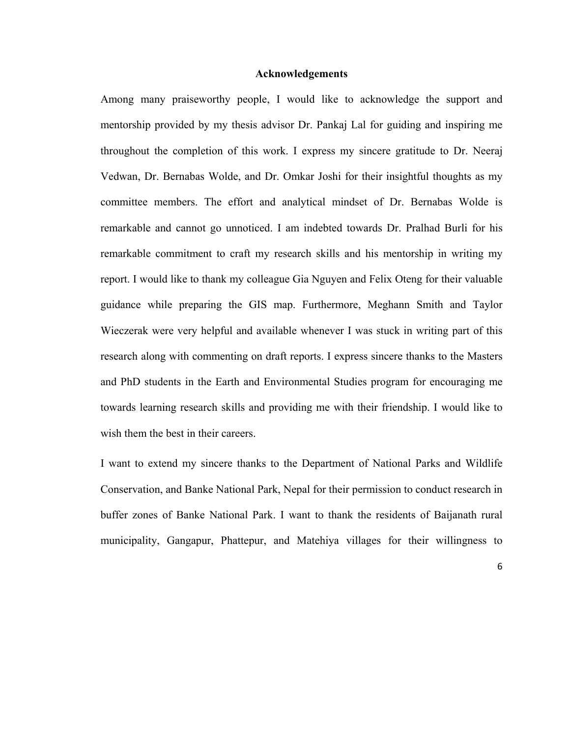## Acknowledgements

Among many praiseworthy people, I would like to acknowledge the support and mentorship provided by my thesis advisor Dr. Pankaj Lal for guiding and inspiring me throughout the completion of this work. I express my sincere gratitude to Dr. Neeraj Vedwan, Dr. Bernabas Wolde, and Dr. Omkar Joshi for their insightful thoughts as my committee members. The effort and analytical mindset of Dr. Bernabas Wolde is remarkable and cannot go unnoticed. I am indebted towards Dr. Pralhad Burli for his remarkable commitment to craft my research skills and his mentorship in writing my report. I would like to thank my colleague Gia Nguyen and Felix Oteng for their valuable guidance while preparing the GIS map. Furthermore, Meghann Smith and Taylor Wieczerak were very helpful and available whenever I was stuck in writing part of this research along with commenting on draft reports. I express sincere thanks to the Masters and PhD students in the Earth and Environmental Studies program for encouraging me towards learning research skills and providing me with their friendship. I would like to wish them the best in their careers.

I want to extend my sincere thanks to the Department of National Parks and Wildlife Conservation, and Banke National Park, Nepal for their permission to conduct research in buffer zones of Banke National Park. I want to thank the residents of Baijanath rural municipality, Gangapur, Phattepur, and Matehiya villages for their willingness to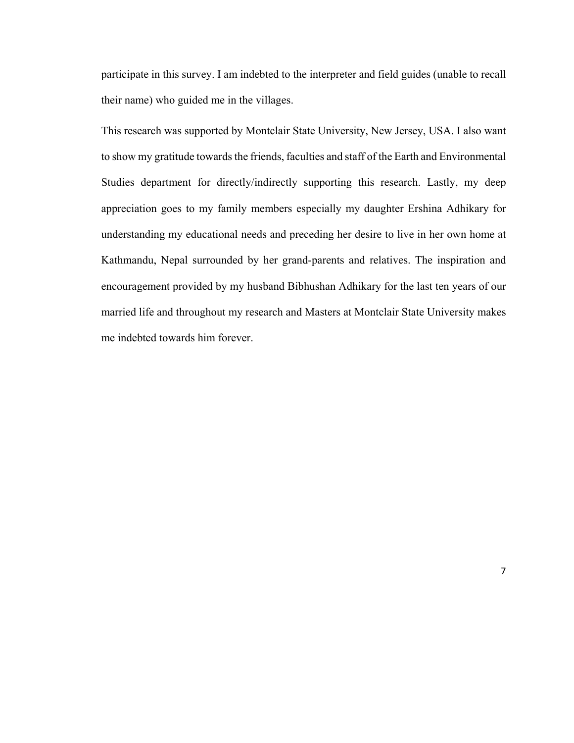participate in this survey. I am indebted to the interpreter and field guides (unable to recall their name) who guided me in the villages.

This research was supported by Montclair State University, New Jersey, USA. I also want to show my gratitude towards the friends, faculties and staff of the Earth and Environmental Studies department for directly/indirectly supporting this research. Lastly, my deep appreciation goes to my family members especially my daughter Ershina Adhikary for understanding my educational needs and preceding her desire to live in her own home at Kathmandu, Nepal surrounded by her grand-parents and relatives. The inspiration and encouragement provided by my husband Bibhushan Adhikary for the last ten years of our married life and throughout my research and Masters at Montclair State University makes me indebted towards him forever.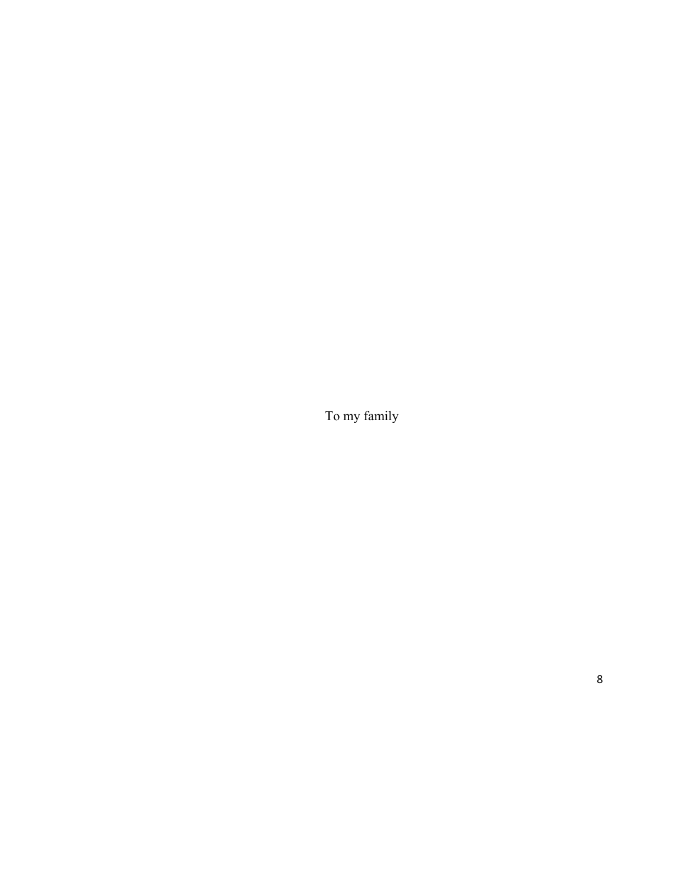To my family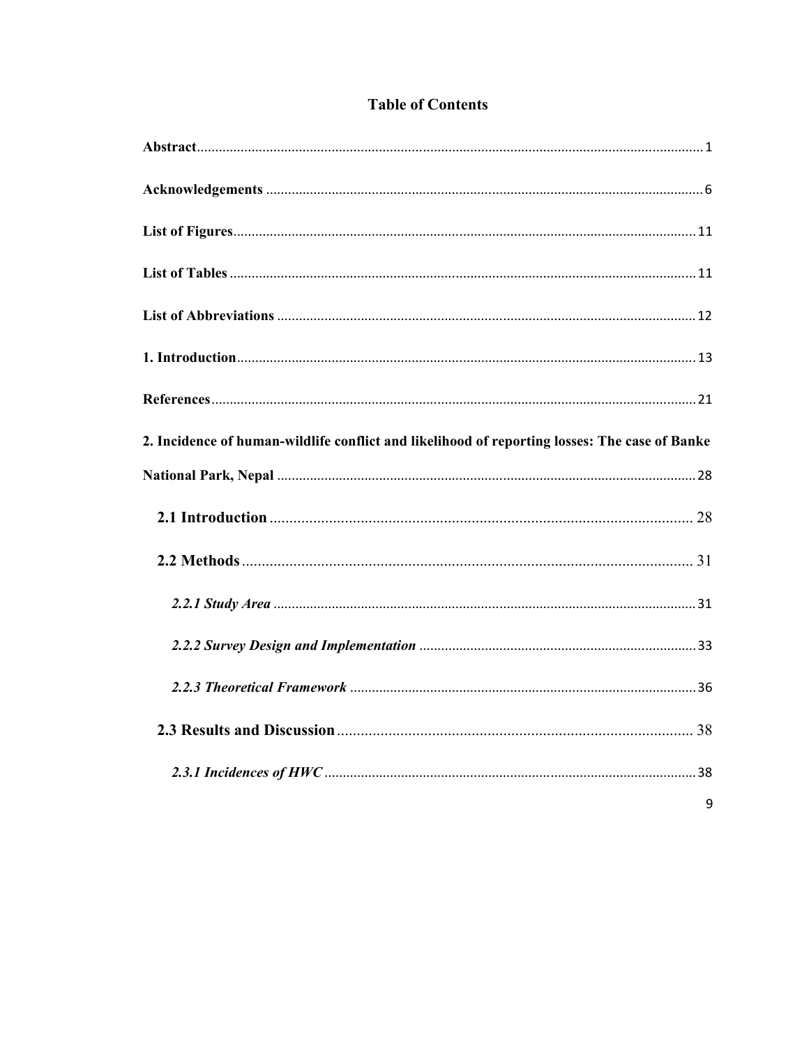# Table of Contents

**Abstract** ........................................................................................................................ 1

**Acknowledgements** ........................................................................................................ 6

**List of Figures** ............................................................................................................... 11

**List of Tables** ................................................................................................................ 11

**List of Abbreviations** .................................................................................................... 12

**1. Introduction** .............................................................................................................. 13

**References** ...................................................................................................................... 21

**2. Incidence of human-wildlife conflict and likelihood of reporting losses: The case of Banke National Park, Nepal** ........................................................................................................... 28

**2.1 Introduction** ............................................................................................................... 28

**2.2 Methods** ..................................................................................................................... 31

***2.2.1 Study Area*** ............................................................................................................. 31

***2.2.2 Survey Design and Implementation*** ...................................................................... 33

***2.2.3 Theoretical Framework*** ......................................................................................... 36

**2.3 Results and Discussion** .............................................................................................. 38

***2.3.1 Incidences of HWC*** ............................................................................................... 38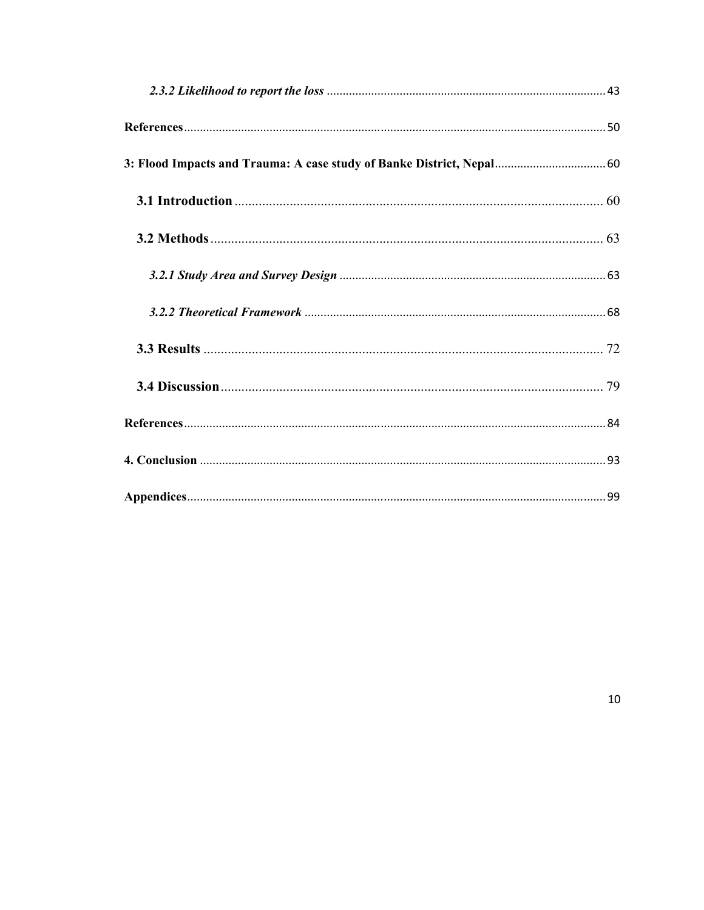*2.3.2 Likelihood to report the loss* .......................................................................................... 43

**References** ..................................................................................................................................... 50

**3: Flood Impacts and Trauma: A case study of Banke District, Nepal** ................................... 60

**3.1 Introduction** ............................................................................................................. 60

**3.2 Methods** .................................................................................................................... 63

*3.2.1 Study Area and Survey Design* .................................................................................... 63

*3.2.2 Theoretical Framework* ............................................................................................... 68

**3.3 Results** ...................................................................................................................... 72

**3.4 Discussion** ................................................................................................................. 79

**References** ..................................................................................................................................... 84

**4. Conclusion** ................................................................................................................................ 93

**Appendices** .................................................................................................................................... 99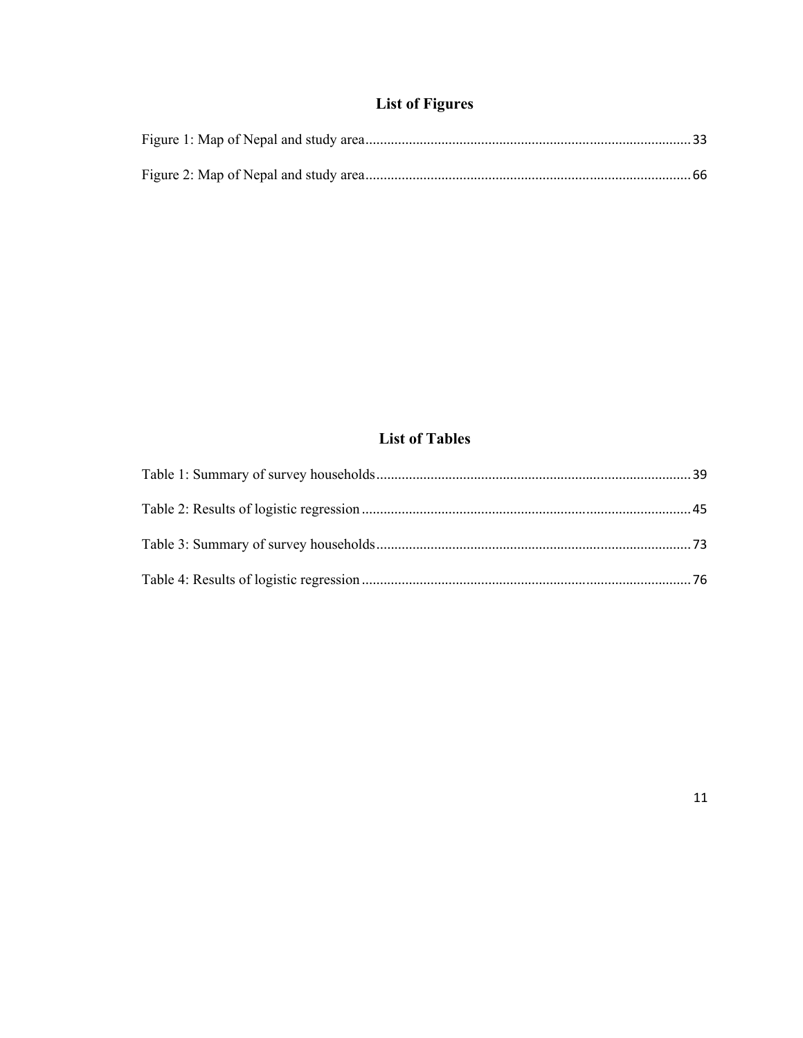## List of Figures

Figure 1: Map of Nepal and study area ........................................................................................ 33

Figure 2: Map of Nepal and study area ........................................................................................ 66

## List of Tables

Table 1: Summary of survey households ..................................................................................... 39

Table 2: Results of logistic regression ......................................................................................... 45

Table 3: Summary of survey households ..................................................................................... 73

Table 4: Results of logistic regression ......................................................................................... 76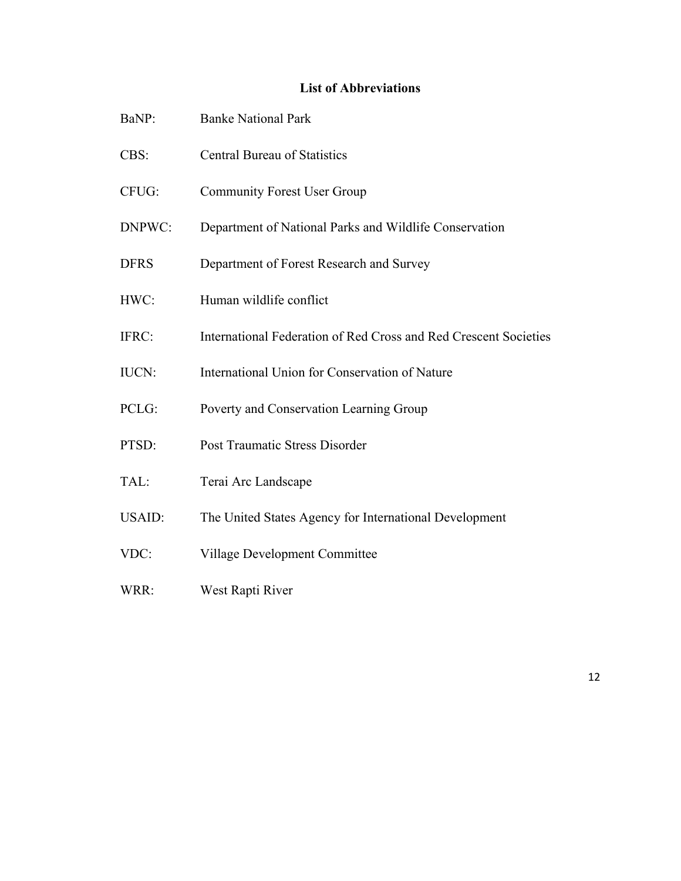## List of Abbreviations

| | |
|---|---|
| BaNP: | Banke National Park |
| CBS: | Central Bureau of Statistics |
| CFUG: | Community Forest User Group |
| DNPWC: | Department of National Parks and Wildlife Conservation |
| DFRS | Department of Forest Research and Survey |
| HWC: | Human wildlife conflict |
| IFRC: | International Federation of Red Cross and Red Crescent Societies |
| IUCN: | International Union for Conservation of Nature |
| PCLG: | Poverty and Conservation Learning Group |
| PTSD: | Post Traumatic Stress Disorder |
| TAL: | Terai Arc Landscape |
| USAID: | The United States Agency for International Development |
| VDC: | Village Development Committee |
| WRR: | West Rapti River |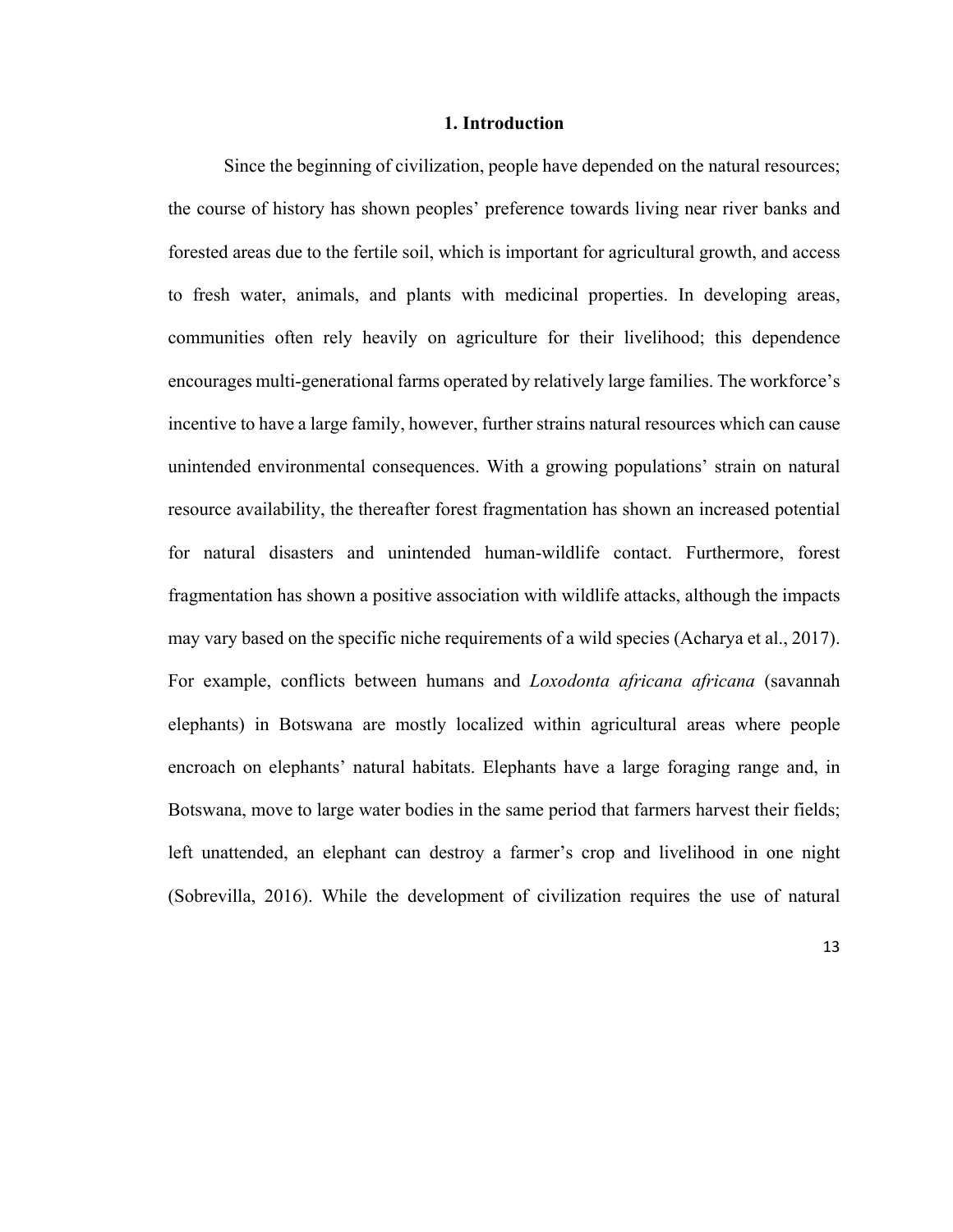# 1. Introduction

Since the beginning of civilization, people have depended on the natural resources; the course of history has shown peoples' preference towards living near river banks and forested areas due to the fertile soil, which is important for agricultural growth, and access to fresh water, animals, and plants with medicinal properties. In developing areas, communities often rely heavily on agriculture for their livelihood; this dependence encourages multi-generational farms operated by relatively large families. The workforce's incentive to have a large family, however, further strains natural resources which can cause unintended environmental consequences. With a growing populations' strain on natural resource availability, the thereafter forest fragmentation has shown an increased potential for natural disasters and unintended human-wildlife contact. Furthermore, forest fragmentation has shown a positive association with wildlife attacks, although the impacts may vary based on the specific niche requirements of a wild species (Acharya et al., 2017). For example, conflicts between humans and *Loxodonta africana africana* (savannah elephants) in Botswana are mostly localized within agricultural areas where people encroach on elephants' natural habitats. Elephants have a large foraging range and, in Botswana, move to large water bodies in the same period that farmers harvest their fields; left unattended, an elephant can destroy a farmer's crop and livelihood in one night (Sobrevilla, 2016). While the development of civilization requires the use of natural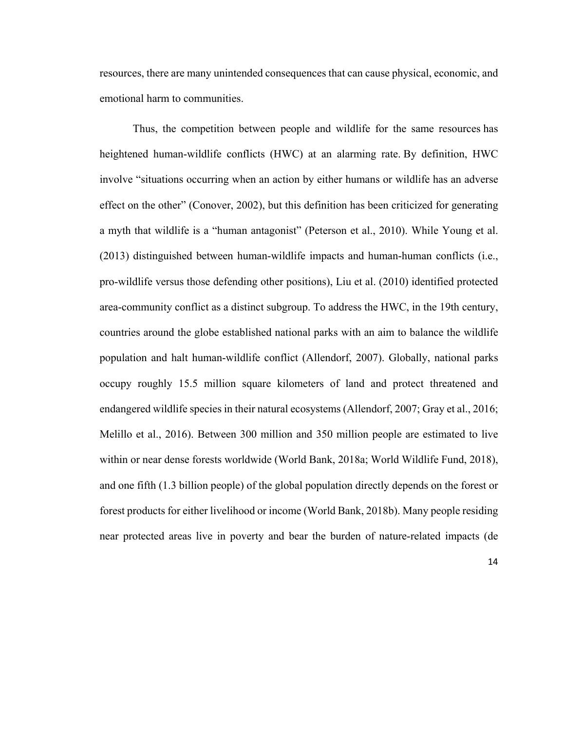resources, there are many unintended consequences that can cause physical, economic, and emotional harm to communities.

Thus, the competition between people and wildlife for the same resources has heightened human-wildlife conflicts (HWC) at an alarming rate. By definition, HWC involve "situations occurring when an action by either humans or wildlife has an adverse effect on the other" (Conover, 2002), but this definition has been criticized for generating a myth that wildlife is a "human antagonist" (Peterson et al., 2010). While Young et al. (2013) distinguished between human-wildlife impacts and human-human conflicts (i.e., pro-wildlife versus those defending other positions), Liu et al. (2010) identified protected area-community conflict as a distinct subgroup. To address the HWC, in the 19th century, countries around the globe established national parks with an aim to balance the wildlife population and halt human-wildlife conflict (Allendorf, 2007). Globally, national parks occupy roughly 15.5 million square kilometers of land and protect threatened and endangered wildlife species in their natural ecosystems (Allendorf, 2007; Gray et al., 2016; Melillo et al., 2016). Between 300 million and 350 million people are estimated to live within or near dense forests worldwide (World Bank, 2018a; World Wildlife Fund, 2018), and one fifth (1.3 billion people) of the global population directly depends on the forest or forest products for either livelihood or income (World Bank, 2018b). Many people residing near protected areas live in poverty and bear the burden of nature-related impacts (de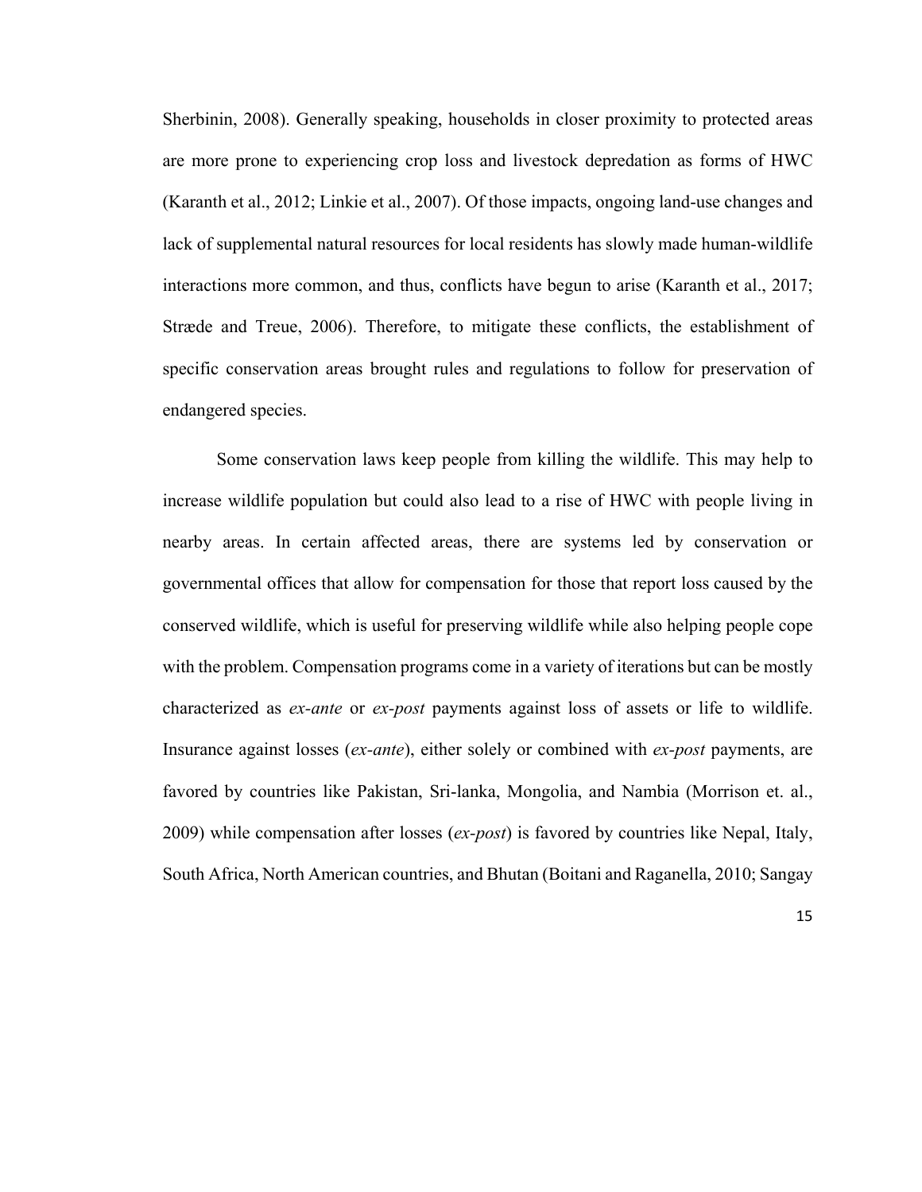Sherbinin, 2008). Generally speaking, households in closer proximity to protected areas are more prone to experiencing crop loss and livestock depredation as forms of HWC (Karanth et al., 2012; Linkie et al., 2007). Of those impacts, ongoing land-use changes and lack of supplemental natural resources for local residents has slowly made human-wildlife interactions more common, and thus, conflicts have begun to arise (Karanth et al., 2017; Stræde and Treue, 2006). Therefore, to mitigate these conflicts, the establishment of specific conservation areas brought rules and regulations to follow for preservation of endangered species.

Some conservation laws keep people from killing the wildlife. This may help to increase wildlife population but could also lead to a rise of HWC with people living in nearby areas. In certain affected areas, there are systems led by conservation or governmental offices that allow for compensation for those that report loss caused by the conserved wildlife, which is useful for preserving wildlife while also helping people cope with the problem. Compensation programs come in a variety of iterations but can be mostly characterized as *ex-ante* or *ex-post* payments against loss of assets or life to wildlife. Insurance against losses (*ex-ante*), either solely or combined with *ex-post* payments, are favored by countries like Pakistan, Sri-lanka, Mongolia, and Nambia (Morrison et. al., 2009) while compensation after losses (*ex-post*) is favored by countries like Nepal, Italy, South Africa, North American countries, and Bhutan (Boitani and Raganella, 2010; Sangay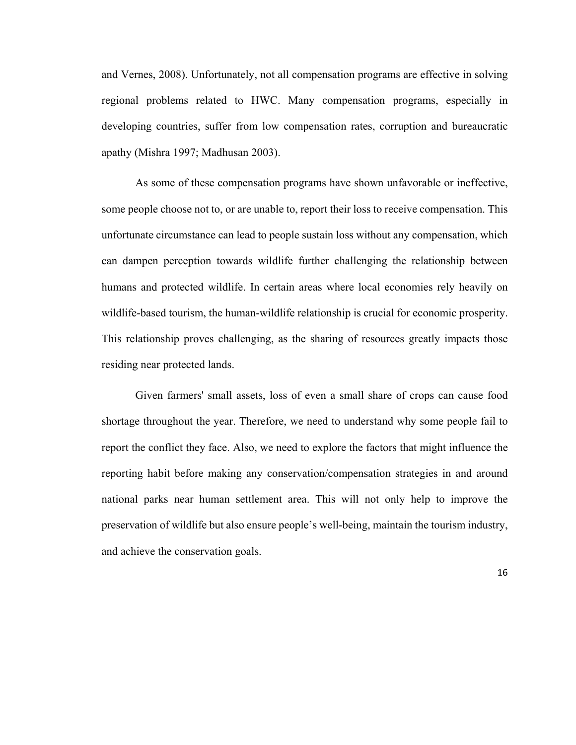and Vernes, 2008). Unfortunately, not all compensation programs are effective in solving regional problems related to HWC. Many compensation programs, especially in developing countries, suffer from low compensation rates, corruption and bureaucratic apathy (Mishra 1997; Madhusan 2003).

As some of these compensation programs have shown unfavorable or ineffective, some people choose not to, or are unable to, report their loss to receive compensation. This unfortunate circumstance can lead to people sustain loss without any compensation, which can dampen perception towards wildlife further challenging the relationship between humans and protected wildlife. In certain areas where local economies rely heavily on wildlife-based tourism, the human-wildlife relationship is crucial for economic prosperity. This relationship proves challenging, as the sharing of resources greatly impacts those residing near protected lands.

Given farmers' small assets, loss of even a small share of crops can cause food shortage throughout the year. Therefore, we need to understand why some people fail to report the conflict they face. Also, we need to explore the factors that might influence the reporting habit before making any conservation/compensation strategies in and around national parks near human settlement area. This will not only help to improve the preservation of wildlife but also ensure people's well-being, maintain the tourism industry, and achieve the conservation goals.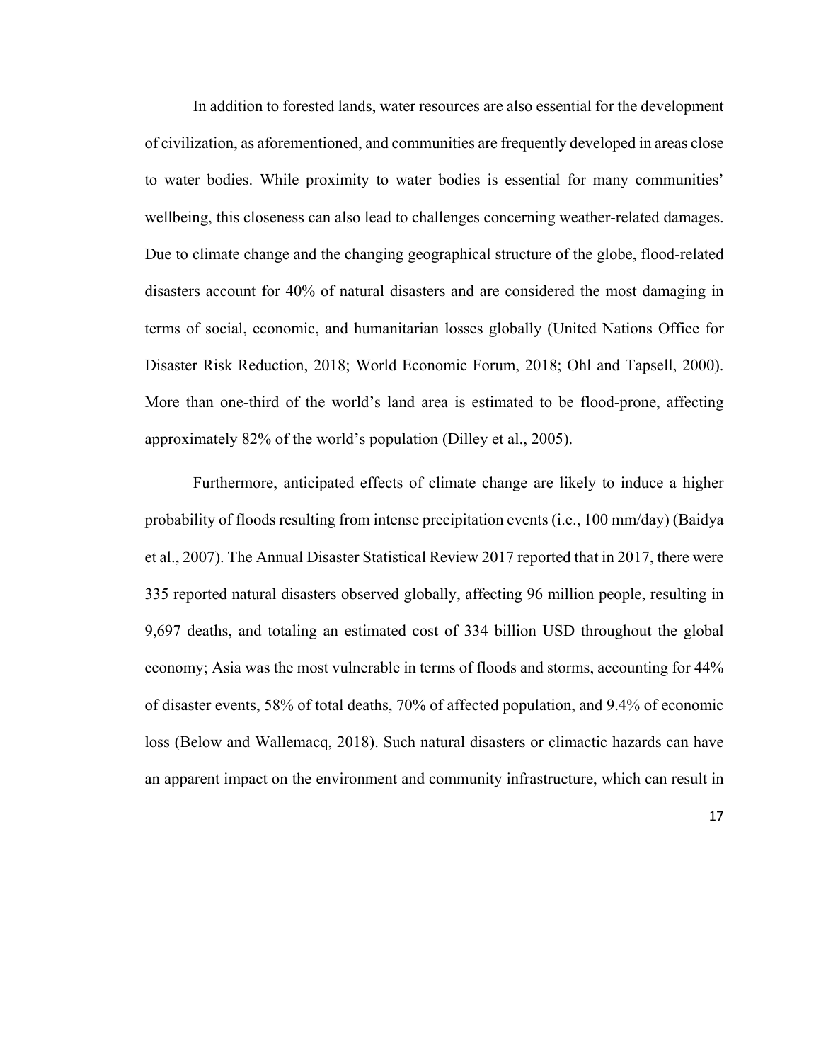In addition to forested lands, water resources are also essential for the development of civilization, as aforementioned, and communities are frequently developed in areas close to water bodies. While proximity to water bodies is essential for many communities' wellbeing, this closeness can also lead to challenges concerning weather-related damages. Due to climate change and the changing geographical structure of the globe, flood-related disasters account for 40% of natural disasters and are considered the most damaging in terms of social, economic, and humanitarian losses globally (United Nations Office for Disaster Risk Reduction, 2018; World Economic Forum, 2018; Ohl and Tapsell, 2000). More than one-third of the world's land area is estimated to be flood-prone, affecting approximately 82% of the world's population (Dilley et al., 2005).

Furthermore, anticipated effects of climate change are likely to induce a higher probability of floods resulting from intense precipitation events (i.e., 100 mm/day) (Baidya et al., 2007). The Annual Disaster Statistical Review 2017 reported that in 2017, there were 335 reported natural disasters observed globally, affecting 96 million people, resulting in 9,697 deaths, and totaling an estimated cost of 334 billion USD throughout the global economy; Asia was the most vulnerable in terms of floods and storms, accounting for 44% of disaster events, 58% of total deaths, 70% of affected population, and 9.4% of economic loss (Below and Wallemacq, 2018). Such natural disasters or climactic hazards can have an apparent impact on the environment and community infrastructure, which can result in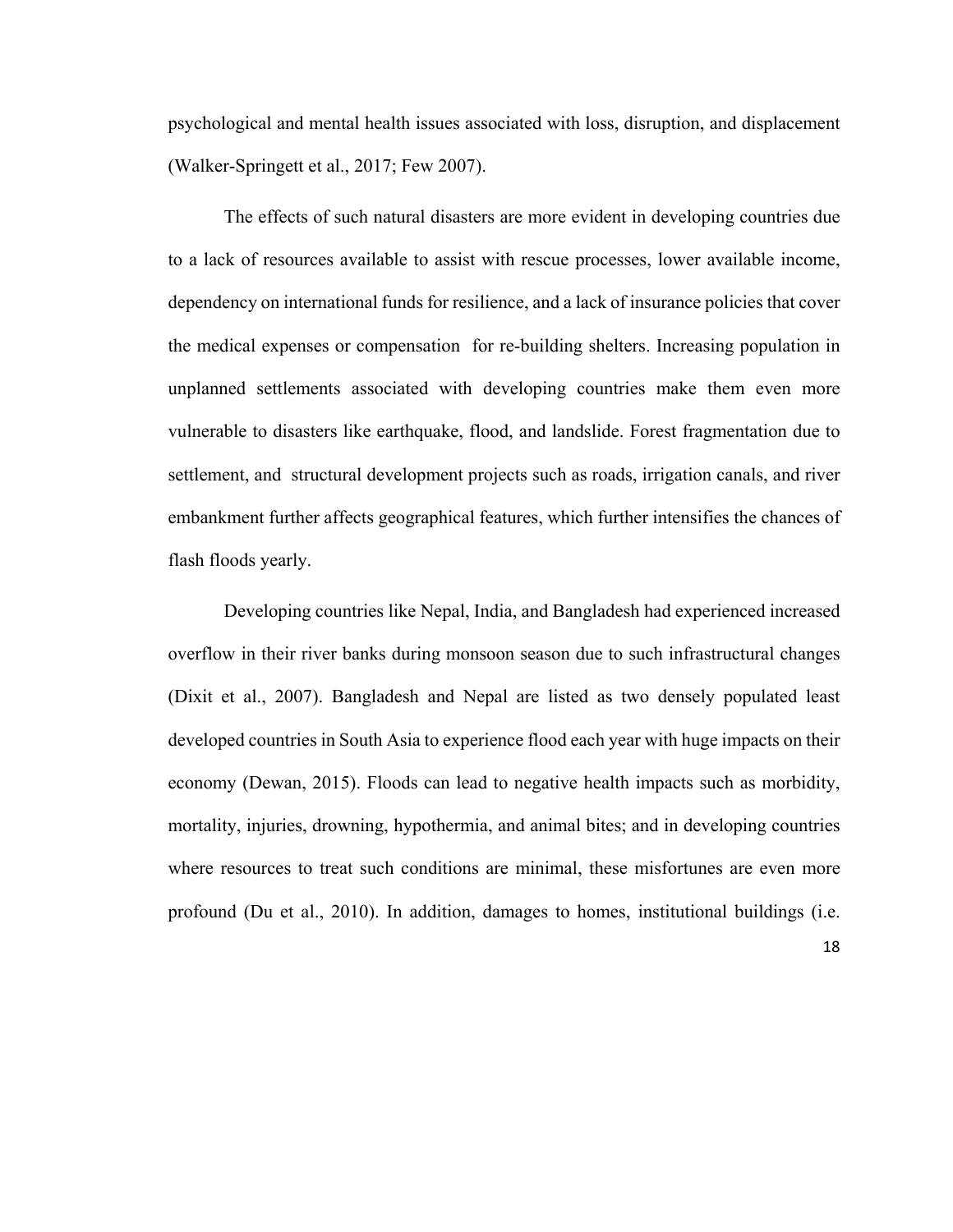psychological and mental health issues associated with loss, disruption, and displacement (Walker-Springett et al., 2017; Few 2007).

The effects of such natural disasters are more evident in developing countries due to a lack of resources available to assist with rescue processes, lower available income, dependency on international funds for resilience, and a lack of insurance policies that cover the medical expenses or compensation for re-building shelters. Increasing population in unplanned settlements associated with developing countries make them even more vulnerable to disasters like earthquake, flood, and landslide. Forest fragmentation due to settlement, and structural development projects such as roads, irrigation canals, and river embankment further affects geographical features, which further intensifies the chances of flash floods yearly.

Developing countries like Nepal, India, and Bangladesh had experienced increased overflow in their river banks during monsoon season due to such infrastructural changes (Dixit et al., 2007). Bangladesh and Nepal are listed as two densely populated least developed countries in South Asia to experience flood each year with huge impacts on their economy (Dewan, 2015). Floods can lead to negative health impacts such as morbidity, mortality, injuries, drowning, hypothermia, and animal bites; and in developing countries where resources to treat such conditions are minimal, these misfortunes are even more profound (Du et al., 2010). In addition, damages to homes, institutional buildings (i.e.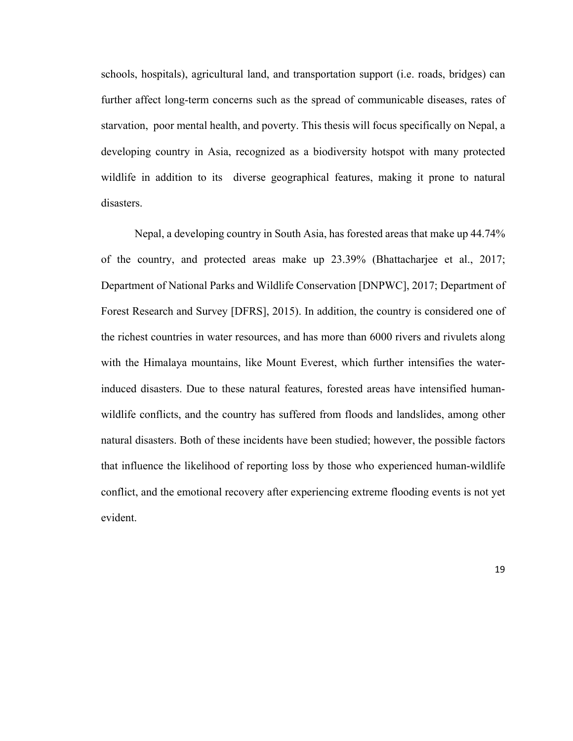schools, hospitals), agricultural land, and transportation support (i.e. roads, bridges) can further affect long-term concerns such as the spread of communicable diseases, rates of starvation, poor mental health, and poverty. This thesis will focus specifically on Nepal, a developing country in Asia, recognized as a biodiversity hotspot with many protected wildlife in addition to its diverse geographical features, making it prone to natural disasters.

Nepal, a developing country in South Asia, has forested areas that make up 44.74% of the country, and protected areas make up 23.39% (Bhattacharjee et al., 2017; Department of National Parks and Wildlife Conservation [DNPWC], 2017; Department of Forest Research and Survey [DFRS], 2015). In addition, the country is considered one of the richest countries in water resources, and has more than 6000 rivers and rivulets along with the Himalaya mountains, like Mount Everest, which further intensifies the water-induced disasters. Due to these natural features, forested areas have intensified human-wildlife conflicts, and the country has suffered from floods and landslides, among other natural disasters. Both of these incidents have been studied; however, the possible factors that influence the likelihood of reporting loss by those who experienced human-wildlife conflict, and the emotional recovery after experiencing extreme flooding events is not yet evident.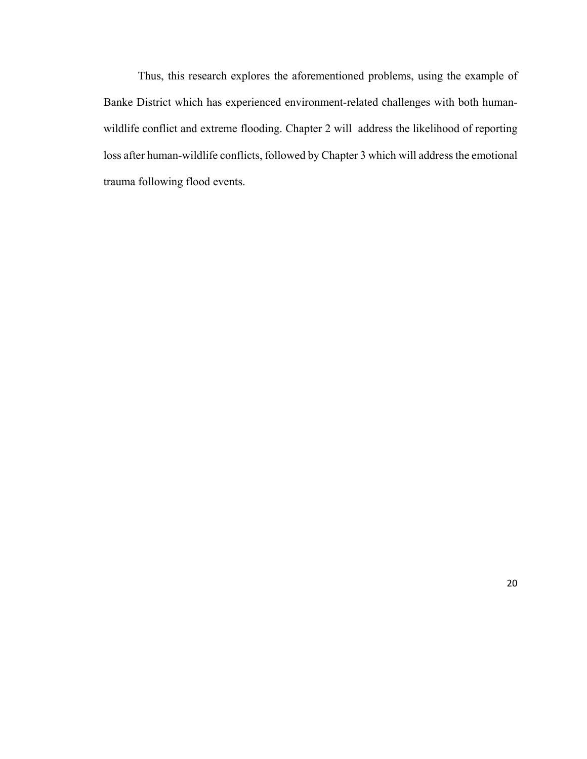Thus, this research explores the aforementioned problems, using the example of Banke District which has experienced environment-related challenges with both human-wildlife conflict and extreme flooding. Chapter 2 will address the likelihood of reporting loss after human-wildlife conflicts, followed by Chapter 3 which will address the emotional trauma following flood events.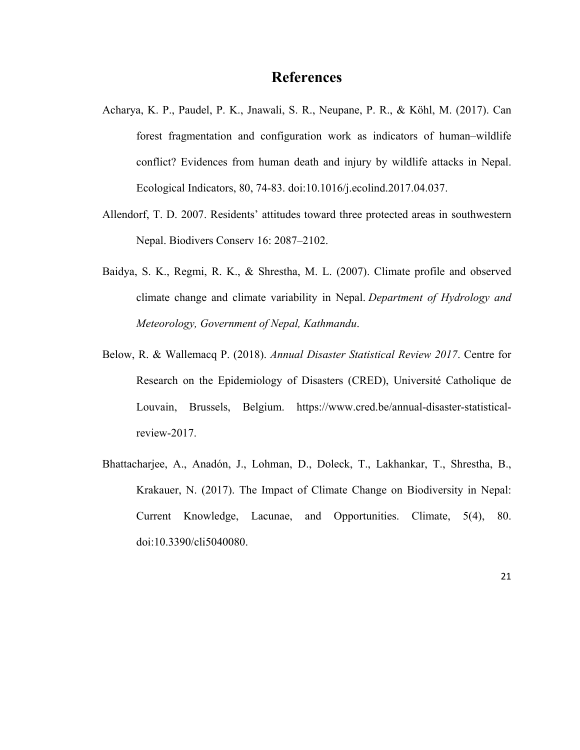# References

Acharya, K. P., Paudel, P. K., Jnawali, S. R., Neupane, P. R., & Köhl, M. (2017). Can forest fragmentation and configuration work as indicators of human–wildlife conflict? Evidences from human death and injury by wildlife attacks in Nepal. Ecological Indicators, 80, 74-83. doi:10.1016/j.ecolind.2017.04.037.

Allendorf, T. D. 2007. Residents' attitudes toward three protected areas in southwestern Nepal. Biodivers Conserv 16: 2087–2102.

Baidya, S. K., Regmi, R. K., & Shrestha, M. L. (2007). Climate profile and observed climate change and climate variability in Nepal. *Department of Hydrology and Meteorology, Government of Nepal, Kathmandu*.

Below, R. & Wallemacq P. (2018). *Annual Disaster Statistical Review 2017*. Centre for Research on the Epidemiology of Disasters (CRED), Université Catholique de Louvain, Brussels, Belgium. https://www.cred.be/annual-disaster-statistical-review-2017.

Bhattacharjee, A., Anadón, J., Lohman, D., Doleck, T., Lakhankar, T., Shrestha, B., Krakauer, N. (2017). The Impact of Climate Change on Biodiversity in Nepal: Current Knowledge, Lacunae, and Opportunities. Climate, 5(4), 80. doi:10.3390/cli5040080.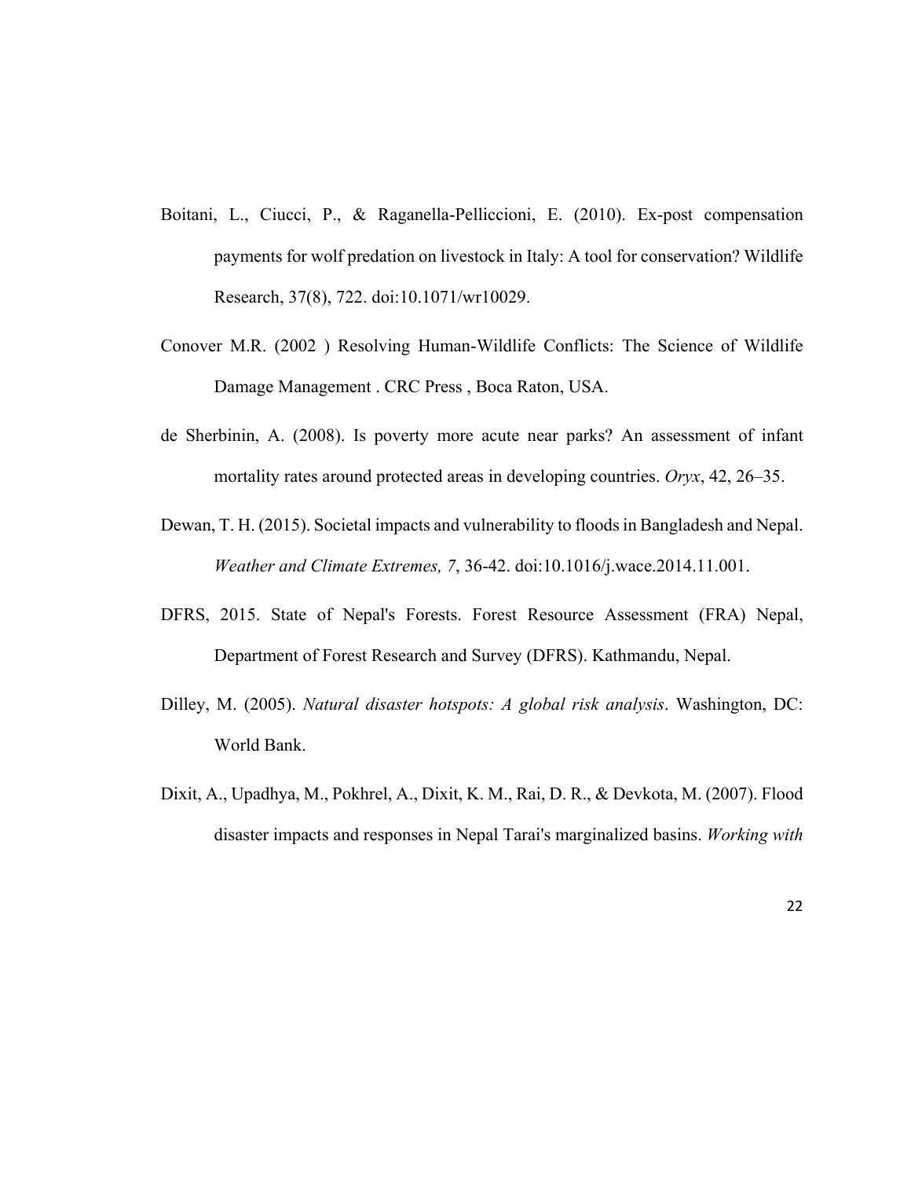Boitani, L., Ciucci, P., & Raganella-Pelliccioni, E. (2010). Ex-post compensation payments for wolf predation on livestock in Italy: A tool for conservation? Wildlife Research, 37(8), 722. doi:10.1071/wr10029.

Conover M.R. (2002 ) Resolving Human-Wildlife Conflicts: The Science of Wildlife Damage Management . CRC Press , Boca Raton, USA.

de Sherbinin, A. (2008). Is poverty more acute near parks? An assessment of infant mortality rates around protected areas in developing countries. *Oryx*, 42, 26–35.

Dewan, T. H. (2015). Societal impacts and vulnerability to floods in Bangladesh and Nepal. *Weather and Climate Extremes, 7*, 36-42. doi:10.1016/j.wace.2014.11.001.

DFRS, 2015. State of Nepal's Forests. Forest Resource Assessment (FRA) Nepal, Department of Forest Research and Survey (DFRS). Kathmandu, Nepal.

Dilley, M. (2005). *Natural disaster hotspots: A global risk analysis*. Washington, DC: World Bank.

Dixit, A., Upadhya, M., Pokhrel, A., Dixit, K. M., Rai, D. R., & Devkota, M. (2007). Flood disaster impacts and responses in Nepal Tarai's marginalized basins. *Working with*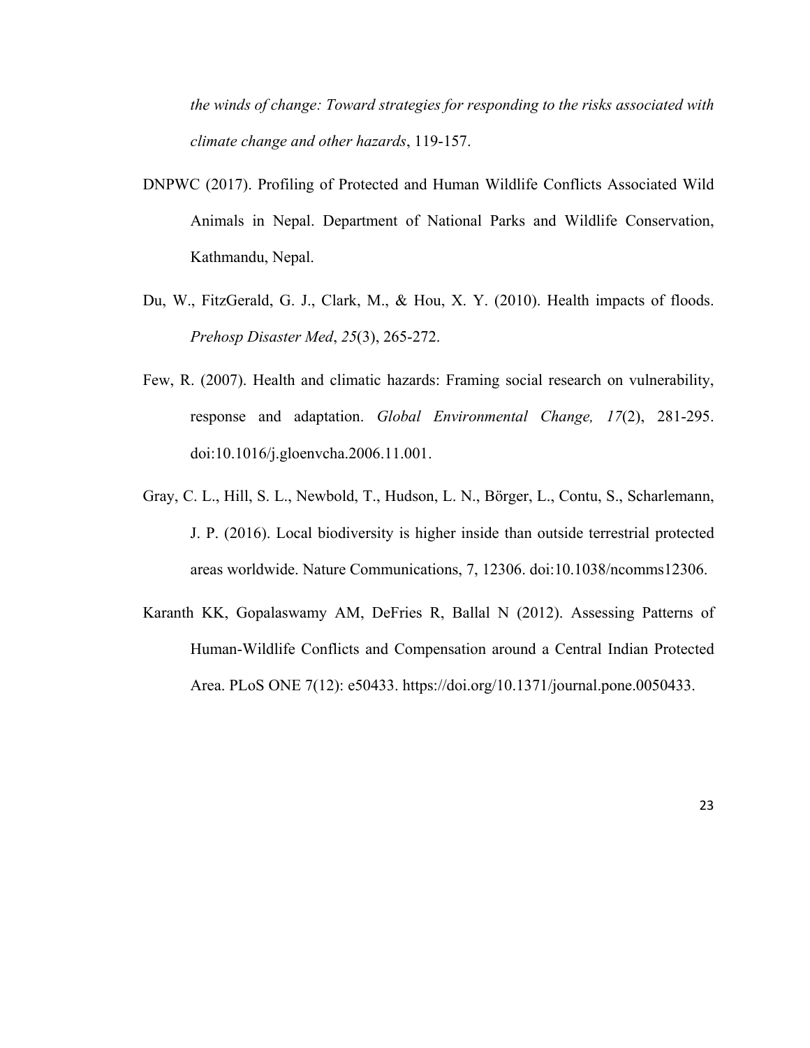*the winds of change: Toward strategies for responding to the risks associated with climate change and other hazards*, 119-157.

DNPWC (2017). Profiling of Protected and Human Wildlife Conflicts Associated Wild Animals in Nepal. Department of National Parks and Wildlife Conservation, Kathmandu, Nepal.

Du, W., FitzGerald, G. J., Clark, M., & Hou, X. Y. (2010). Health impacts of floods. *Prehosp Disaster Med*, *25*(3), 265-272.

Few, R. (2007). Health and climatic hazards: Framing social research on vulnerability, response and adaptation. *Global Environmental Change, 17*(2), 281-295. doi:10.1016/j.gloenvcha.2006.11.001.

Gray, C. L., Hill, S. L., Newbold, T., Hudson, L. N., Börger, L., Contu, S., Scharlemann, J. P. (2016). Local biodiversity is higher inside than outside terrestrial protected areas worldwide. Nature Communications, 7, 12306. doi:10.1038/ncomms12306.

Karanth KK, Gopalaswamy AM, DeFries R, Ballal N (2012). Assessing Patterns of Human-Wildlife Conflicts and Compensation around a Central Indian Protected Area. PLoS ONE 7(12): e50433. https://doi.org/10.1371/journal.pone.0050433.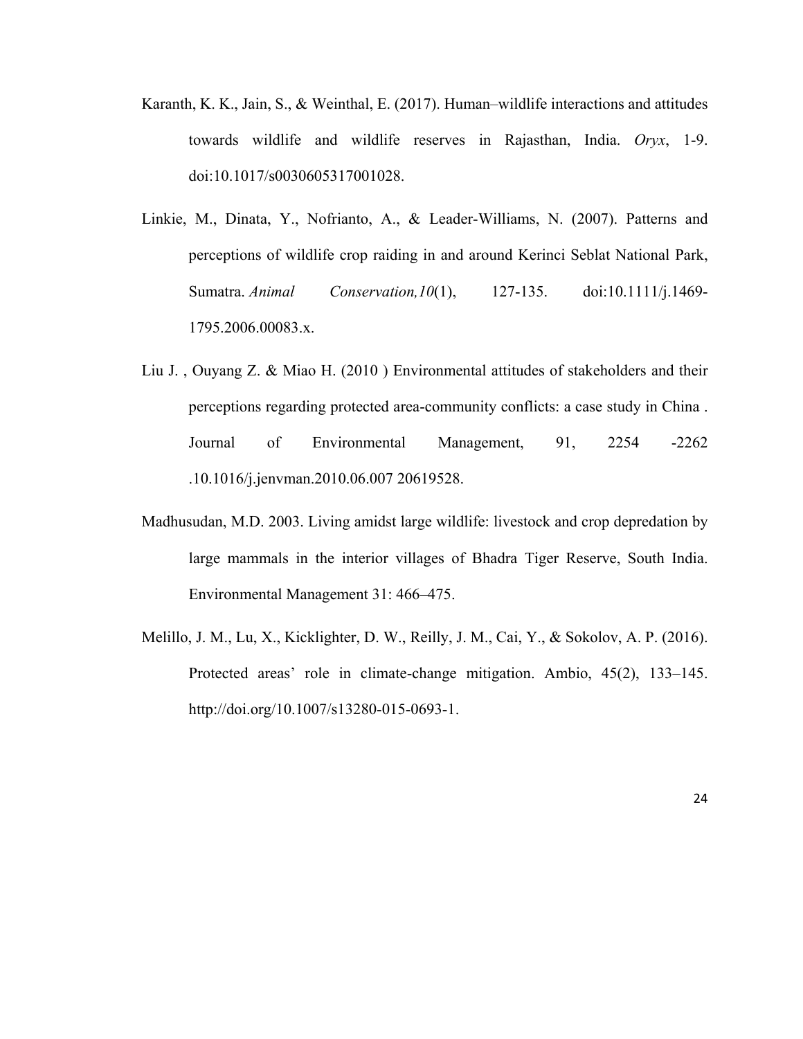Karanth, K. K., Jain, S., & Weinthal, E. (2017). Human–wildlife interactions and attitudes towards wildlife and wildlife reserves in Rajasthan, India. *Oryx*, 1-9. doi:10.1017/s0030605317001028.

Linkie, M., Dinata, Y., Nofrianto, A., & Leader-Williams, N. (2007). Patterns and perceptions of wildlife crop raiding in and around Kerinci Seblat National Park, Sumatra. *Animal Conservation,10*(1), 127-135. doi:10.1111/j.1469-1795.2006.00083.x.

Liu J. , Ouyang Z. & Miao H. (2010 ) Environmental attitudes of stakeholders and their perceptions regarding protected area-community conflicts: a case study in China . Journal of Environmental Management, 91, 2254 -2262 .10.1016/j.jenvman.2010.06.007 20619528.

Madhusudan, M.D. 2003. Living amidst large wildlife: livestock and crop depredation by large mammals in the interior villages of Bhadra Tiger Reserve, South India. Environmental Management 31: 466–475.

Melillo, J. M., Lu, X., Kicklighter, D. W., Reilly, J. M., Cai, Y., & Sokolov, A. P. (2016). Protected areas' role in climate-change mitigation. Ambio, 45(2), 133–145. http://doi.org/10.1007/s13280-015-0693-1.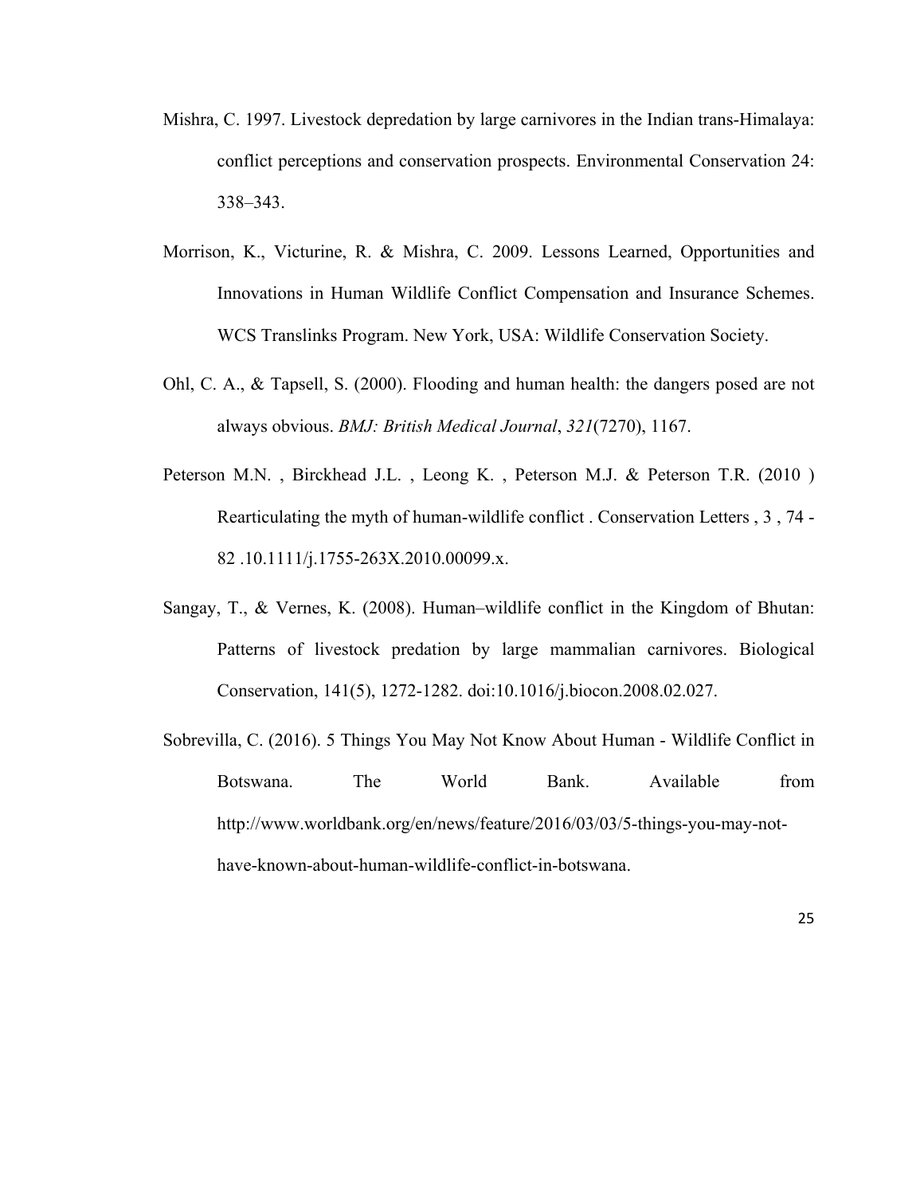Mishra, C. 1997. Livestock depredation by large carnivores in the Indian trans-Himalaya: conflict perceptions and conservation prospects. Environmental Conservation 24: 338–343.

Morrison, K., Victurine, R. & Mishra, C. 2009. Lessons Learned, Opportunities and Innovations in Human Wildlife Conflict Compensation and Insurance Schemes. WCS Translinks Program. New York, USA: Wildlife Conservation Society.

Ohl, C. A., & Tapsell, S. (2000). Flooding and human health: the dangers posed are not always obvious. *BMJ: British Medical Journal*, *321*(7270), 1167.

Peterson M.N. , Birckhead J.L. , Leong K. , Peterson M.J. & Peterson T.R. (2010 ) Rearticulating the myth of human-wildlife conflict . Conservation Letters , 3 , 74 - 82 .10.1111/j.1755-263X.2010.00099.x.

Sangay, T., & Vernes, K. (2008). Human–wildlife conflict in the Kingdom of Bhutan: Patterns of livestock predation by large mammalian carnivores. Biological Conservation, 141(5), 1272-1282. doi:10.1016/j.biocon.2008.02.027.

Sobrevilla, C. (2016). 5 Things You May Not Know About Human - Wildlife Conflict in Botswana. The World Bank. Available from http://www.worldbank.org/en/news/feature/2016/03/03/5-things-you-may-not-have-known-about-human-wildlife-conflict-in-botswana.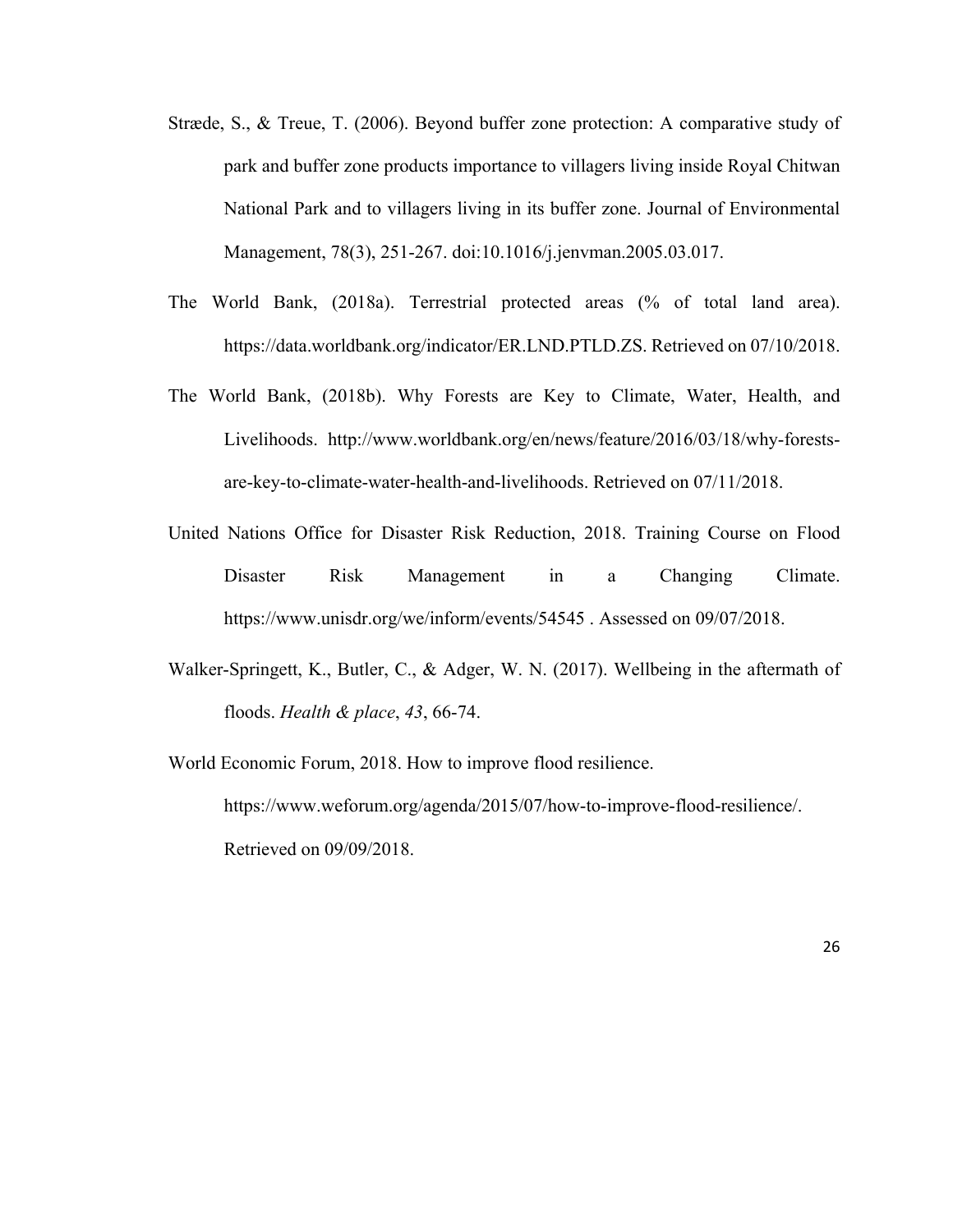Stræde, S., & Treue, T. (2006). Beyond buffer zone protection: A comparative study of park and buffer zone products importance to villagers living inside Royal Chitwan National Park and to villagers living in its buffer zone. Journal of Environmental Management, 78(3), 251-267. doi:10.1016/j.jenvman.2005.03.017.

The World Bank, (2018a). Terrestrial protected areas (% of total land area). https://data.worldbank.org/indicator/ER.LND.PTLD.ZS. Retrieved on 07/10/2018.

The World Bank, (2018b). Why Forests are Key to Climate, Water, Health, and Livelihoods. http://www.worldbank.org/en/news/feature/2016/03/18/why-forests-are-key-to-climate-water-health-and-livelihoods. Retrieved on 07/11/2018.

United Nations Office for Disaster Risk Reduction, 2018. Training Course on Flood Disaster Risk Management in a Changing Climate. https://www.unisdr.org/we/inform/events/54545 . Assessed on 09/07/2018.

Walker-Springett, K., Butler, C., & Adger, W. N. (2017). Wellbeing in the aftermath of floods. *Health & place*, *43*, 66-74.

World Economic Forum, 2018. How to improve flood resilience. https://www.weforum.org/agenda/2015/07/how-to-improve-flood-resilience/. Retrieved on 09/09/2018.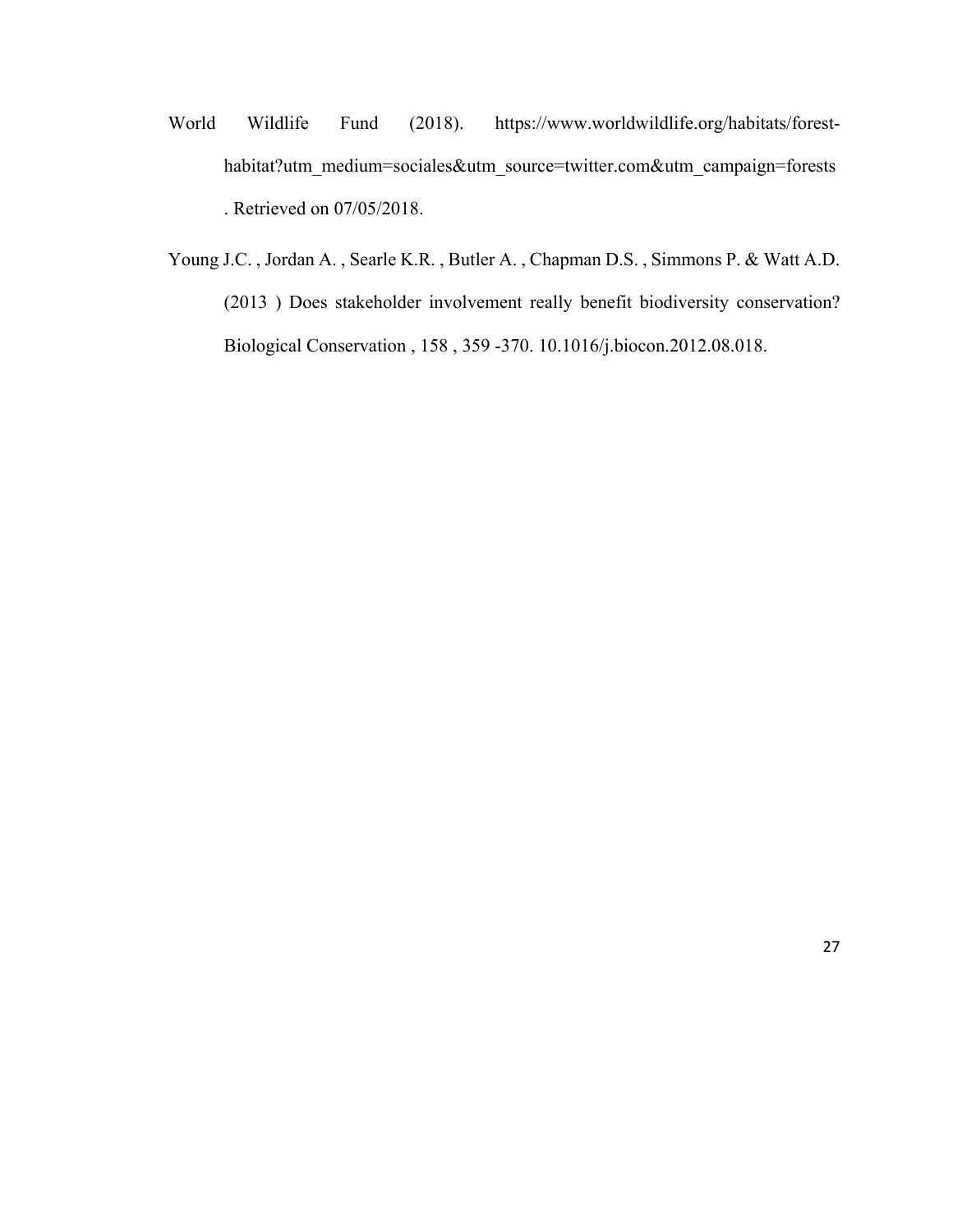World Wildlife Fund (2018). https://www.worldwildlife.org/habitats/forest-habitat?utm_medium=sociales&utm_source=twitter.com&utm_campaign=forests . Retrieved on 07/05/2018.

Young J.C. , Jordan A. , Searle K.R. , Butler A. , Chapman D.S. , Simmons P. & Watt A.D. (2013 ) Does stakeholder involvement really benefit biodiversity conservation? Biological Conservation , 158 , 359 -370. 10.1016/j.biocon.2012.08.018.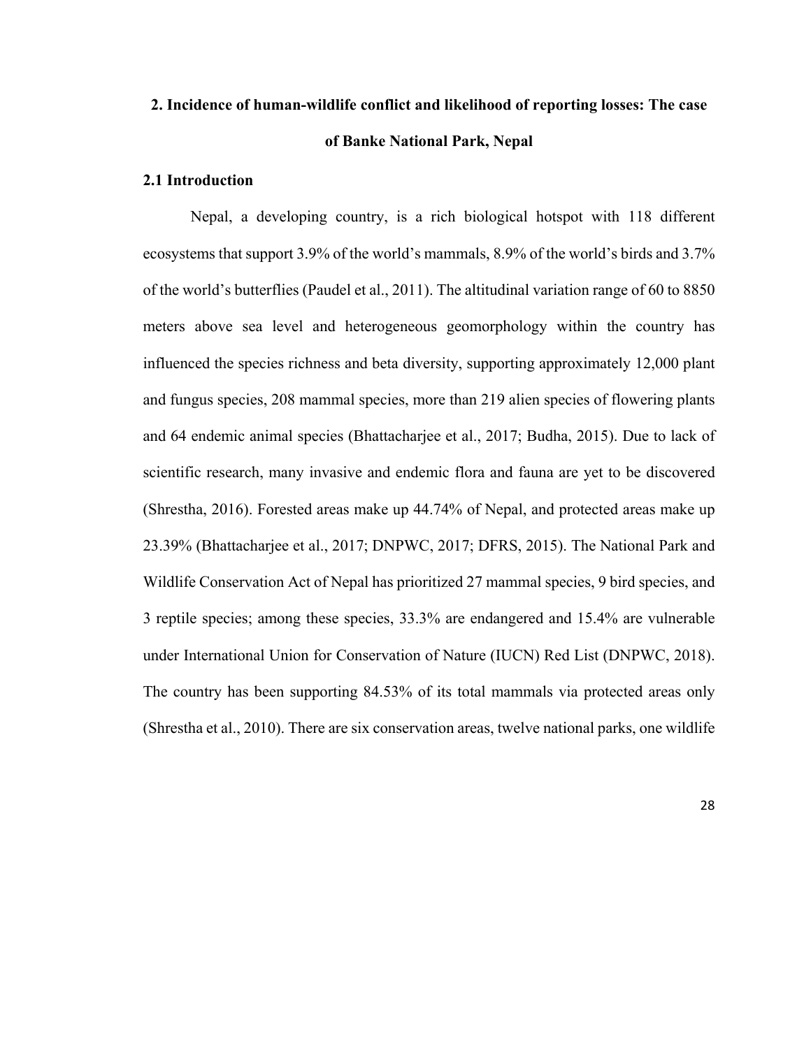## 2. Incidence of human-wildlife conflict and likelihood of reporting losses: The case of Banke National Park, Nepal

### 2.1 Introduction

Nepal, a developing country, is a rich biological hotspot with 118 different ecosystems that support 3.9% of the world's mammals, 8.9% of the world's birds and 3.7% of the world's butterflies (Paudel et al., 2011). The altitudinal variation range of 60 to 8850 meters above sea level and heterogeneous geomorphology within the country has influenced the species richness and beta diversity, supporting approximately 12,000 plant and fungus species, 208 mammal species, more than 219 alien species of flowering plants and 64 endemic animal species (Bhattacharjee et al., 2017; Budha, 2015). Due to lack of scientific research, many invasive and endemic flora and fauna are yet to be discovered (Shrestha, 2016). Forested areas make up 44.74% of Nepal, and protected areas make up 23.39% (Bhattacharjee et al., 2017; DNPWC, 2017; DFRS, 2015). The National Park and Wildlife Conservation Act of Nepal has prioritized 27 mammal species, 9 bird species, and 3 reptile species; among these species, 33.3% are endangered and 15.4% are vulnerable under International Union for Conservation of Nature (IUCN) Red List (DNPWC, 2018). The country has been supporting 84.53% of its total mammals via protected areas only (Shrestha et al., 2010). There are six conservation areas, twelve national parks, one wildlife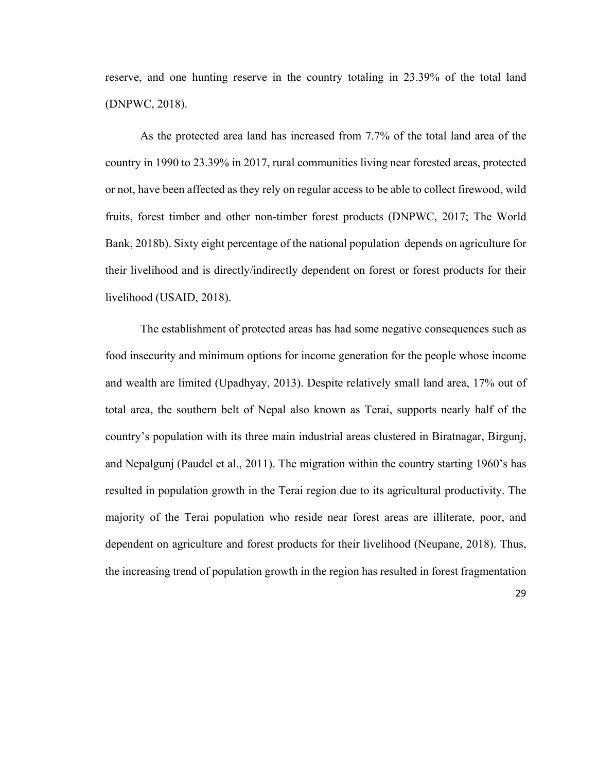reserve, and one hunting reserve in the country totaling in 23.39% of the total land (DNPWC, 2018).

As the protected area land has increased from 7.7% of the total land area of the country in 1990 to 23.39% in 2017, rural communities living near forested areas, protected or not, have been affected as they rely on regular access to be able to collect firewood, wild fruits, forest timber and other non-timber forest products (DNPWC, 2017; The World Bank, 2018b). Sixty eight percentage of the national population depends on agriculture for their livelihood and is directly/indirectly dependent on forest or forest products for their livelihood (USAID, 2018).

The establishment of protected areas has had some negative consequences such as food insecurity and minimum options for income generation for the people whose income and wealth are limited (Upadhyay, 2013). Despite relatively small land area, 17% out of total area, the southern belt of Nepal also known as Terai, supports nearly half of the country's population with its three main industrial areas clustered in Biratnagar, Birgunj, and Nepalgunj (Paudel et al., 2011). The migration within the country starting 1960's has resulted in population growth in the Terai region due to its agricultural productivity. The majority of the Terai population who reside near forest areas are illiterate, poor, and dependent on agriculture and forest products for their livelihood (Neupane, 2018). Thus, the increasing trend of population growth in the region has resulted in forest fragmentation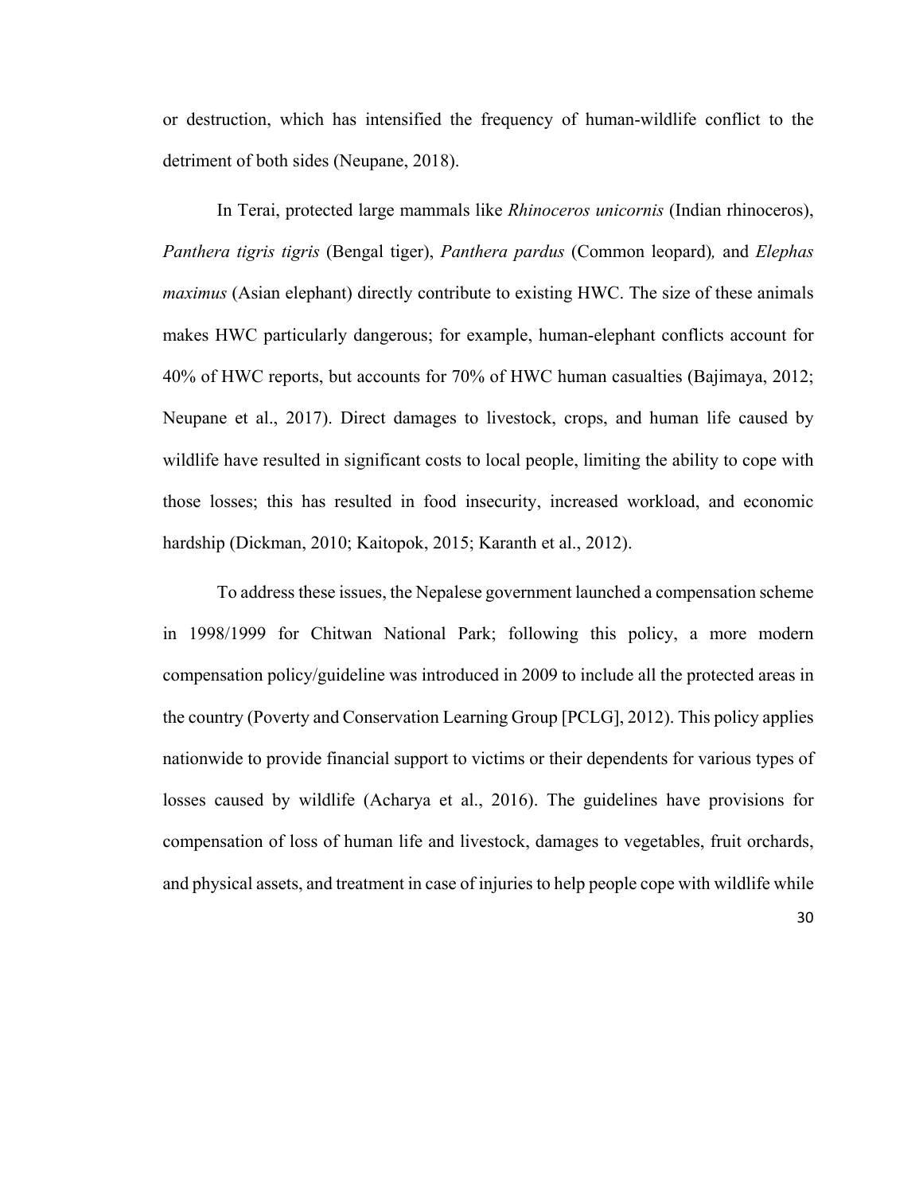or destruction, which has intensified the frequency of human-wildlife conflict to the detriment of both sides (Neupane, 2018).

In Terai, protected large mammals like *Rhinoceros unicornis* (Indian rhinoceros), *Panthera tigris tigris* (Bengal tiger), *Panthera pardus* (Common leopard), and *Elephas maximus* (Asian elephant) directly contribute to existing HWC. The size of these animals makes HWC particularly dangerous; for example, human-elephant conflicts account for 40% of HWC reports, but accounts for 70% of HWC human casualties (Bajimaya, 2012; Neupane et al., 2017). Direct damages to livestock, crops, and human life caused by wildlife have resulted in significant costs to local people, limiting the ability to cope with those losses; this has resulted in food insecurity, increased workload, and economic hardship (Dickman, 2010; Kaitopok, 2015; Karanth et al., 2012).

To address these issues, the Nepalese government launched a compensation scheme in 1998/1999 for Chitwan National Park; following this policy, a more modern compensation policy/guideline was introduced in 2009 to include all the protected areas in the country (Poverty and Conservation Learning Group [PCLG], 2012). This policy applies nationwide to provide financial support to victims or their dependents for various types of losses caused by wildlife (Acharya et al., 2016). The guidelines have provisions for compensation of loss of human life and livestock, damages to vegetables, fruit orchards, and physical assets, and treatment in case of injuries to help people cope with wildlife while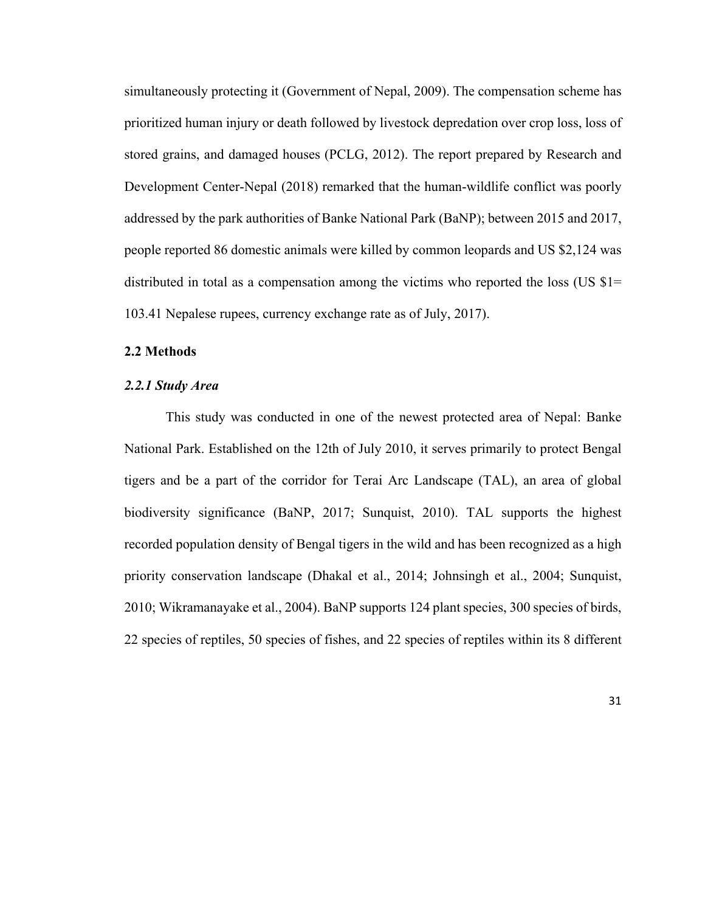simultaneously protecting it (Government of Nepal, 2009). The compensation scheme has prioritized human injury or death followed by livestock depredation over crop loss, loss of stored grains, and damaged houses (PCLG, 2012). The report prepared by Research and Development Center-Nepal (2018) remarked that the human-wildlife conflict was poorly addressed by the park authorities of Banke National Park (BaNP); between 2015 and 2017, people reported 86 domestic animals were killed by common leopards and US $2,124 was distributed in total as a compensation among the victims who reported the loss (US $1= 103.41 Nepalese rupees, currency exchange rate as of July, 2017).

## 2.2 Methods

### *2.2.1 Study Area*

This study was conducted in one of the newest protected area of Nepal: Banke National Park. Established on the 12th of July 2010, it serves primarily to protect Bengal tigers and be a part of the corridor for Terai Arc Landscape (TAL), an area of global biodiversity significance (BaNP, 2017; Sunquist, 2010). TAL supports the highest recorded population density of Bengal tigers in the wild and has been recognized as a high priority conservation landscape (Dhakal et al., 2014; Johnsingh et al., 2004; Sunquist, 2010; Wikramanayake et al., 2004). BaNP supports 124 plant species, 300 species of birds, 22 species of reptiles, 50 species of fishes, and 22 species of reptiles within its 8 different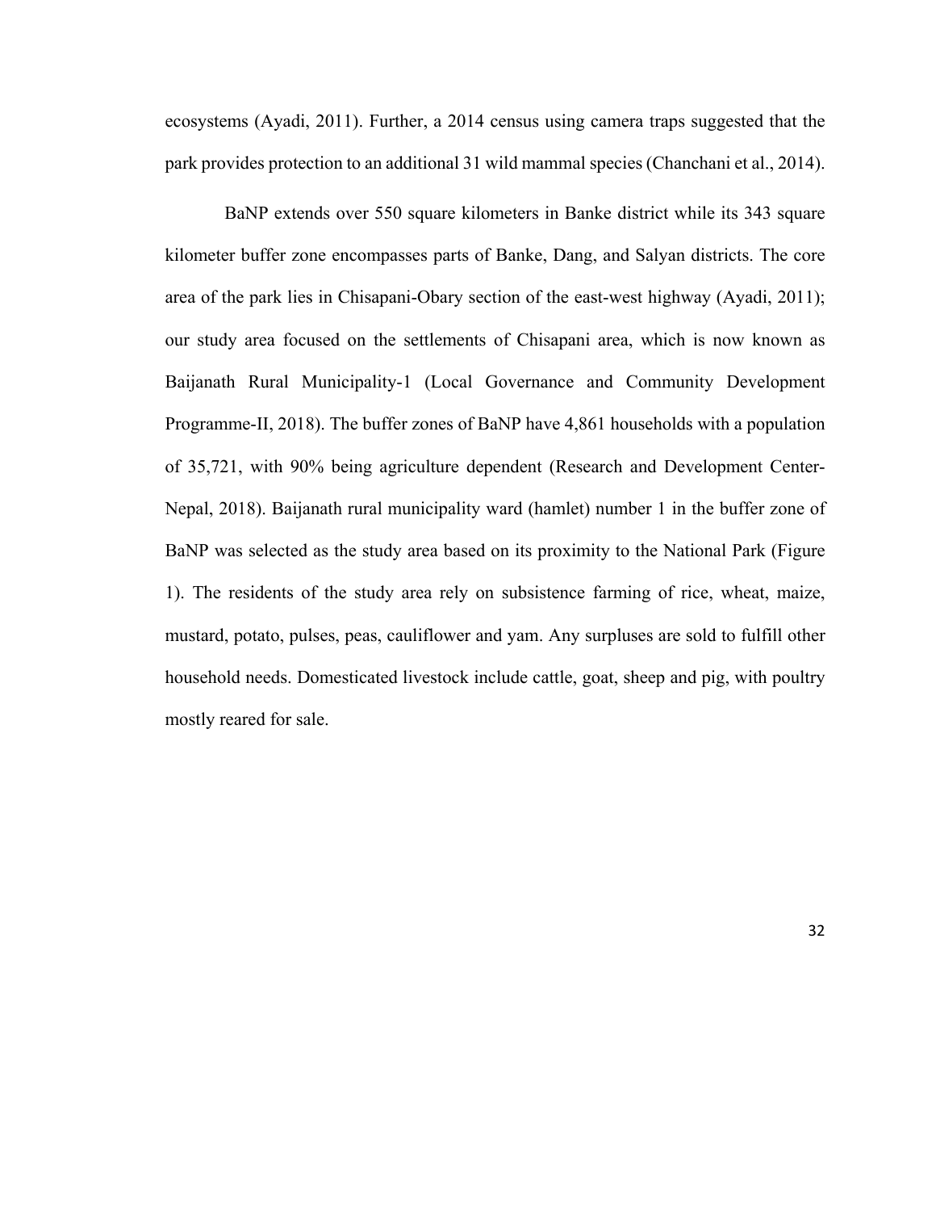ecosystems (Ayadi, 2011). Further, a 2014 census using camera traps suggested that the park provides protection to an additional 31 wild mammal species (Chanchani et al., 2014).

BaNP extends over 550 square kilometers in Banke district while its 343 square kilometer buffer zone encompasses parts of Banke, Dang, and Salyan districts. The core area of the park lies in Chisapani-Obary section of the east-west highway (Ayadi, 2011); our study area focused on the settlements of Chisapani area, which is now known as Baijanath Rural Municipality-1 (Local Governance and Community Development Programme-II, 2018). The buffer zones of BaNP have 4,861 households with a population of 35,721, with 90% being agriculture dependent (Research and Development Center-Nepal, 2018). Baijanath rural municipality ward (hamlet) number 1 in the buffer zone of BaNP was selected as the study area based on its proximity to the National Park (Figure 1). The residents of the study area rely on subsistence farming of rice, wheat, maize, mustard, potato, pulses, peas, cauliflower and yam. Any surpluses are sold to fulfill other household needs. Domesticated livestock include cattle, goat, sheep and pig, with poultry mostly reared for sale.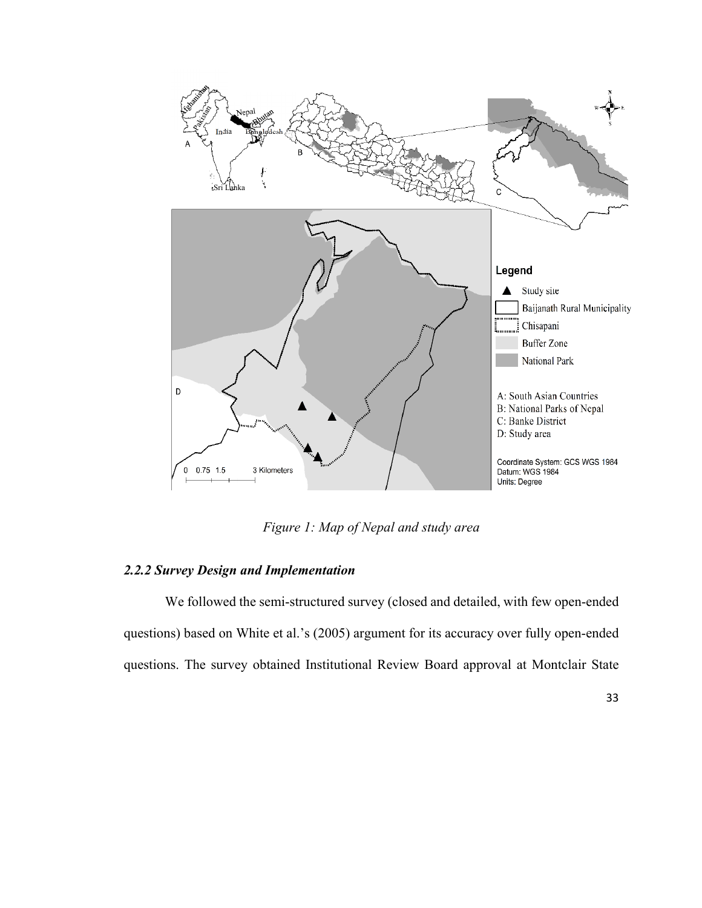*Figure 1: Map of Nepal and study area*

### *2.2.2 Survey Design and Implementation*

We followed the semi-structured survey (closed and detailed, with few open-ended questions) based on White et al.'s (2005) argument for its accuracy over fully open-ended questions. The survey obtained Institutional Review Board approval at Montclair State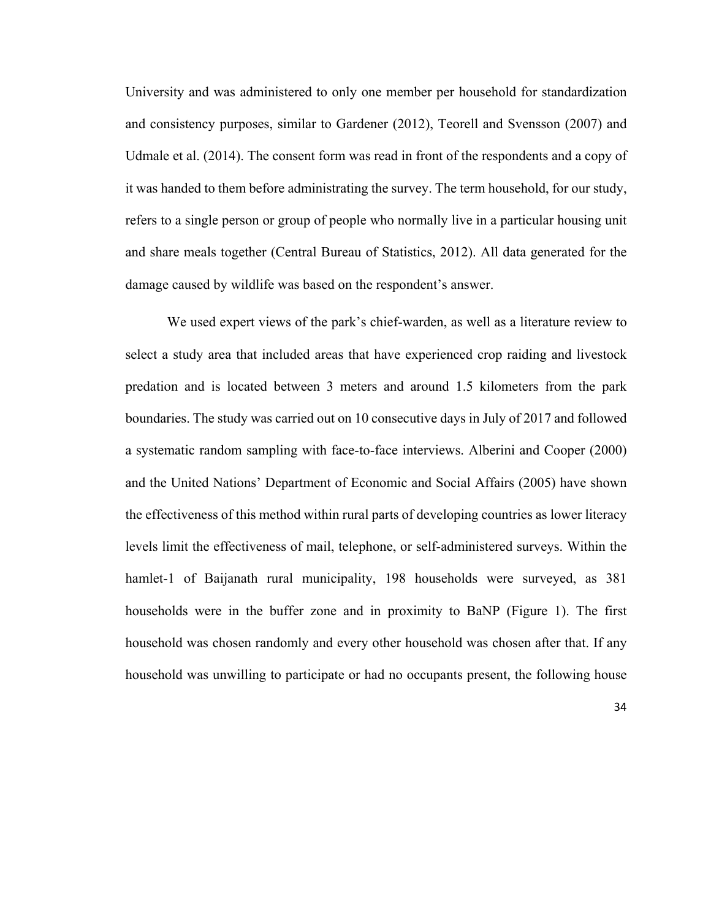University and was administered to only one member per household for standardization and consistency purposes, similar to Gardener (2012), Teorell and Svensson (2007) and Udmale et al. (2014). The consent form was read in front of the respondents and a copy of it was handed to them before administrating the survey. The term household, for our study, refers to a single person or group of people who normally live in a particular housing unit and share meals together (Central Bureau of Statistics, 2012). All data generated for the damage caused by wildlife was based on the respondent's answer.

We used expert views of the park's chief-warden, as well as a literature review to select a study area that included areas that have experienced crop raiding and livestock predation and is located between 3 meters and around 1.5 kilometers from the park boundaries. The study was carried out on 10 consecutive days in July of 2017 and followed a systematic random sampling with face-to-face interviews. Alberini and Cooper (2000) and the United Nations' Department of Economic and Social Affairs (2005) have shown the effectiveness of this method within rural parts of developing countries as lower literacy levels limit the effectiveness of mail, telephone, or self-administered surveys. Within the hamlet-1 of Baijanath rural municipality, 198 households were surveyed, as 381 households were in the buffer zone and in proximity to BaNP (Figure 1). The first household was chosen randomly and every other household was chosen after that. If any household was unwilling to participate or had no occupants present, the following house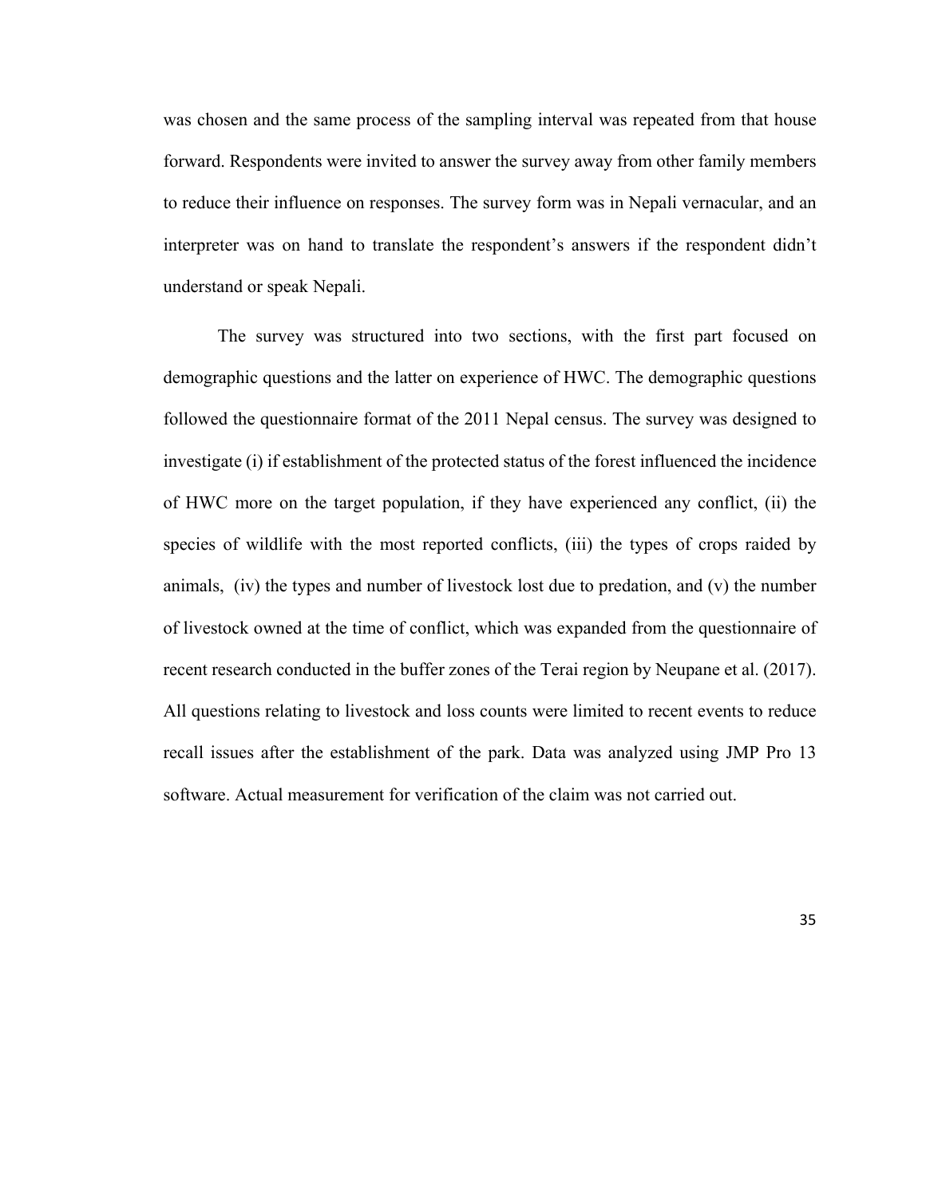was chosen and the same process of the sampling interval was repeated from that house forward. Respondents were invited to answer the survey away from other family members to reduce their influence on responses. The survey form was in Nepali vernacular, and an interpreter was on hand to translate the respondent's answers if the respondent didn't understand or speak Nepali.

The survey was structured into two sections, with the first part focused on demographic questions and the latter on experience of HWC. The demographic questions followed the questionnaire format of the 2011 Nepal census. The survey was designed to investigate (i) if establishment of the protected status of the forest influenced the incidence of HWC more on the target population, if they have experienced any conflict, (ii) the species of wildlife with the most reported conflicts, (iii) the types of crops raided by animals, (iv) the types and number of livestock lost due to predation, and (v) the number of livestock owned at the time of conflict, which was expanded from the questionnaire of recent research conducted in the buffer zones of the Terai region by Neupane et al. (2017). All questions relating to livestock and loss counts were limited to recent events to reduce recall issues after the establishment of the park. Data was analyzed using JMP Pro 13 software. Actual measurement for verification of the claim was not carried out.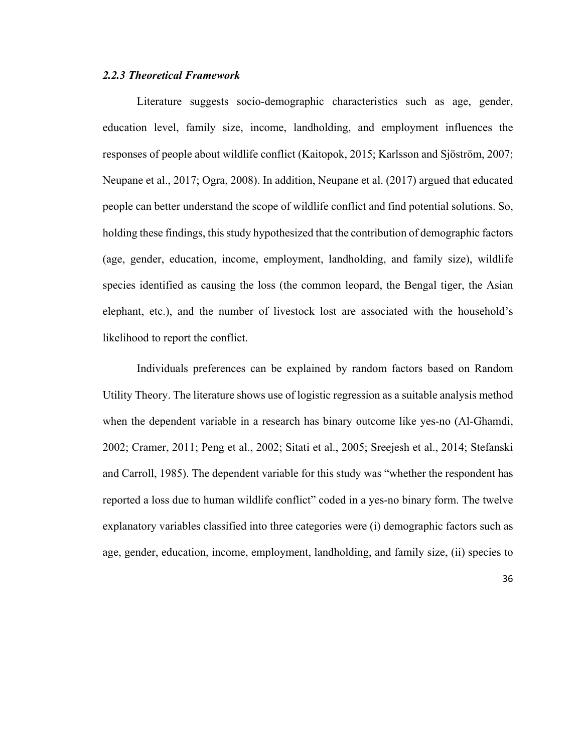### *2.2.3 Theoretical Framework*

Literature suggests socio-demographic characteristics such as age, gender, education level, family size, income, landholding, and employment influences the responses of people about wildlife conflict (Kaitopok, 2015; Karlsson and Sjöström, 2007; Neupane et al., 2017; Ogra, 2008). In addition, Neupane et al. (2017) argued that educated people can better understand the scope of wildlife conflict and find potential solutions. So, holding these findings, this study hypothesized that the contribution of demographic factors (age, gender, education, income, employment, landholding, and family size), wildlife species identified as causing the loss (the common leopard, the Bengal tiger, the Asian elephant, etc.), and the number of livestock lost are associated with the household's likelihood to report the conflict.

Individuals preferences can be explained by random factors based on Random Utility Theory. The literature shows use of logistic regression as a suitable analysis method when the dependent variable in a research has binary outcome like yes-no (Al-Ghamdi, 2002; Cramer, 2011; Peng et al., 2002; Sitati et al., 2005; Sreejesh et al., 2014; Stefanski and Carroll, 1985). The dependent variable for this study was "whether the respondent has reported a loss due to human wildlife conflict" coded in a yes-no binary form. The twelve explanatory variables classified into three categories were (i) demographic factors such as age, gender, education, income, employment, landholding, and family size, (ii) species to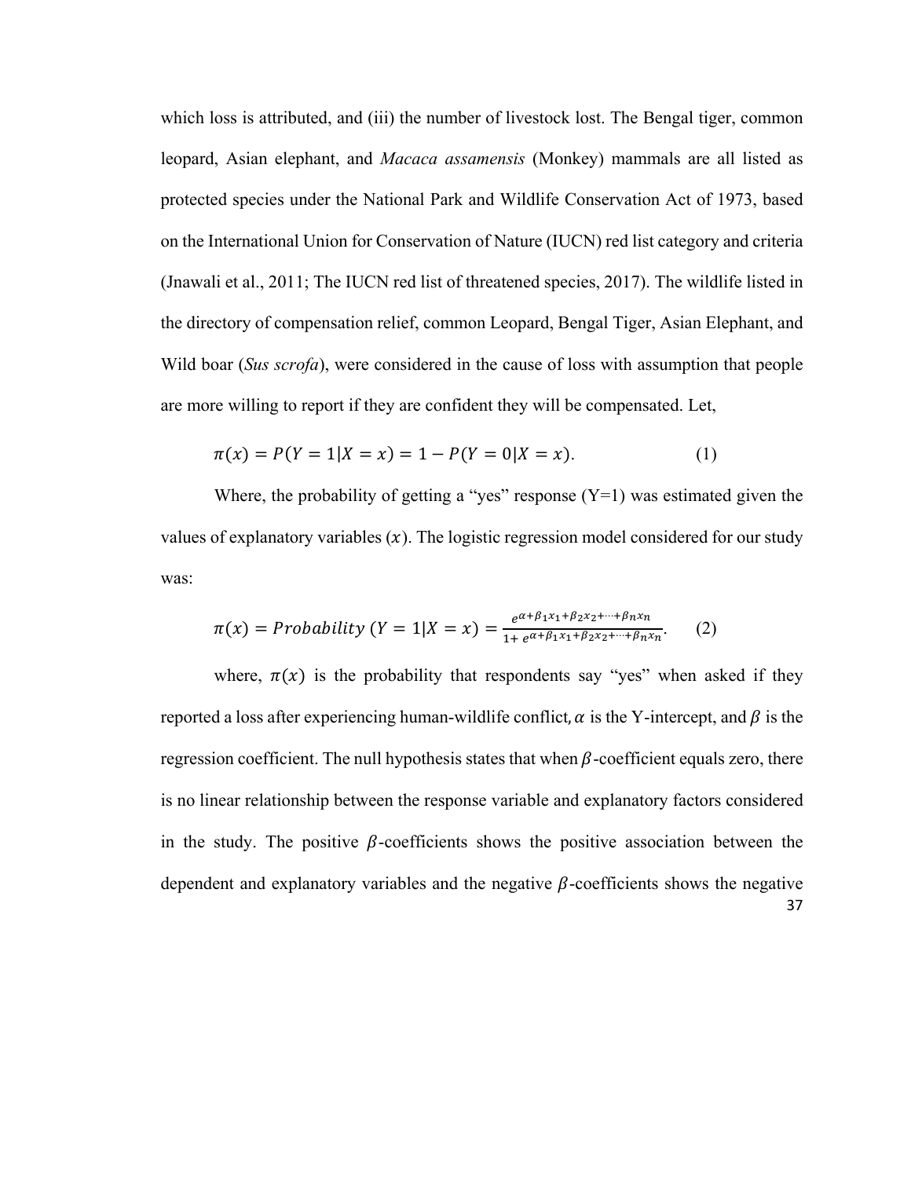which loss is attributed, and (iii) the number of livestock lost. The Bengal tiger, common leopard, Asian elephant, and *Macaca assamensis* (Monkey) mammals are all listed as protected species under the National Park and Wildlife Conservation Act of 1973, based on the International Union for Conservation of Nature (IUCN) red list category and criteria (Jnawali et al., 2011; The IUCN red list of threatened species, 2017). The wildlife listed in the directory of compensation relief, common Leopard, Bengal Tiger, Asian Elephant, and Wild boar (*Sus scrofa*), were considered in the cause of loss with assumption that people are more willing to report if they are confident they will be compensated. Let,

$$\pi(x) = P(Y = 1|X = x) = 1 - P(Y = 0|X = x). \quad (1)$$

Where, the probability of getting a "yes" response (Y=1) was estimated given the values of explanatory variables ($x$). The logistic regression model considered for our study was:

$$\pi(x) = Probability\ (Y = 1|X = x) = \frac{e^{\alpha+\beta_1 x_1+\beta_2 x_2+\cdots+\beta_n x_n}}{1+ e^{\alpha+\beta_1 x_1+\beta_2 x_2+\cdots+\beta_n x_n}}. \quad (2)$$

where, $\pi(x)$ is the probability that respondents say "yes" when asked if they reported a loss after experiencing human-wildlife conflict, $\alpha$ is the Y-intercept, and $\beta$ is the regression coefficient. The null hypothesis states that when $\beta$-coefficient equals zero, there is no linear relationship between the response variable and explanatory factors considered in the study. The positive $\beta$-coefficients shows the positive association between the dependent and explanatory variables and the negative $\beta$-coefficients shows the negative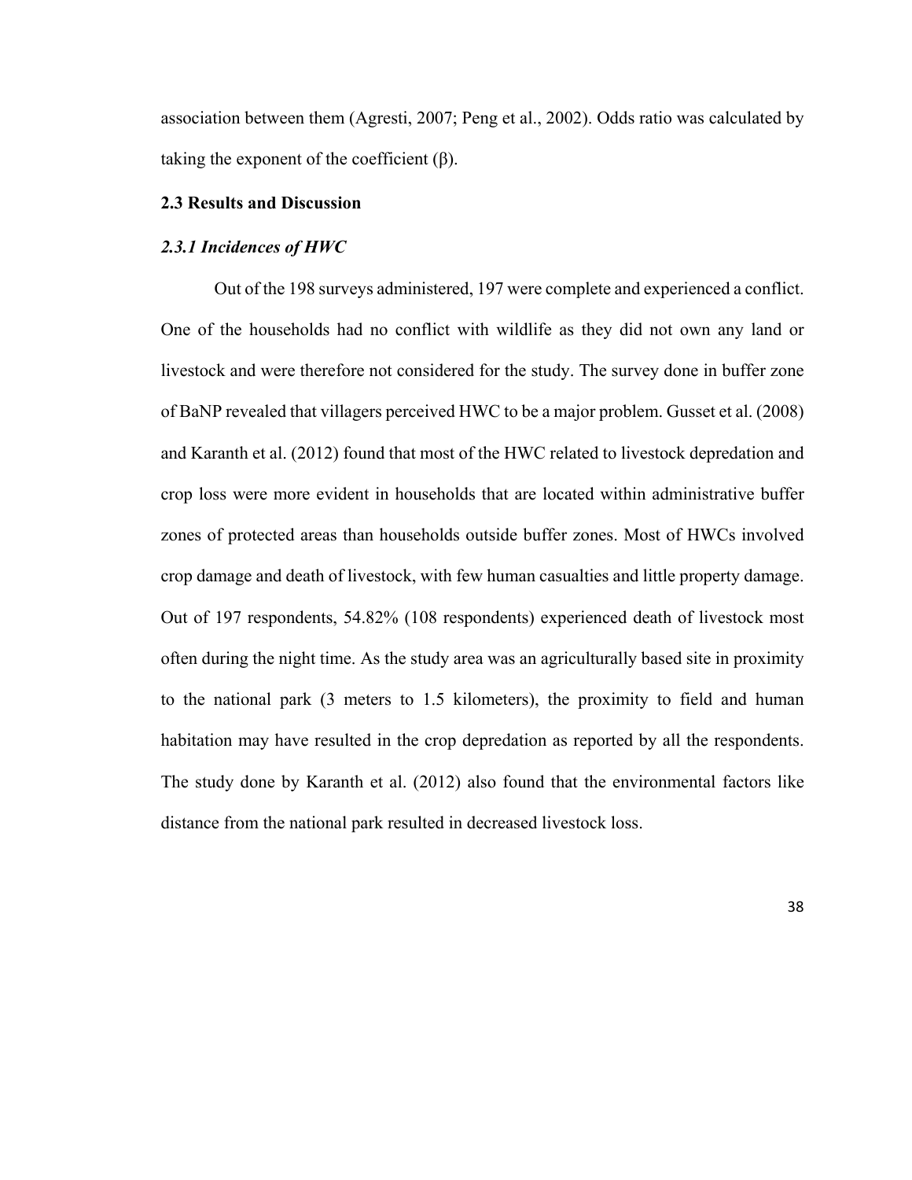association between them (Agresti, 2007; Peng et al., 2002). Odds ratio was calculated by taking the exponent of the coefficient (β).

## 2.3 Results and Discussion

### *2.3.1 Incidences of HWC*

Out of the 198 surveys administered, 197 were complete and experienced a conflict. One of the households had no conflict with wildlife as they did not own any land or livestock and were therefore not considered for the study. The survey done in buffer zone of BaNP revealed that villagers perceived HWC to be a major problem. Gusset et al. (2008) and Karanth et al. (2012) found that most of the HWC related to livestock depredation and crop loss were more evident in households that are located within administrative buffer zones of protected areas than households outside buffer zones. Most of HWCs involved crop damage and death of livestock, with few human casualties and little property damage. Out of 197 respondents, 54.82% (108 respondents) experienced death of livestock most often during the night time. As the study area was an agriculturally based site in proximity to the national park (3 meters to 1.5 kilometers), the proximity to field and human habitation may have resulted in the crop depredation as reported by all the respondents. The study done by Karanth et al. (2012) also found that the environmental factors like distance from the national park resulted in decreased livestock loss.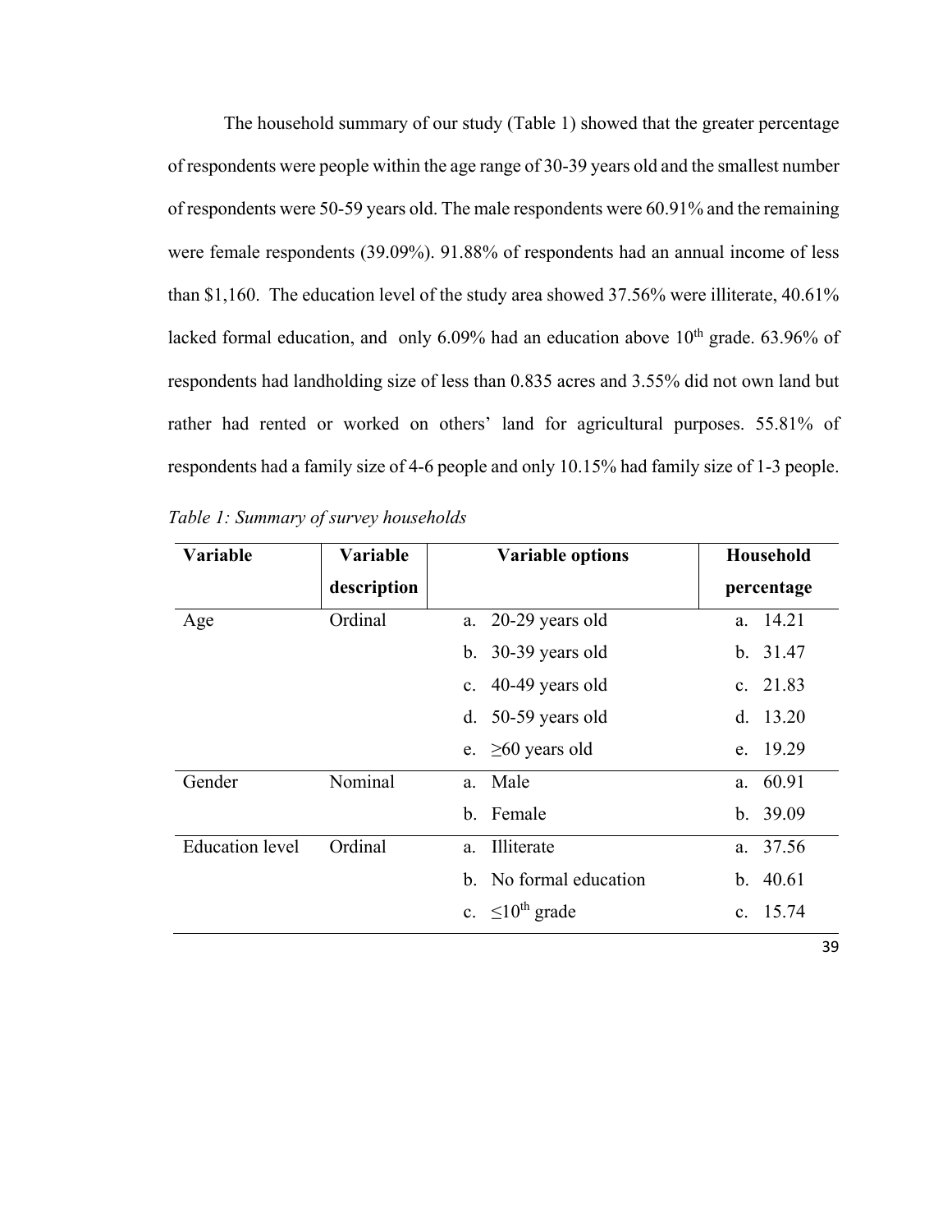The household summary of our study (Table 1) showed that the greater percentage of respondents were people within the age range of 30-39 years old and the smallest number of respondents were 50-59 years old. The male respondents were 60.91% and the remaining were female respondents (39.09%). 91.88% of respondents had an annual income of less than $1,160. The education level of the study area showed 37.56% were illiterate, 40.61% lacked formal education, and only 6.09% had an education above $10^{th}$ grade. 63.96% of respondents had landholding size of less than 0.835 acres and 3.55% did not own land but rather had rented or worked on others' land for agricultural purposes. 55.81% of respondents had a family size of 4-6 people and only 10.15% had family size of 1-3 people.

*Table 1: Summary of survey households*

| Variable | Variable description | Variable options | Household percentage |
|---|---|---|---|
| Age | Ordinal | a. 20-29 years old | a. 14.21 |
| | | b. 30-39 years old | b. 31.47 |
| | | c. 40-49 years old | c. 21.83 |
| | | d. 50-59 years old | d. 13.20 |
| | | e. ≥60 years old | e. 19.29 |
| Gender | Nominal | a. Male | a. 60.91 |
| | | b. Female | b. 39.09 |
| Education level | Ordinal | a. Illiterate | a. 37.56 |
| | | b. No formal education | b. 40.61 |
| | | c. ≤$10^{th}$ grade | c. 15.74 |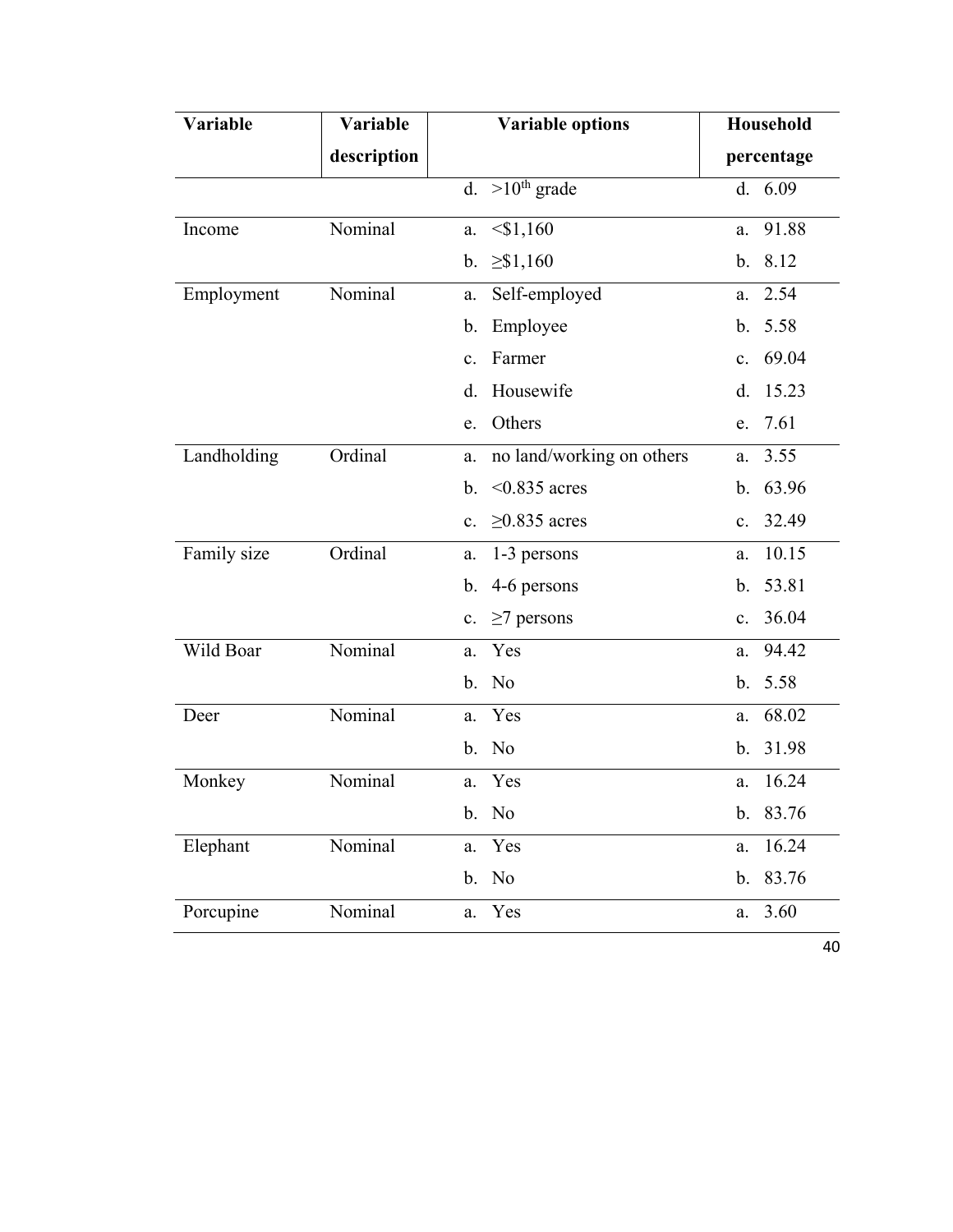| Variable | Variable description | Variable options | Household percentage |
| --- | --- | --- | --- |
| | | d. >10$^{th}$ grade | d. 6.09 |
| Income | Nominal | a. <$1,160 | a. 91.88 |
| | | b. ≥$1,160 | b. 8.12 |
| Employment | Nominal | a. Self-employed | a. 2.54 |
| | | b. Employee | b. 5.58 |
| | | c. Farmer | c. 69.04 |
| | | d. Housewife | d. 15.23 |
| | | e. Others | e. 7.61 |
| Landholding | Ordinal | a. no land/working on others | a. 3.55 |
| | | b. <0.835 acres | b. 63.96 |
| | | c. ≥0.835 acres | c. 32.49 |
| Family size | Ordinal | a. 1-3 persons | a. 10.15 |
| | | b. 4-6 persons | b. 53.81 |
| | | c. ≥7 persons | c. 36.04 |
| Wild Boar | Nominal | a. Yes | a. 94.42 |
| | | b. No | b. 5.58 |
| Deer | Nominal | a. Yes | a. 68.02 |
| | | b. No | b. 31.98 |
| Monkey | Nominal | a. Yes | a. 16.24 |
| | | b. No | b. 83.76 |
| Elephant | Nominal | a. Yes | a. 16.24 |
| | | b. No | b. 83.76 |
| Porcupine | Nominal | a. Yes | a. 3.60 |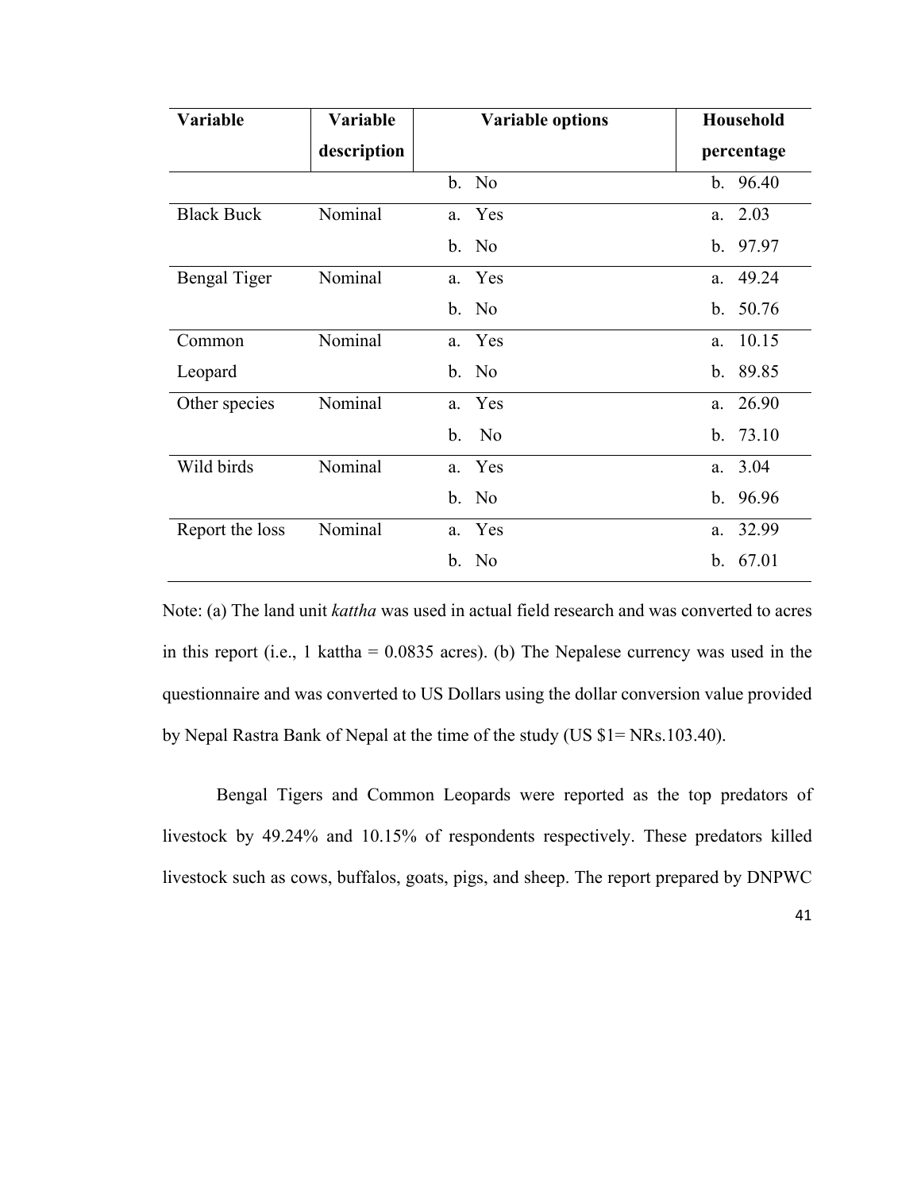| Variable | Variable description | Variable options | Household percentage |
|---|---|---|---|
| | | b. No | b. 96.40 |
| Black Buck | Nominal | a. Yes<br>b. No | a. 2.03<br>b. 97.97 |
| Bengal Tiger | Nominal | a. Yes<br>b. No | a. 49.24<br>b. 50.76 |
| Common Leopard | Nominal | a. Yes<br>b. No | a. 10.15<br>b. 89.85 |
| Other species | Nominal | a. Yes<br>b. No | a. 26.90<br>b. 73.10 |
| Wild birds | Nominal | a. Yes<br>b. No | a. 3.04<br>b. 96.96 |
| Report the loss | Nominal | a. Yes<br>b. No | a. 32.99<br>b. 67.01 |

Note: (a) The land unit *kattha* was used in actual field research and was converted to acres in this report (i.e., 1 kattha = 0.0835 acres). (b) The Nepalese currency was used in the questionnaire and was converted to US Dollars using the dollar conversion value provided by Nepal Rastra Bank of Nepal at the time of the study (US $1= NRs.103.40).

Bengal Tigers and Common Leopards were reported as the top predators of livestock by 49.24% and 10.15% of respondents respectively. These predators killed livestock such as cows, buffalos, goats, pigs, and sheep. The report prepared by DNPWC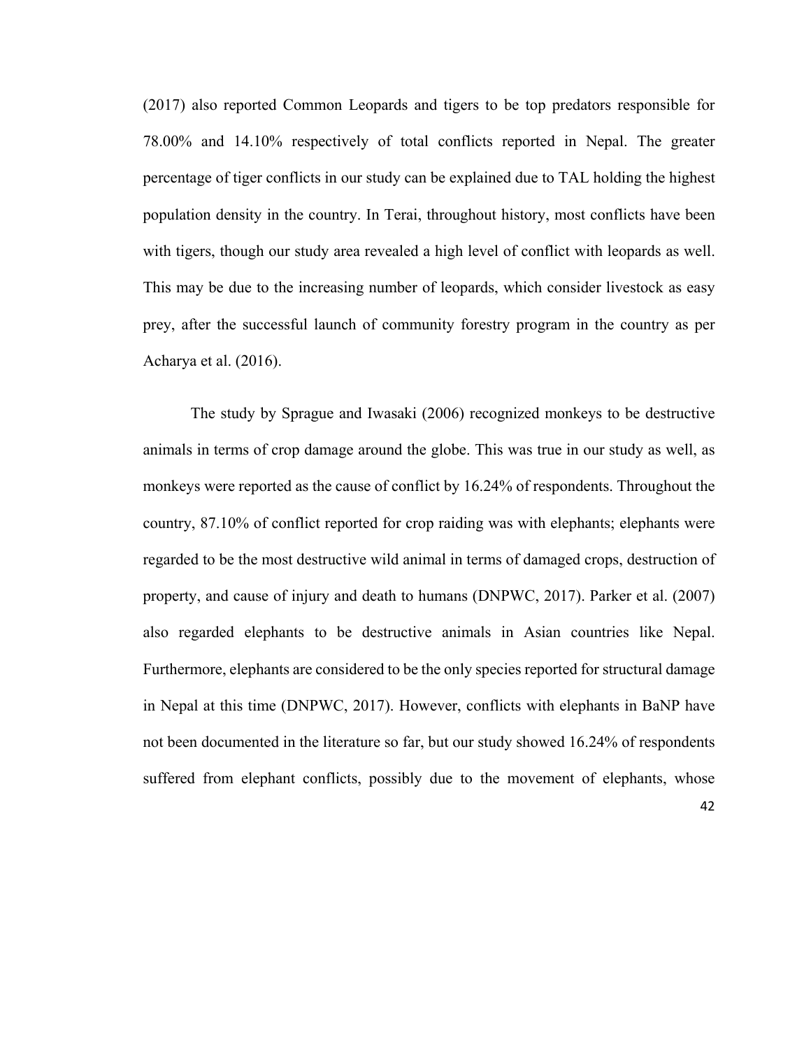(2017) also reported Common Leopards and tigers to be top predators responsible for 78.00% and 14.10% respectively of total conflicts reported in Nepal. The greater percentage of tiger conflicts in our study can be explained due to TAL holding the highest population density in the country. In Terai, throughout history, most conflicts have been with tigers, though our study area revealed a high level of conflict with leopards as well. This may be due to the increasing number of leopards, which consider livestock as easy prey, after the successful launch of community forestry program in the country as per Acharya et al. (2016).

The study by Sprague and Iwasaki (2006) recognized monkeys to be destructive animals in terms of crop damage around the globe. This was true in our study as well, as monkeys were reported as the cause of conflict by 16.24% of respondents. Throughout the country, 87.10% of conflict reported for crop raiding was with elephants; elephants were regarded to be the most destructive wild animal in terms of damaged crops, destruction of property, and cause of injury and death to humans (DNPWC, 2017). Parker et al. (2007) also regarded elephants to be destructive animals in Asian countries like Nepal. Furthermore, elephants are considered to be the only species reported for structural damage in Nepal at this time (DNPWC, 2017). However, conflicts with elephants in BaNP have not been documented in the literature so far, but our study showed 16.24% of respondents suffered from elephant conflicts, possibly due to the movement of elephants, whose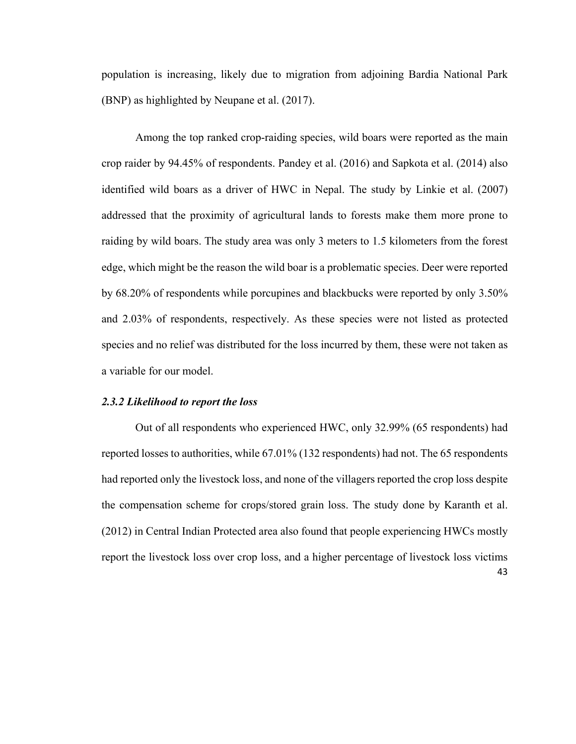population is increasing, likely due to migration from adjoining Bardia National Park (BNP) as highlighted by Neupane et al. (2017).

Among the top ranked crop-raiding species, wild boars were reported as the main crop raider by 94.45% of respondents. Pandey et al. (2016) and Sapkota et al. (2014) also identified wild boars as a driver of HWC in Nepal. The study by Linkie et al. (2007) addressed that the proximity of agricultural lands to forests make them more prone to raiding by wild boars. The study area was only 3 meters to 1.5 kilometers from the forest edge, which might be the reason the wild boar is a problematic species. Deer were reported by 68.20% of respondents while porcupines and blackbucks were reported by only 3.50% and 2.03% of respondents, respectively. As these species were not listed as protected species and no relief was distributed for the loss incurred by them, these were not taken as a variable for our model.

### *2.3.2 Likelihood to report the loss*

Out of all respondents who experienced HWC, only 32.99% (65 respondents) had reported losses to authorities, while 67.01% (132 respondents) had not. The 65 respondents had reported only the livestock loss, and none of the villagers reported the crop loss despite the compensation scheme for crops/stored grain loss. The study done by Karanth et al. (2012) in Central Indian Protected area also found that people experiencing HWCs mostly report the livestock loss over crop loss, and a higher percentage of livestock loss victims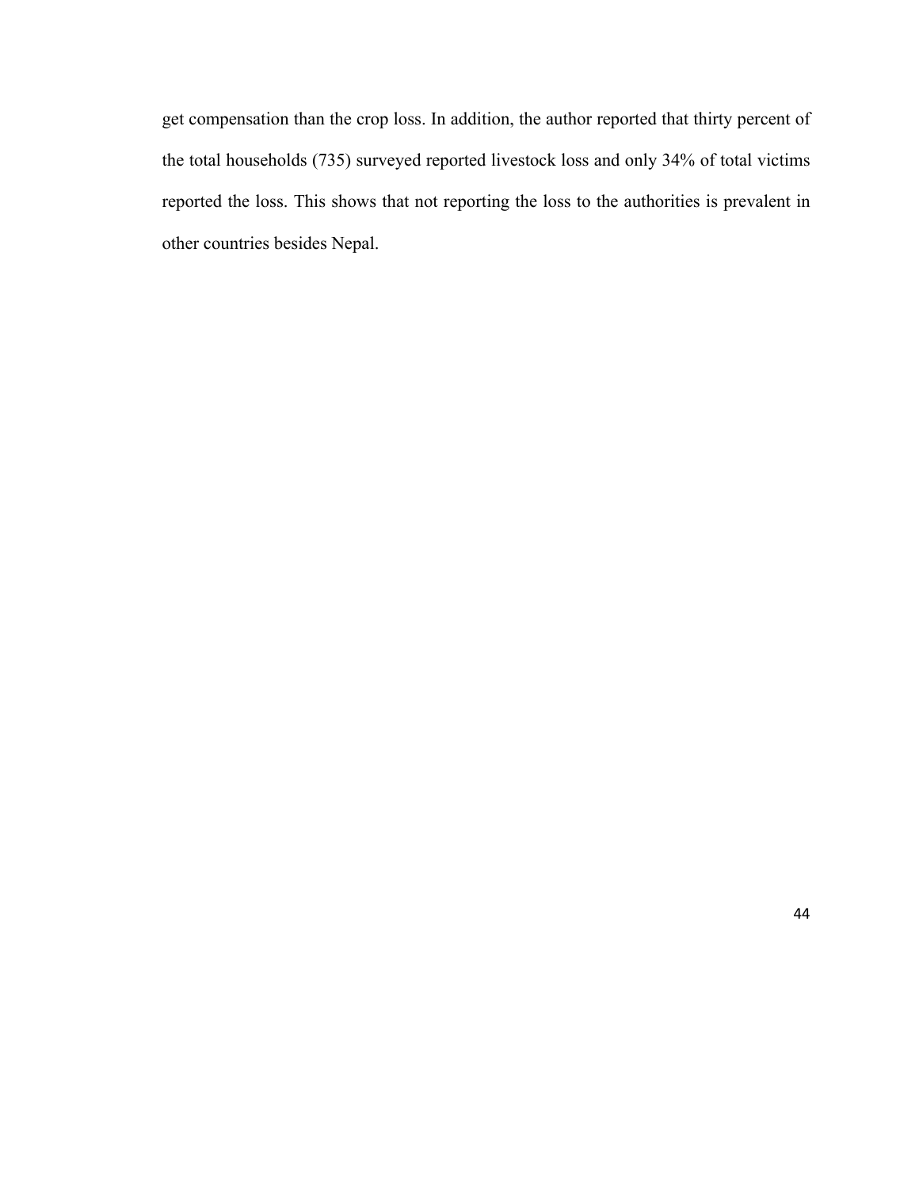get compensation than the crop loss. In addition, the author reported that thirty percent of the total households (735) surveyed reported livestock loss and only 34% of total victims reported the loss. This shows that not reporting the loss to the authorities is prevalent in other countries besides Nepal.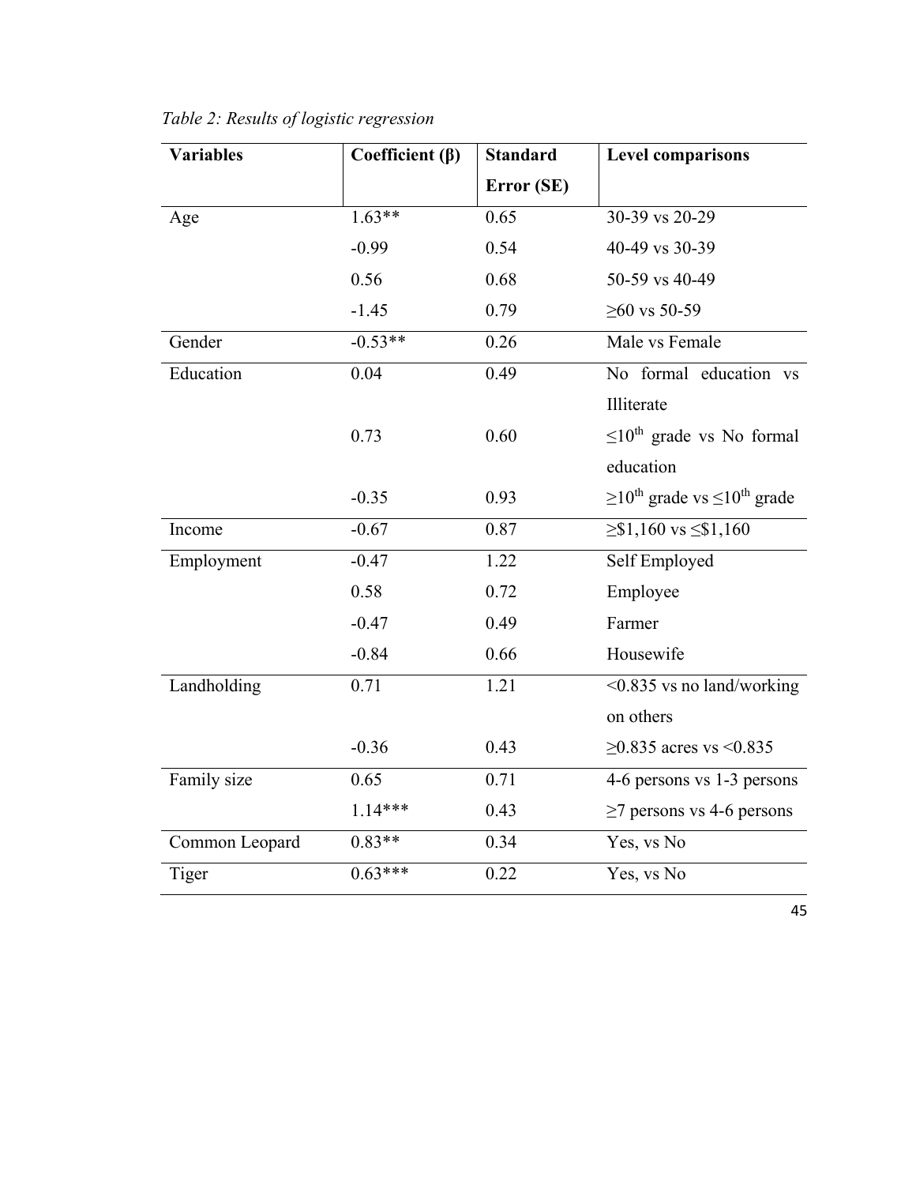*Table 2: Results of logistic regression*

| Variables | Coefficient (β) | Standard Error (SE) | Level comparisons |
|---|---|---|---|
| Age | 1.63** | 0.65 | 30-39 vs 20-29 |
| | -0.99 | 0.54 | 40-49 vs 30-39 |
| | 0.56 | 0.68 | 50-59 vs 40-49 |
| | -1.45 | 0.79 | ≥60 vs 50-59 |
| Gender | -0.53** | 0.26 | Male vs Female |
| Education | 0.04 | 0.49 | No formal education vs Illiterate |
| | 0.73 | 0.60 | ≤10$^{th}$ grade vs No formal education |
| | -0.35 | 0.93 | ≥10$^{th}$ grade vs ≤10$^{th}$ grade |
| Income | -0.67 | 0.87 | ≥$1,160 vs ≤$1,160 |
| Employment | -0.47 | 1.22 | Self Employed |
| | 0.58 | 0.72 | Employee |
| | -0.47 | 0.49 | Farmer |
| | -0.84 | 0.66 | Housewife |
| Landholding | 0.71 | 1.21 | <0.835 vs no land/working on others |
| | -0.36 | 0.43 | ≥0.835 acres vs <0.835 |
| Family size | 0.65 | 0.71 | 4-6 persons vs 1-3 persons |
| | 1.14*** | 0.43 | ≥7 persons vs 4-6 persons |
| Common Leopard | 0.83** | 0.34 | Yes, vs No |
| Tiger | 0.63*** | 0.22 | Yes, vs No |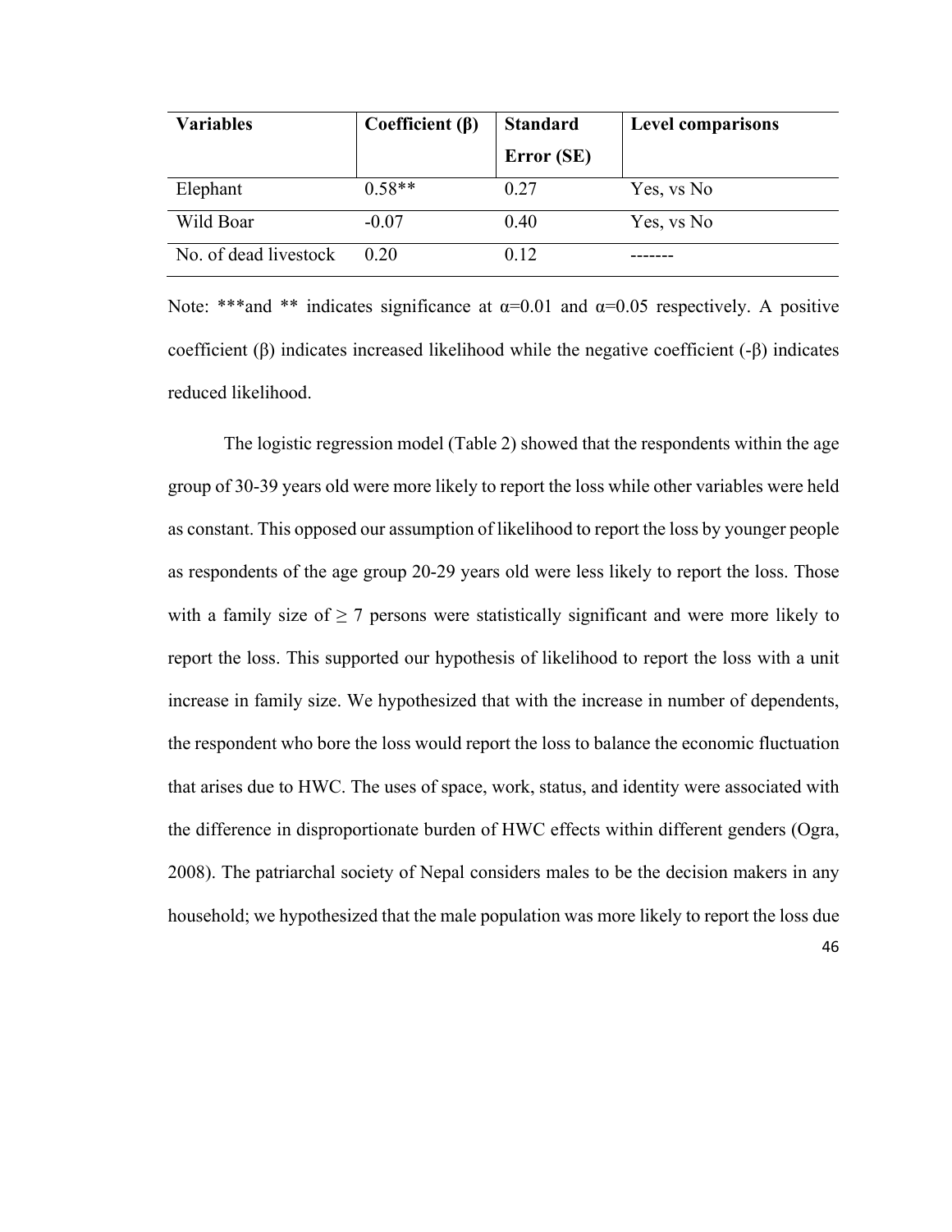| Variables | Coefficient (β) | Standard Error (SE) | Level comparisons |
|---|---|---|---|
| Elephant | 0.58** | 0.27 | Yes, vs No |
| Wild Boar | -0.07 | 0.40 | Yes, vs No |
| No. of dead livestock | 0.20 | 0.12 | ------- |

Note: ***and ** indicates significance at $\alpha=0.01$ and $\alpha=0.05$ respectively. A positive coefficient (β) indicates increased likelihood while the negative coefficient (-β) indicates reduced likelihood.

The logistic regression model (Table 2) showed that the respondents within the age group of 30-39 years old were more likely to report the loss while other variables were held as constant. This opposed our assumption of likelihood to report the loss by younger people as respondents of the age group 20-29 years old were less likely to report the loss. Those with a family size of ≥ 7 persons were statistically significant and were more likely to report the loss. This supported our hypothesis of likelihood to report the loss with a unit increase in family size. We hypothesized that with the increase in number of dependents, the respondent who bore the loss would report the loss to balance the economic fluctuation that arises due to HWC. The uses of space, work, status, and identity were associated with the difference in disproportionate burden of HWC effects within different genders (Ogra, 2008). The patriarchal society of Nepal considers males to be the decision makers in any household; we hypothesized that the male population was more likely to report the loss due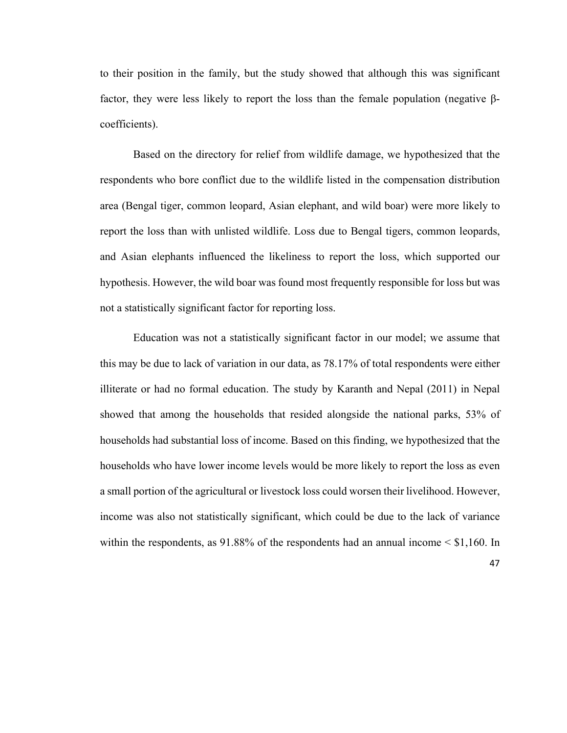to their position in the family, but the study showed that although this was significant factor, they were less likely to report the loss than the female population (negative β-coefficients).

Based on the directory for relief from wildlife damage, we hypothesized that the respondents who bore conflict due to the wildlife listed in the compensation distribution area (Bengal tiger, common leopard, Asian elephant, and wild boar) were more likely to report the loss than with unlisted wildlife. Loss due to Bengal tigers, common leopards, and Asian elephants influenced the likeliness to report the loss, which supported our hypothesis. However, the wild boar was found most frequently responsible for loss but was not a statistically significant factor for reporting loss.

Education was not a statistically significant factor in our model; we assume that this may be due to lack of variation in our data, as 78.17% of total respondents were either illiterate or had no formal education. The study by Karanth and Nepal (2011) in Nepal showed that among the households that resided alongside the national parks, 53% of households had substantial loss of income. Based on this finding, we hypothesized that the households who have lower income levels would be more likely to report the loss as even a small portion of the agricultural or livestock loss could worsen their livelihood. However, income was also not statistically significant, which could be due to the lack of variance within the respondents, as 91.88% of the respondents had an annual income < $1,160. In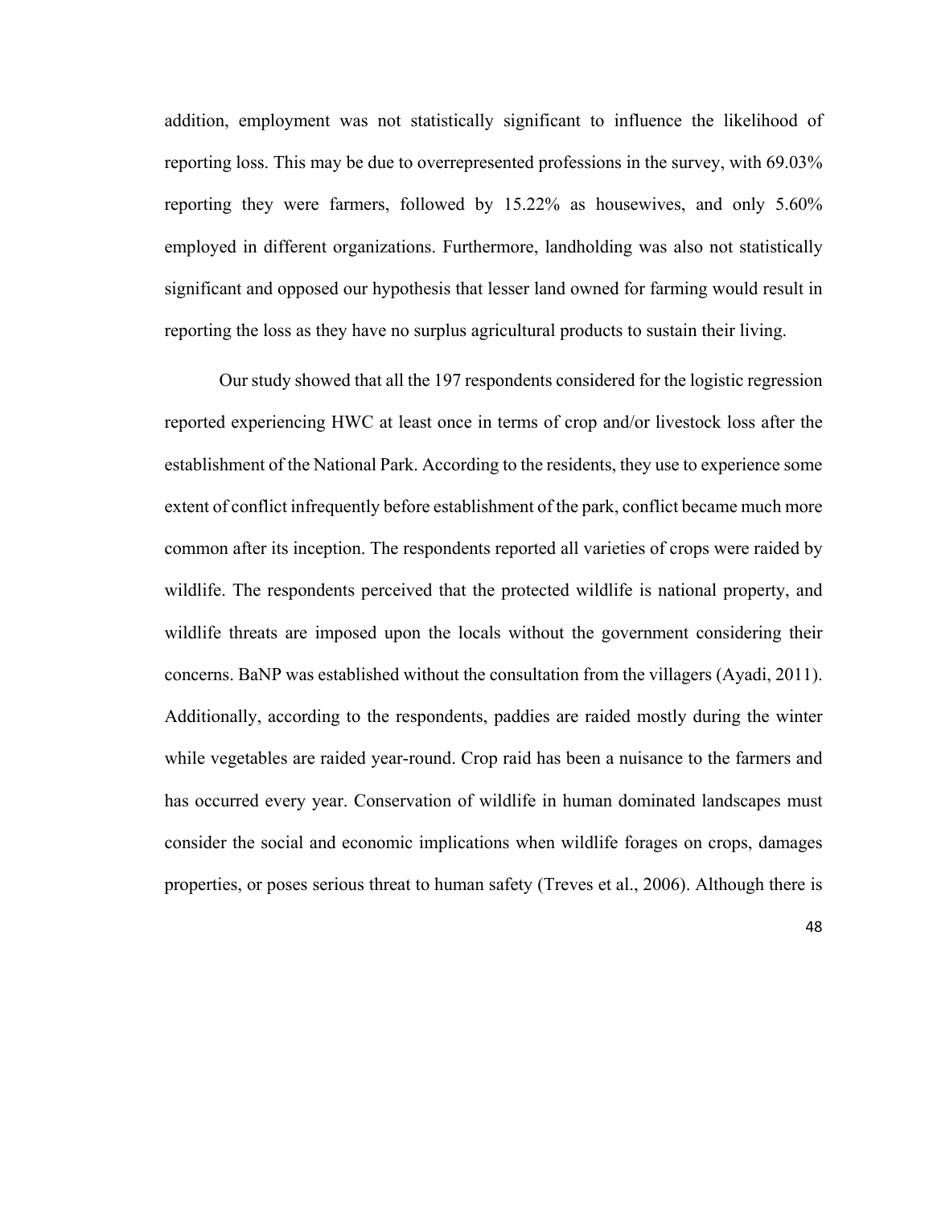addition, employment was not statistically significant to influence the likelihood of reporting loss. This may be due to overrepresented professions in the survey, with 69.03% reporting they were farmers, followed by 15.22% as housewives, and only 5.60% employed in different organizations. Furthermore, landholding was also not statistically significant and opposed our hypothesis that lesser land owned for farming would result in reporting the loss as they have no surplus agricultural products to sustain their living.

Our study showed that all the 197 respondents considered for the logistic regression reported experiencing HWC at least once in terms of crop and/or livestock loss after the establishment of the National Park. According to the residents, they use to experience some extent of conflict infrequently before establishment of the park, conflict became much more common after its inception. The respondents reported all varieties of crops were raided by wildlife. The respondents perceived that the protected wildlife is national property, and wildlife threats are imposed upon the locals without the government considering their concerns. BaNP was established without the consultation from the villagers (Ayadi, 2011). Additionally, according to the respondents, paddies are raided mostly during the winter while vegetables are raided year-round. Crop raid has been a nuisance to the farmers and has occurred every year. Conservation of wildlife in human dominated landscapes must consider the social and economic implications when wildlife forages on crops, damages properties, or poses serious threat to human safety (Treves et al., 2006). Although there is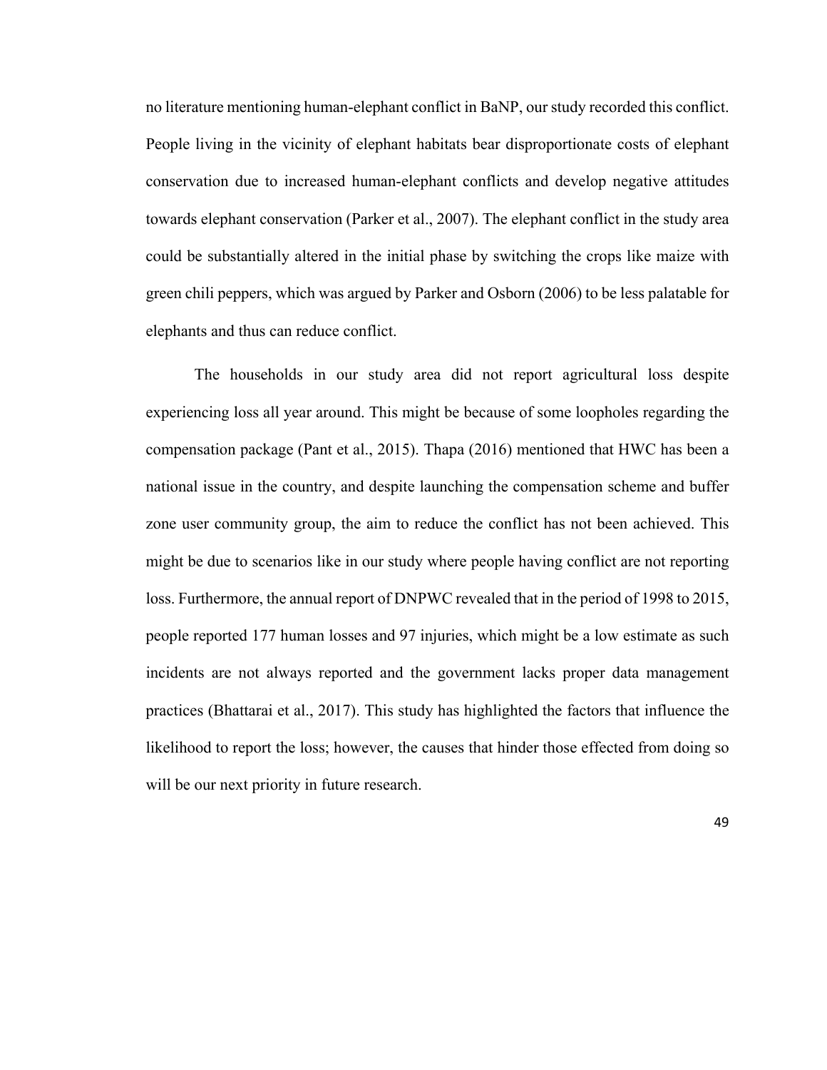no literature mentioning human-elephant conflict in BaNP, our study recorded this conflict. People living in the vicinity of elephant habitats bear disproportionate costs of elephant conservation due to increased human-elephant conflicts and develop negative attitudes towards elephant conservation (Parker et al., 2007). The elephant conflict in the study area could be substantially altered in the initial phase by switching the crops like maize with green chili peppers, which was argued by Parker and Osborn (2006) to be less palatable for elephants and thus can reduce conflict.

The households in our study area did not report agricultural loss despite experiencing loss all year around. This might be because of some loopholes regarding the compensation package (Pant et al., 2015). Thapa (2016) mentioned that HWC has been a national issue in the country, and despite launching the compensation scheme and buffer zone user community group, the aim to reduce the conflict has not been achieved. This might be due to scenarios like in our study where people having conflict are not reporting loss. Furthermore, the annual report of DNPWC revealed that in the period of 1998 to 2015, people reported 177 human losses and 97 injuries, which might be a low estimate as such incidents are not always reported and the government lacks proper data management practices (Bhattarai et al., 2017). This study has highlighted the factors that influence the likelihood to report the loss; however, the causes that hinder those effected from doing so will be our next priority in future research.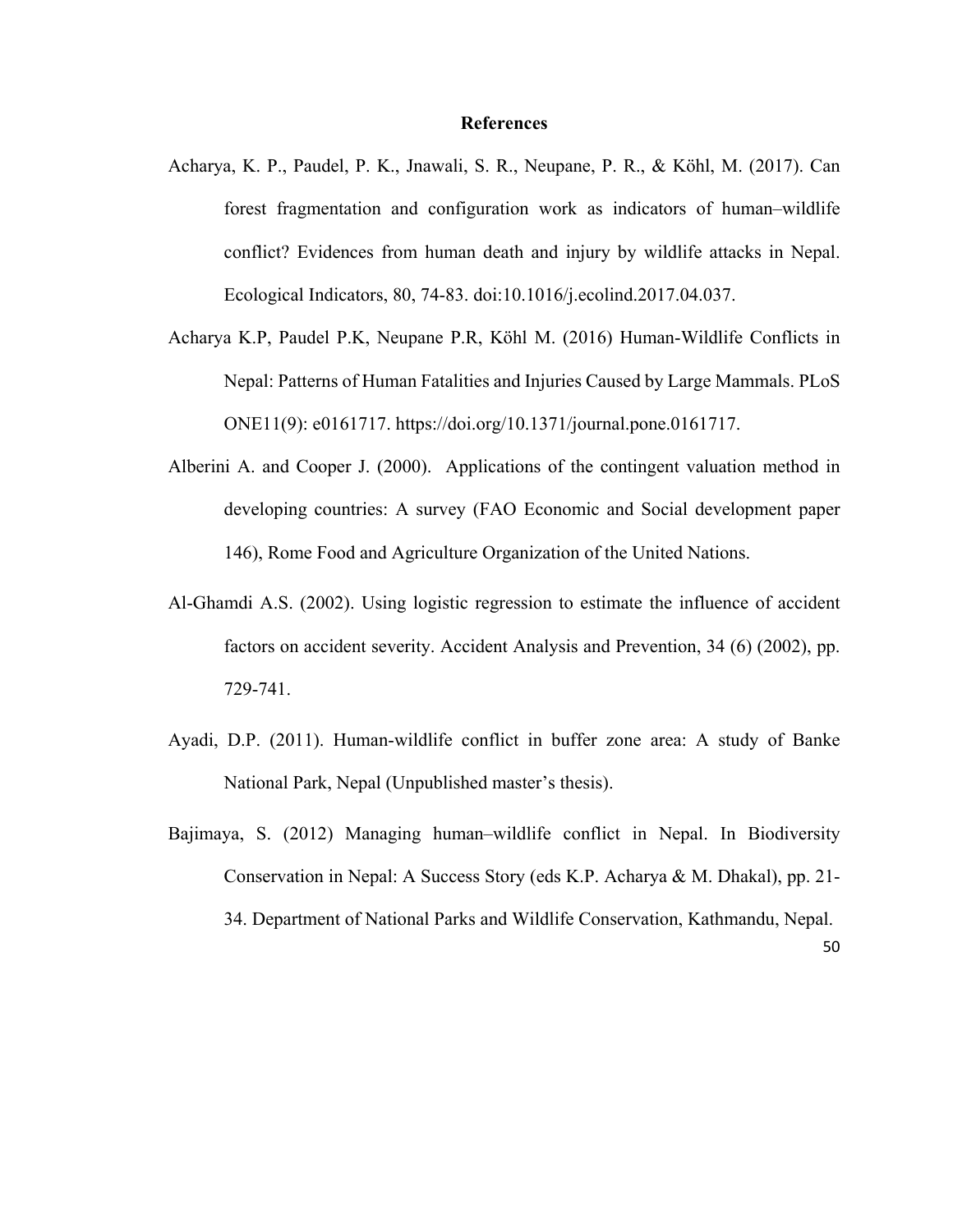## References

Acharya, K. P., Paudel, P. K., Jnawali, S. R., Neupane, P. R., & Köhl, M. (2017). Can forest fragmentation and configuration work as indicators of human–wildlife conflict? Evidences from human death and injury by wildlife attacks in Nepal. Ecological Indicators, 80, 74-83. doi:10.1016/j.ecolind.2017.04.037.

Acharya K.P, Paudel P.K, Neupane P.R, Köhl M. (2016) Human-Wildlife Conflicts in Nepal: Patterns of Human Fatalities and Injuries Caused by Large Mammals. PLoS ONE11(9): e0161717. https://doi.org/10.1371/journal.pone.0161717.

Alberini A. and Cooper J. (2000). Applications of the contingent valuation method in developing countries: A survey (FAO Economic and Social development paper 146), Rome Food and Agriculture Organization of the United Nations.

Al-Ghamdi A.S. (2002). Using logistic regression to estimate the influence of accident factors on accident severity. Accident Analysis and Prevention, 34 (6) (2002), pp. 729-741.

Ayadi, D.P. (2011). Human-wildlife conflict in buffer zone area: A study of Banke National Park, Nepal (Unpublished master's thesis).

Bajimaya, S. (2012) Managing human–wildlife conflict in Nepal. In Biodiversity Conservation in Nepal: A Success Story (eds K.P. Acharya & M. Dhakal), pp. 21-34. Department of National Parks and Wildlife Conservation, Kathmandu, Nepal.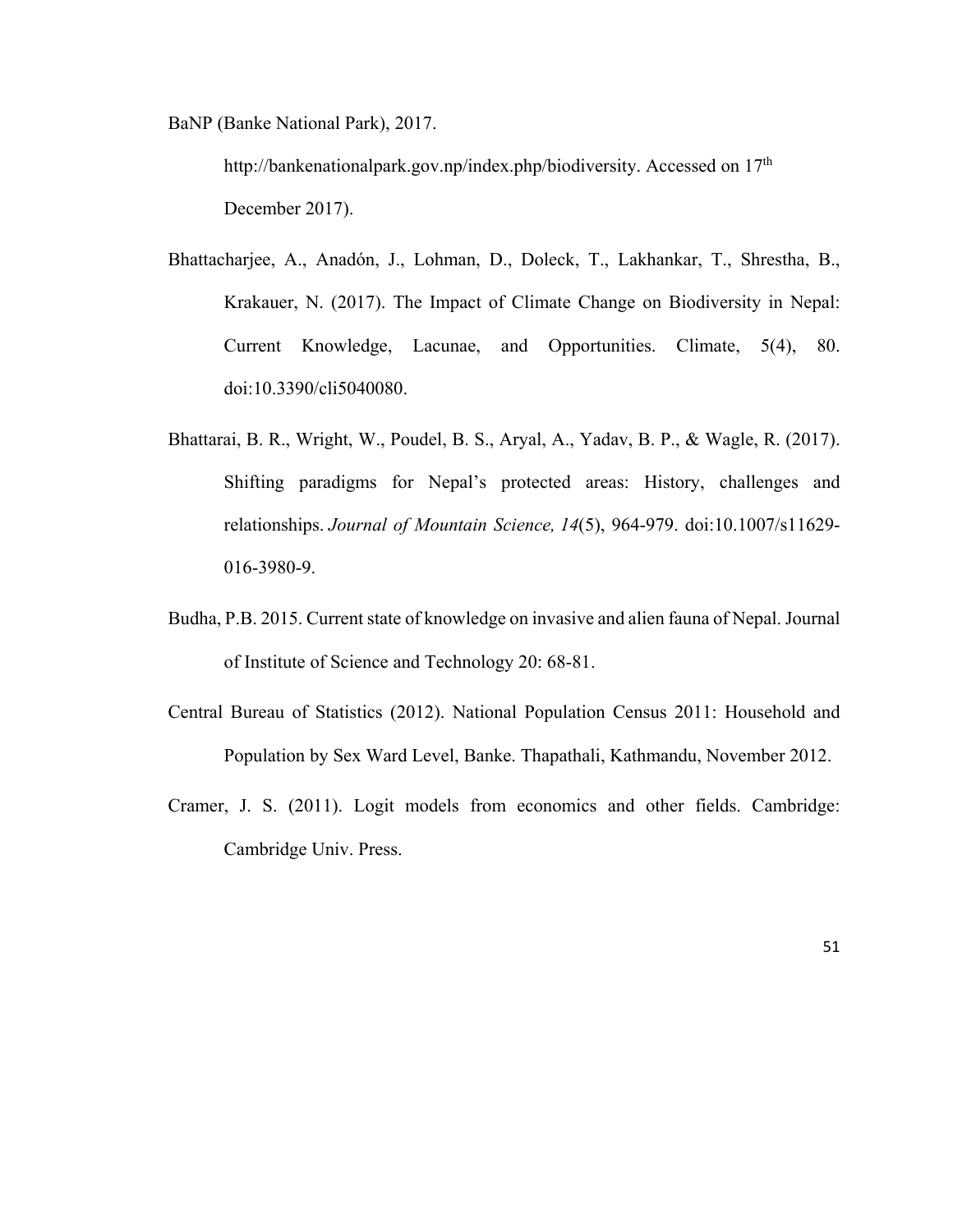BaNP (Banke National Park), 2017.

http://bankenationalpark.gov.np/index.php/biodiversity. Accessed on 17th December 2017).

Bhattacharjee, A., Anadón, J., Lohman, D., Doleck, T., Lakhankar, T., Shrestha, B., Krakauer, N. (2017). The Impact of Climate Change on Biodiversity in Nepal: Current Knowledge, Lacunae, and Opportunities. Climate, 5(4), 80. doi:10.3390/cli5040080.

Bhattarai, B. R., Wright, W., Poudel, B. S., Aryal, A., Yadav, B. P., & Wagle, R. (2017). Shifting paradigms for Nepal's protected areas: History, challenges and relationships. *Journal of Mountain Science, 14*(5), 964-979. doi:10.1007/s11629-016-3980-9.

Budha, P.B. 2015. Current state of knowledge on invasive and alien fauna of Nepal. Journal of Institute of Science and Technology 20: 68-81.

Central Bureau of Statistics (2012). National Population Census 2011: Household and Population by Sex Ward Level, Banke. Thapathali, Kathmandu, November 2012.

Cramer, J. S. (2011). Logit models from economics and other fields. Cambridge: Cambridge Univ. Press.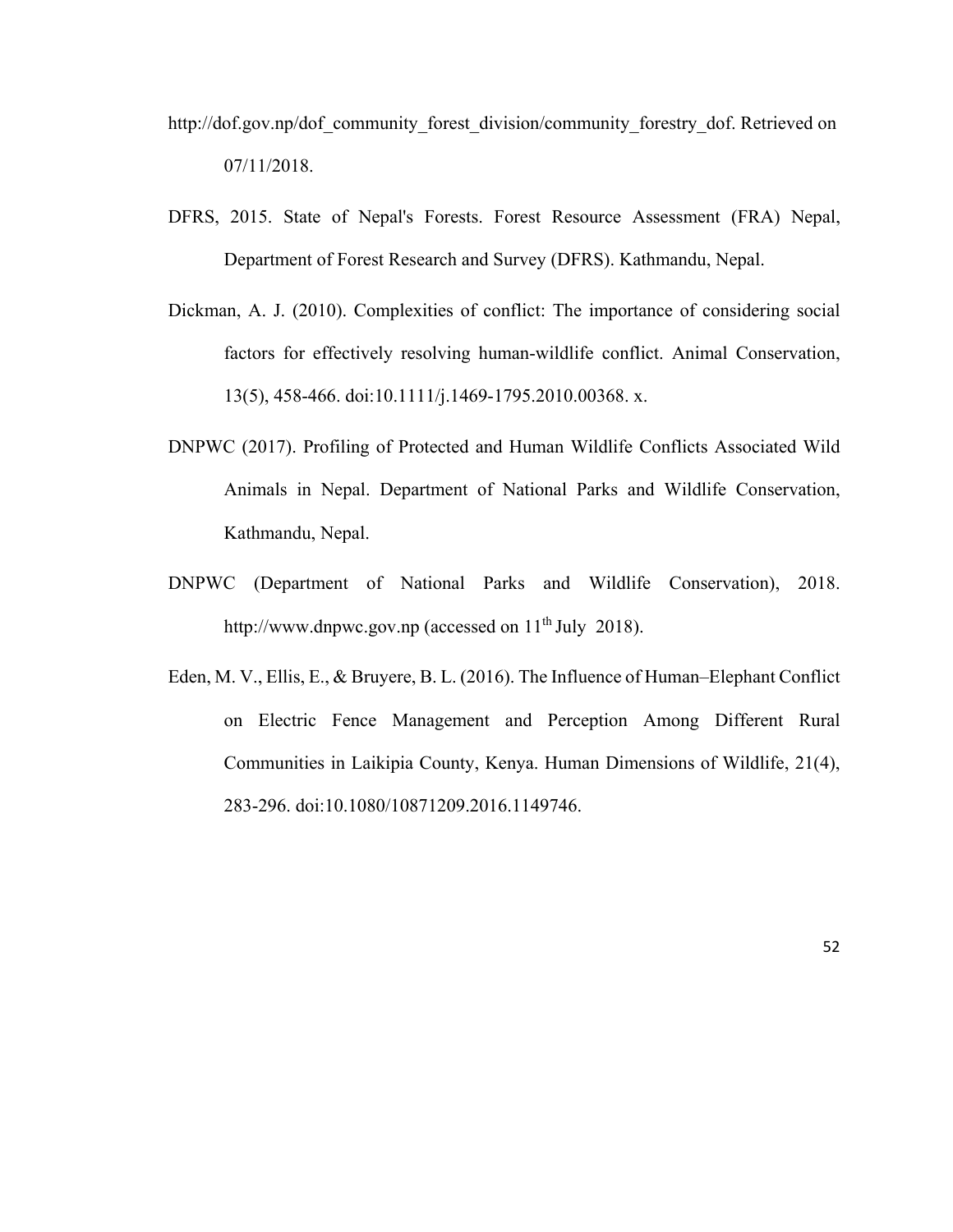http://dof.gov.np/dof_community_forest_division/community_forestry_dof. Retrieved on 07/11/2018.

DFRS, 2015. State of Nepal's Forests. Forest Resource Assessment (FRA) Nepal, Department of Forest Research and Survey (DFRS). Kathmandu, Nepal.

Dickman, A. J. (2010). Complexities of conflict: The importance of considering social factors for effectively resolving human-wildlife conflict. Animal Conservation, 13(5), 458-466. doi:10.1111/j.1469-1795.2010.00368. x.

DNPWC (2017). Profiling of Protected and Human Wildlife Conflicts Associated Wild Animals in Nepal. Department of National Parks and Wildlife Conservation, Kathmandu, Nepal.

DNPWC (Department of National Parks and Wildlife Conservation), 2018. http://www.dnpwc.gov.np (accessed on 11th July 2018).

Eden, M. V., Ellis, E., & Bruyere, B. L. (2016). The Influence of Human–Elephant Conflict on Electric Fence Management and Perception Among Different Rural Communities in Laikipia County, Kenya. Human Dimensions of Wildlife, 21(4), 283-296. doi:10.1080/10871209.2016.1149746.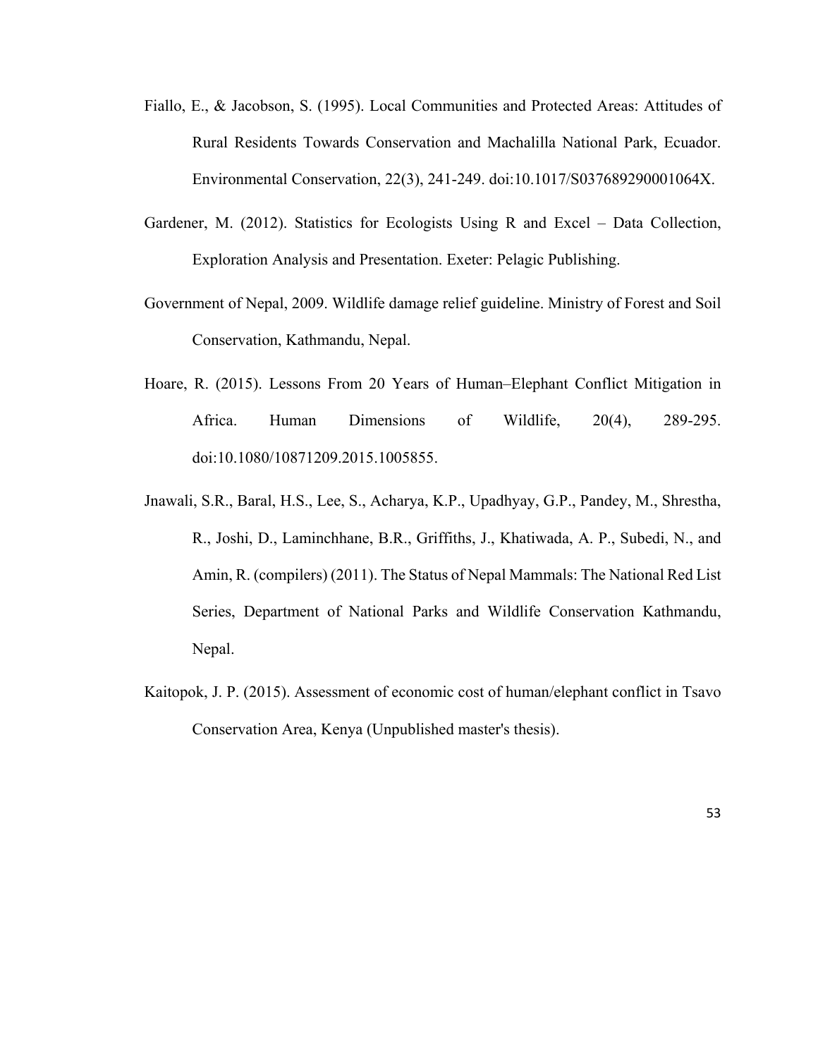Fiallo, E., & Jacobson, S. (1995). Local Communities and Protected Areas: Attitudes of Rural Residents Towards Conservation and Machalilla National Park, Ecuador. Environmental Conservation, 22(3), 241-249. doi:10.1017/S037689290001064X.

Gardener, M. (2012). Statistics for Ecologists Using R and Excel – Data Collection, Exploration Analysis and Presentation. Exeter: Pelagic Publishing.

Government of Nepal, 2009. Wildlife damage relief guideline. Ministry of Forest and Soil Conservation, Kathmandu, Nepal.

Hoare, R. (2015). Lessons From 20 Years of Human–Elephant Conflict Mitigation in Africa. Human Dimensions of Wildlife, 20(4), 289-295. doi:10.1080/10871209.2015.1005855.

Jnawali, S.R., Baral, H.S., Lee, S., Acharya, K.P., Upadhyay, G.P., Pandey, M., Shrestha, R., Joshi, D., Laminchhane, B.R., Griffiths, J., Khatiwada, A. P., Subedi, N., and Amin, R. (compilers) (2011). The Status of Nepal Mammals: The National Red List Series, Department of National Parks and Wildlife Conservation Kathmandu, Nepal.

Kaitopok, J. P. (2015). Assessment of economic cost of human/elephant conflict in Tsavo Conservation Area, Kenya (Unpublished master's thesis).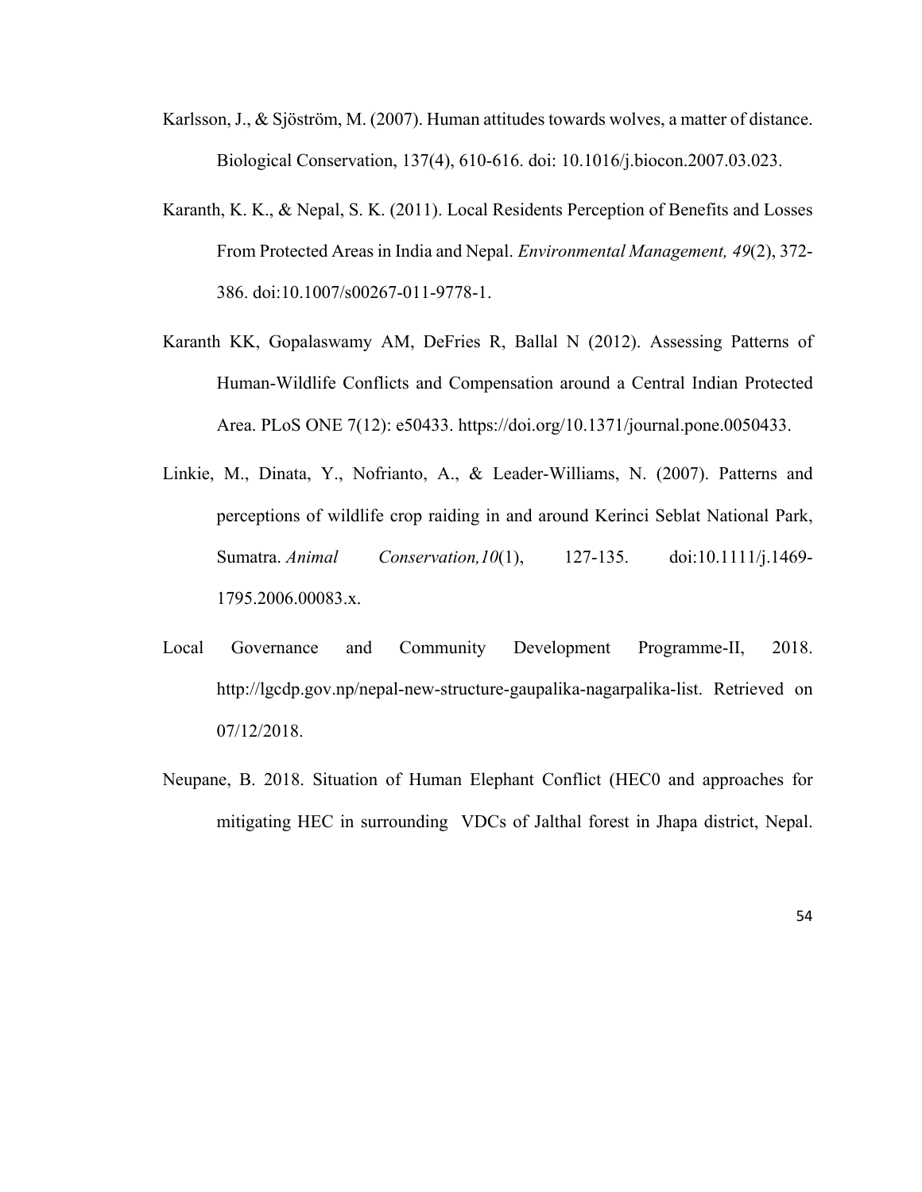Karlsson, J., & Sjöström, M. (2007). Human attitudes towards wolves, a matter of distance. Biological Conservation, 137(4), 610-616. doi: 10.1016/j.biocon.2007.03.023.

Karanth, K. K., & Nepal, S. K. (2011). Local Residents Perception of Benefits and Losses From Protected Areas in India and Nepal. *Environmental Management, 49*(2), 372-386. doi:10.1007/s00267-011-9778-1.

Karanth KK, Gopalaswamy AM, DeFries R, Ballal N (2012). Assessing Patterns of Human-Wildlife Conflicts and Compensation around a Central Indian Protected Area. PLoS ONE 7(12): e50433. https://doi.org/10.1371/journal.pone.0050433.

Linkie, M., Dinata, Y., Nofrianto, A., & Leader-Williams, N. (2007). Patterns and perceptions of wildlife crop raiding in and around Kerinci Seblat National Park, Sumatra. *Animal Conservation,10*(1), 127-135. doi:10.1111/j.1469-1795.2006.00083.x.

Local Governance and Community Development Programme-II, 2018. http://lgcdp.gov.np/nepal-new-structure-gaupalika-nagarpalika-list. Retrieved on 07/12/2018.

Neupane, B. 2018. Situation of Human Elephant Conflict (HEC0 and approaches for mitigating HEC in surrounding VDCs of Jalthal forest in Jhapa district, Nepal.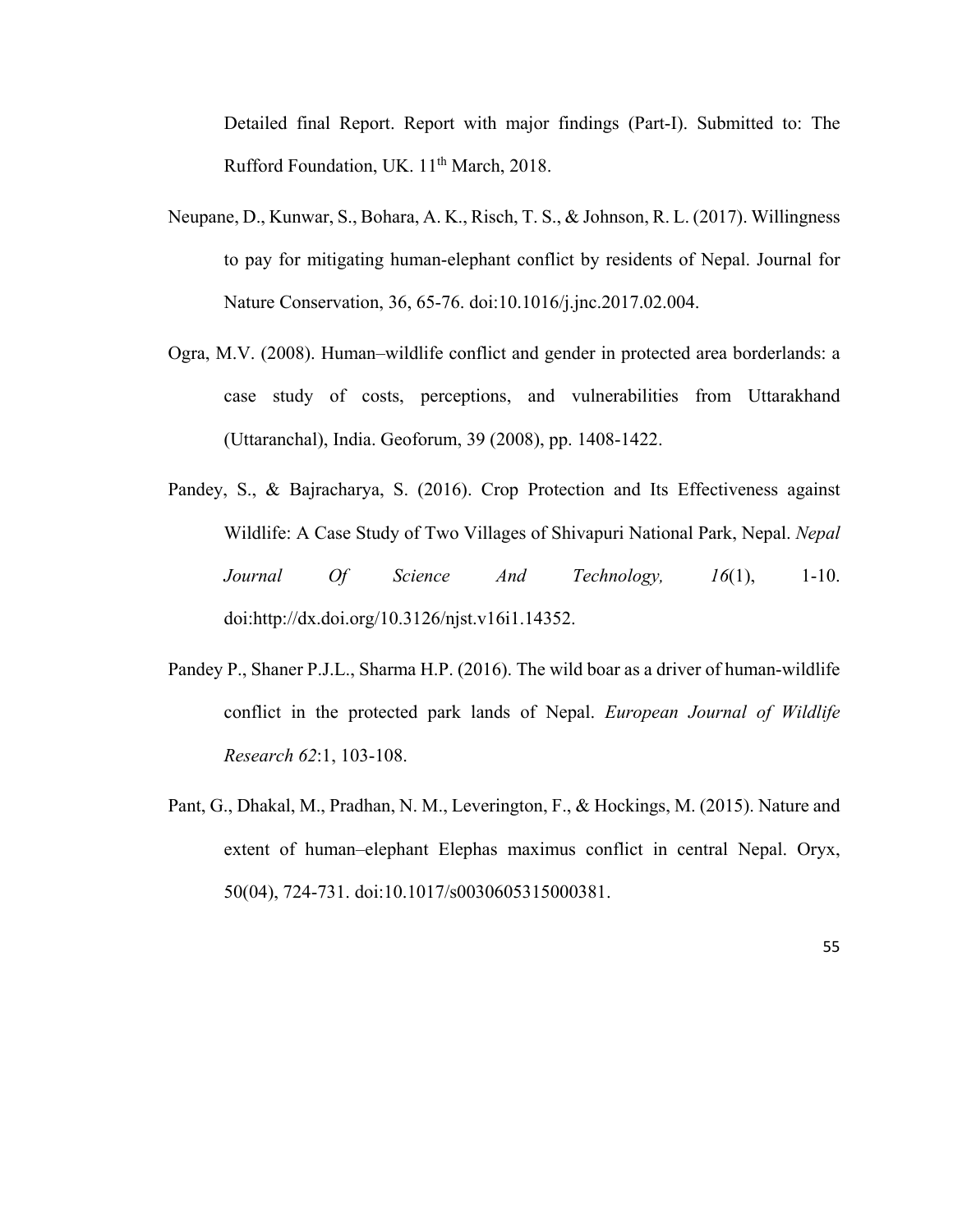Detailed final Report. Report with major findings (Part-I). Submitted to: The Rufford Foundation, UK. 11th March, 2018.

Neupane, D., Kunwar, S., Bohara, A. K., Risch, T. S., & Johnson, R. L. (2017). Willingness to pay for mitigating human-elephant conflict by residents of Nepal. Journal for Nature Conservation, 36, 65-76. doi:10.1016/j.jnc.2017.02.004.

Ogra, M.V. (2008). Human–wildlife conflict and gender in protected area borderlands: a case study of costs, perceptions, and vulnerabilities from Uttarakhand (Uttaranchal), India. Geoforum, 39 (2008), pp. 1408-1422.

Pandey, S., & Bajracharya, S. (2016). Crop Protection and Its Effectiveness against Wildlife: A Case Study of Two Villages of Shivapuri National Park, Nepal. *Nepal Journal Of Science And Technology, 16*(1), 1-10. doi:http://dx.doi.org/10.3126/njst.v16i1.14352.

Pandey P., Shaner P.J.L., Sharma H.P. (2016). The wild boar as a driver of human-wildlife conflict in the protected park lands of Nepal. *European Journal of Wildlife Research 62*:1, 103-108.

Pant, G., Dhakal, M., Pradhan, N. M., Leverington, F., & Hockings, M. (2015). Nature and extent of human–elephant Elephas maximus conflict in central Nepal. Oryx, 50(04), 724-731. doi:10.1017/s0030605315000381.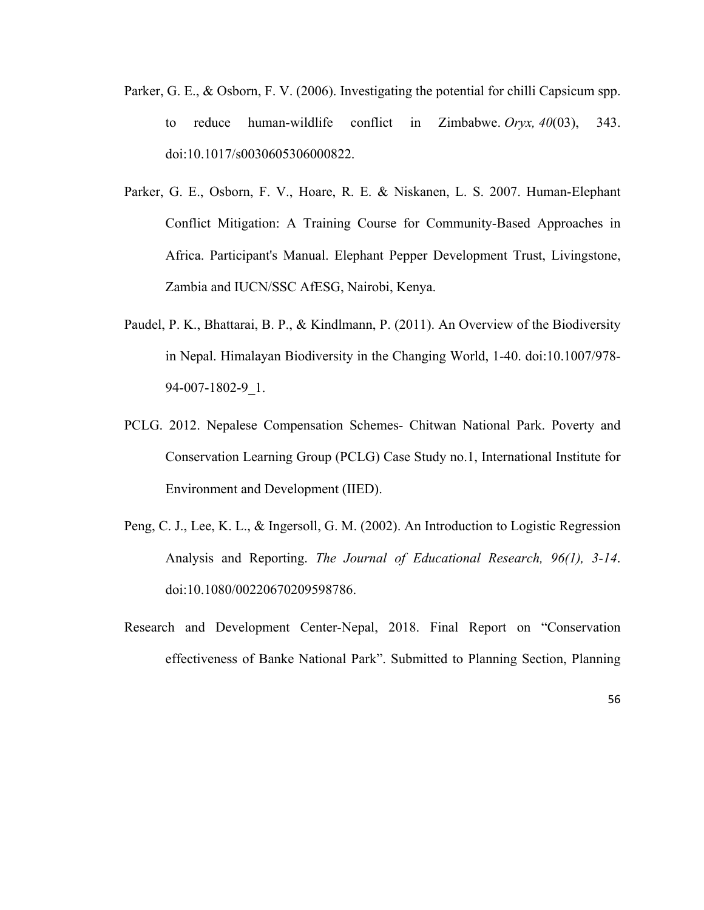Parker, G. E., & Osborn, F. V. (2006). Investigating the potential for chilli Capsicum spp. to reduce human-wildlife conflict in Zimbabwe. *Oryx, 40*(03), 343. doi:10.1017/s0030605306000822.

Parker, G. E., Osborn, F. V., Hoare, R. E. & Niskanen, L. S. 2007. Human-Elephant Conflict Mitigation: A Training Course for Community-Based Approaches in Africa. Participant's Manual. Elephant Pepper Development Trust, Livingstone, Zambia and IUCN/SSC AfESG, Nairobi, Kenya.

Paudel, P. K., Bhattarai, B. P., & Kindlmann, P. (2011). An Overview of the Biodiversity in Nepal. Himalayan Biodiversity in the Changing World, 1-40. doi:10.1007/978-94-007-1802-9_1.

PCLG. 2012. Nepalese Compensation Schemes- Chitwan National Park. Poverty and Conservation Learning Group (PCLG) Case Study no.1, International Institute for Environment and Development (IIED).

Peng, C. J., Lee, K. L., & Ingersoll, G. M. (2002). An Introduction to Logistic Regression Analysis and Reporting. *The Journal of Educational Research, 96(1), 3-14*. doi:10.1080/00220670209598786.

Research and Development Center-Nepal, 2018. Final Report on "Conservation effectiveness of Banke National Park". Submitted to Planning Section, Planning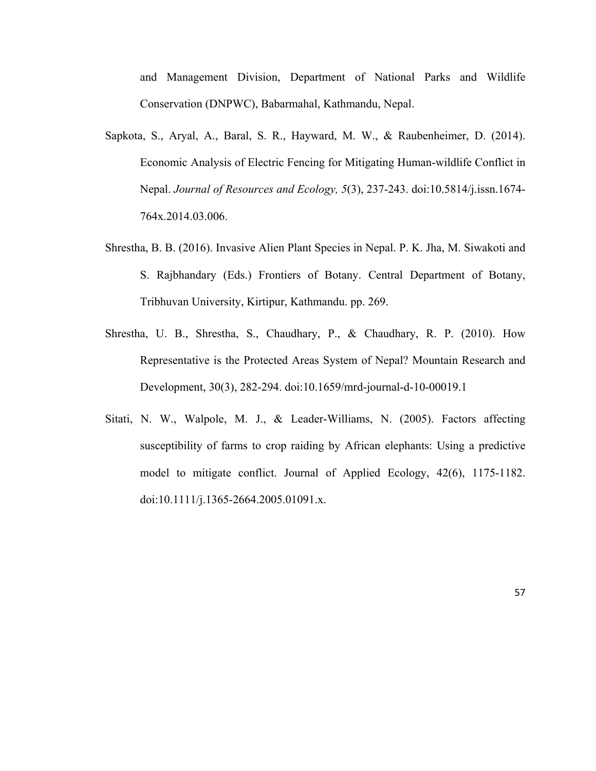and Management Division, Department of National Parks and Wildlife Conservation (DNPWC), Babarmahal, Kathmandu, Nepal.

Sapkota, S., Aryal, A., Baral, S. R., Hayward, M. W., & Raubenheimer, D. (2014). Economic Analysis of Electric Fencing for Mitigating Human-wildlife Conflict in Nepal. *Journal of Resources and Ecology, 5*(3), 237-243. doi:10.5814/j.issn.1674-764x.2014.03.006.

Shrestha, B. B. (2016). Invasive Alien Plant Species in Nepal. P. K. Jha, M. Siwakoti and S. Rajbhandary (Eds.) Frontiers of Botany. Central Department of Botany, Tribhuvan University, Kirtipur, Kathmandu. pp. 269.

Shrestha, U. B., Shrestha, S., Chaudhary, P., & Chaudhary, R. P. (2010). How Representative is the Protected Areas System of Nepal? Mountain Research and Development, 30(3), 282-294. doi:10.1659/mrd-journal-d-10-00019.1

Sitati, N. W., Walpole, M. J., & Leader-Williams, N. (2005). Factors affecting susceptibility of farms to crop raiding by African elephants: Using a predictive model to mitigate conflict. Journal of Applied Ecology, 42(6), 1175-1182. doi:10.1111/j.1365-2664.2005.01091.x.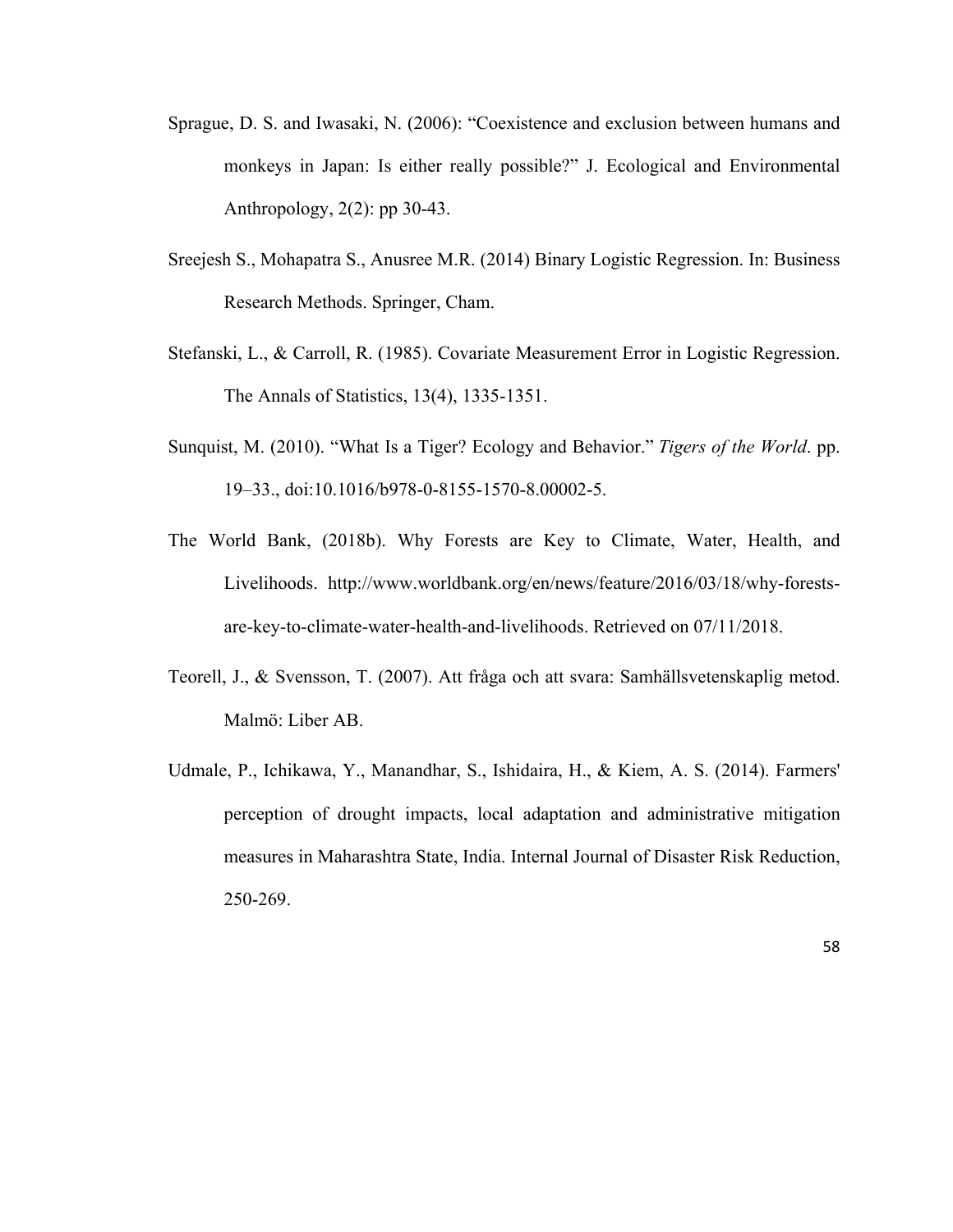Sprague, D. S. and Iwasaki, N. (2006): “Coexistence and exclusion between humans and monkeys in Japan: Is either really possible?” J. Ecological and Environmental Anthropology, 2(2): pp 30-43.

Sreejesh S., Mohapatra S., Anusree M.R. (2014) Binary Logistic Regression. In: Business Research Methods. Springer, Cham.

Stefanski, L., & Carroll, R. (1985). Covariate Measurement Error in Logistic Regression. The Annals of Statistics, 13(4), 1335-1351.

Sunquist, M. (2010). “What Is a Tiger? Ecology and Behavior.” *Tigers of the World*. pp. 19–33., doi:10.1016/b978-0-8155-1570-8.00002-5.

The World Bank, (2018b). Why Forests are Key to Climate, Water, Health, and Livelihoods. http://www.worldbank.org/en/news/feature/2016/03/18/why-forests-are-key-to-climate-water-health-and-livelihoods. Retrieved on 07/11/2018.

Teorell, J., & Svensson, T. (2007). Att fråga och att svara: Samhällsvetenskaplig metod. Malmö: Liber AB.

Udmale, P., Ichikawa, Y., Manandhar, S., Ishidaira, H., & Kiem, A. S. (2014). Farmers' perception of drought impacts, local adaptation and administrative mitigation measures in Maharashtra State, India. Internal Journal of Disaster Risk Reduction, 250-269.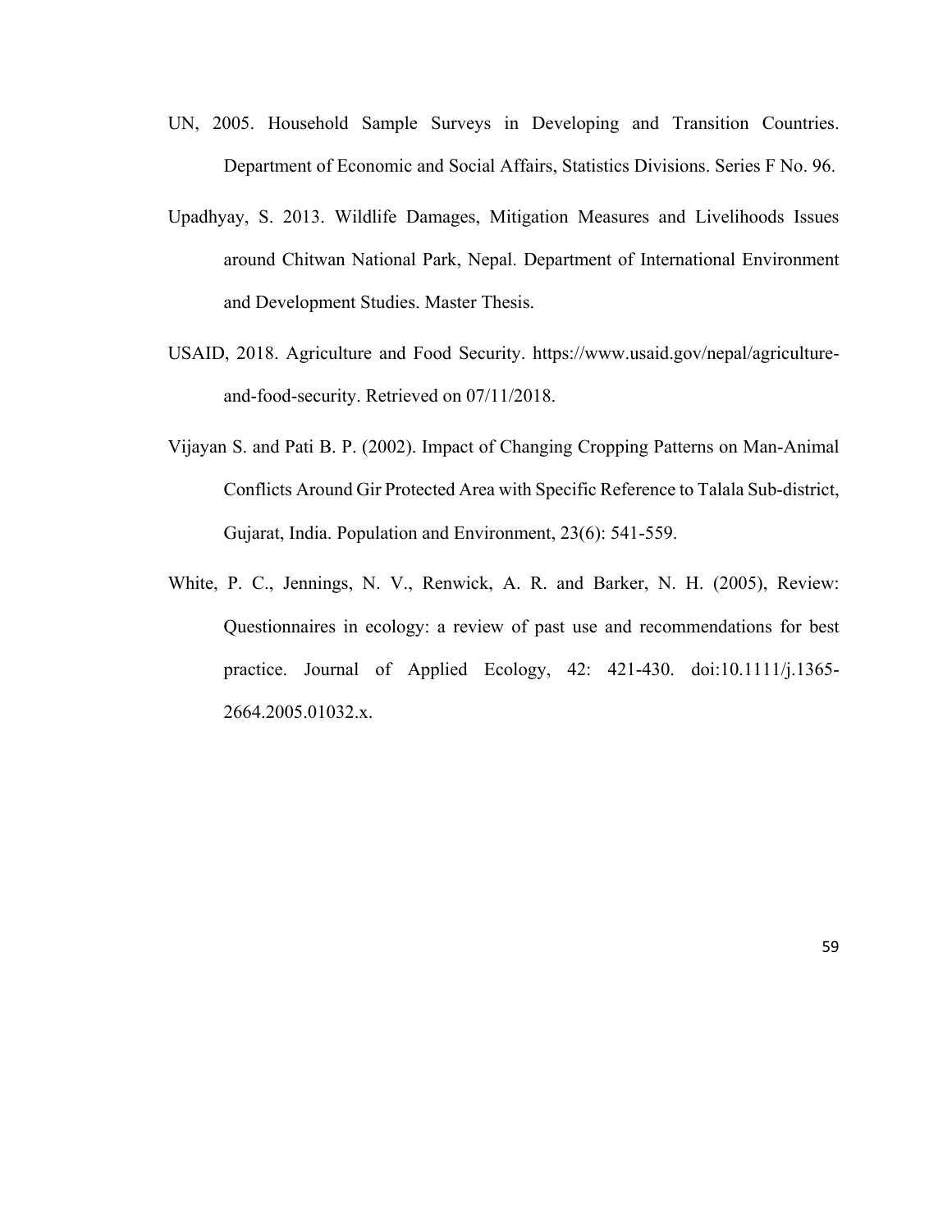UN, 2005. Household Sample Surveys in Developing and Transition Countries. Department of Economic and Social Affairs, Statistics Divisions. Series F No. 96.

Upadhyay, S. 2013. Wildlife Damages, Mitigation Measures and Livelihoods Issues around Chitwan National Park, Nepal. Department of International Environment and Development Studies. Master Thesis.

USAID, 2018. Agriculture and Food Security. https://www.usaid.gov/nepal/agriculture-and-food-security. Retrieved on 07/11/2018.

Vijayan S. and Pati B. P. (2002). Impact of Changing Cropping Patterns on Man-Animal Conflicts Around Gir Protected Area with Specific Reference to Talala Sub-district, Gujarat, India. Population and Environment, 23(6): 541-559.

White, P. C., Jennings, N. V., Renwick, A. R. and Barker, N. H. (2005), Review: Questionnaires in ecology: a review of past use and recommendations for best practice. Journal of Applied Ecology, 42: 421-430. doi:10.1111/j.1365-2664.2005.01032.x.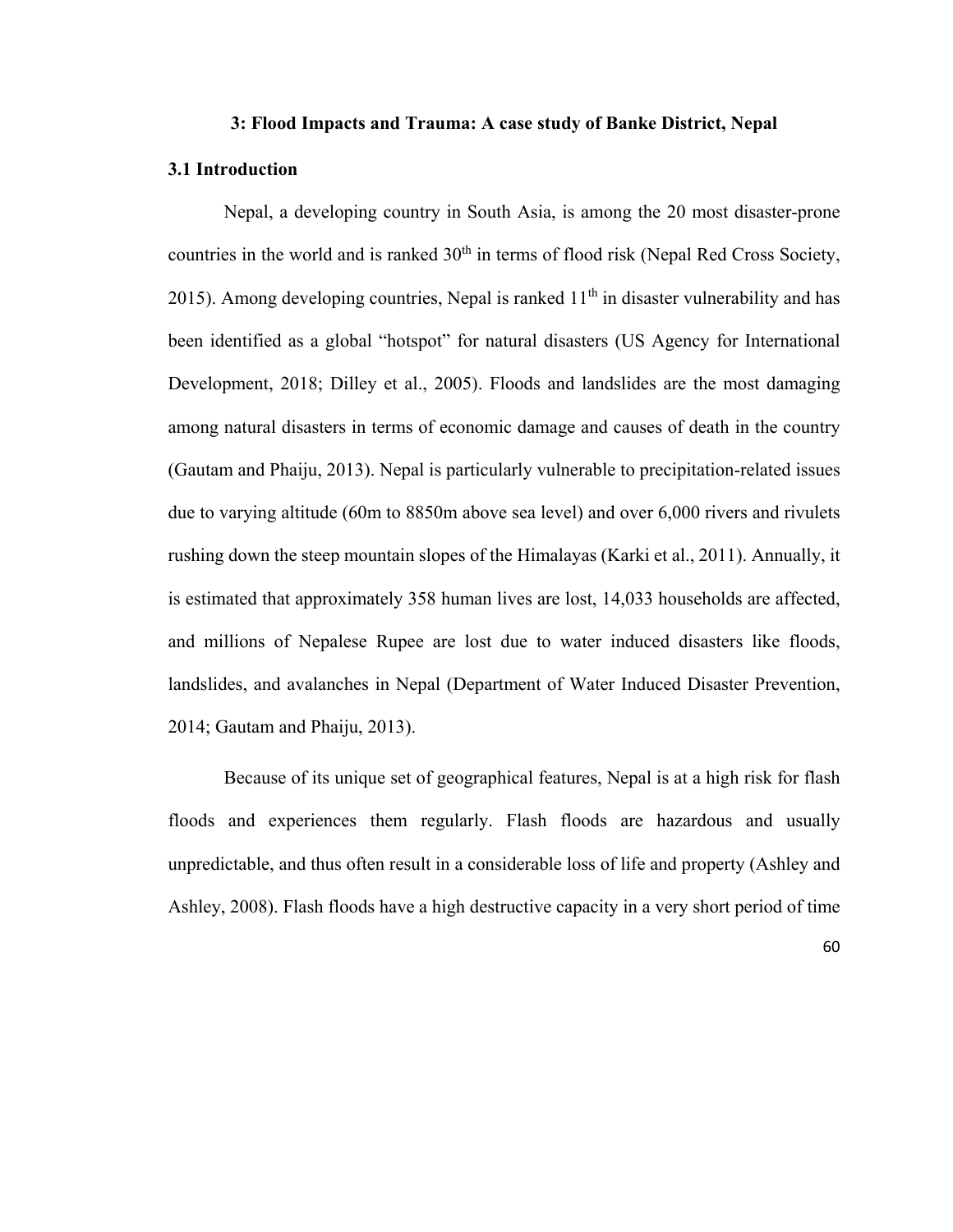## 3: Flood Impacts and Trauma: A case study of Banke District, Nepal

### 3.1 Introduction

Nepal, a developing country in South Asia, is among the 20 most disaster-prone countries in the world and is ranked 30th in terms of flood risk (Nepal Red Cross Society, 2015). Among developing countries, Nepal is ranked 11th in disaster vulnerability and has been identified as a global "hotspot" for natural disasters (US Agency for International Development, 2018; Dilley et al., 2005). Floods and landslides are the most damaging among natural disasters in terms of economic damage and causes of death in the country (Gautam and Phaiju, 2013). Nepal is particularly vulnerable to precipitation-related issues due to varying altitude (60m to 8850m above sea level) and over 6,000 rivers and rivulets rushing down the steep mountain slopes of the Himalayas (Karki et al., 2011). Annually, it is estimated that approximately 358 human lives are lost, 14,033 households are affected, and millions of Nepalese Rupee are lost due to water induced disasters like floods, landslides, and avalanches in Nepal (Department of Water Induced Disaster Prevention, 2014; Gautam and Phaiju, 2013).

Because of its unique set of geographical features, Nepal is at a high risk for flash floods and experiences them regularly. Flash floods are hazardous and usually unpredictable, and thus often result in a considerable loss of life and property (Ashley and Ashley, 2008). Flash floods have a high destructive capacity in a very short period of time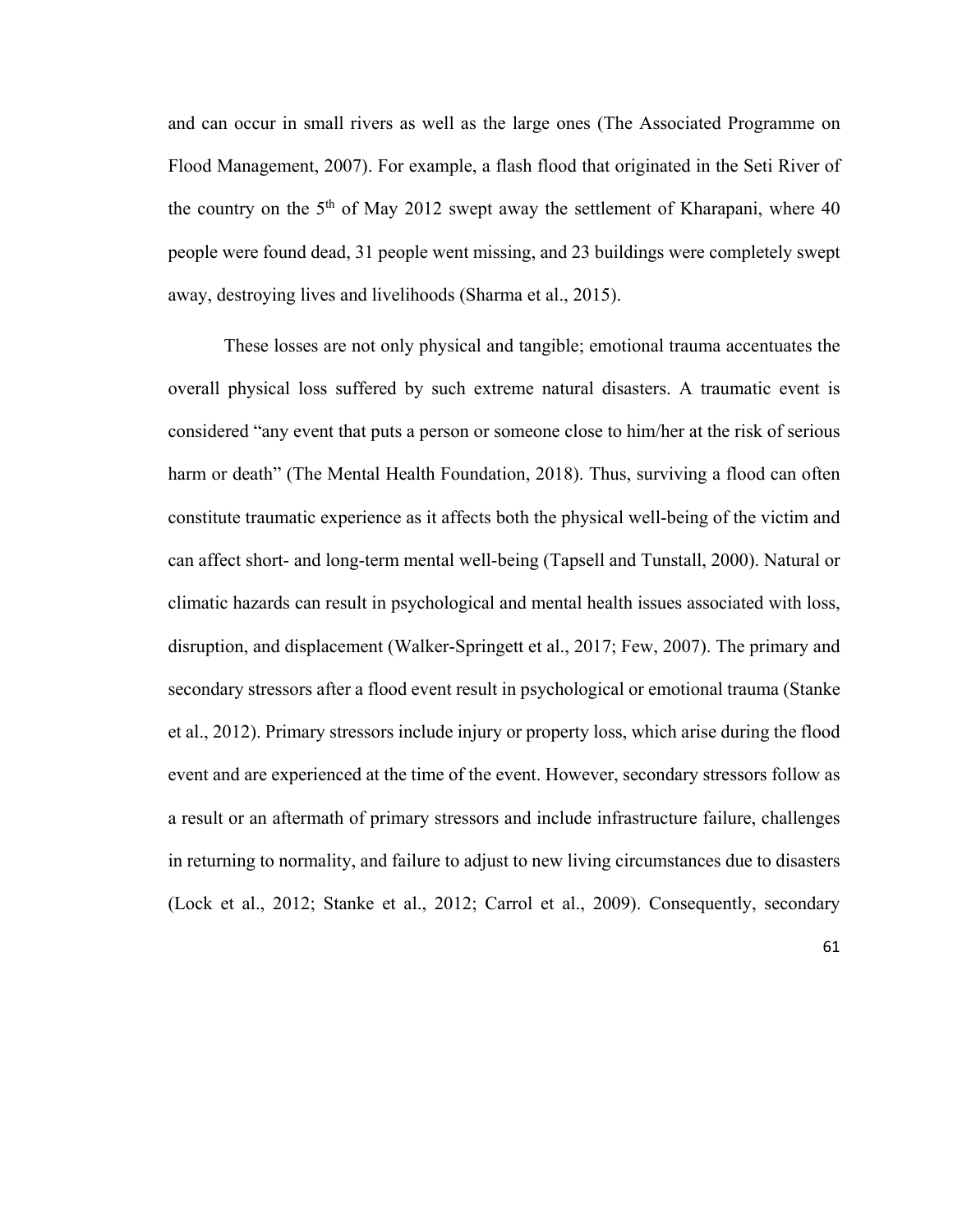and can occur in small rivers as well as the large ones (The Associated Programme on Flood Management, 2007). For example, a flash flood that originated in the Seti River of the country on the 5th of May 2012 swept away the settlement of Kharapani, where 40 people were found dead, 31 people went missing, and 23 buildings were completely swept away, destroying lives and livelihoods (Sharma et al., 2015).

These losses are not only physical and tangible; emotional trauma accentuates the overall physical loss suffered by such extreme natural disasters. A traumatic event is considered "any event that puts a person or someone close to him/her at the risk of serious harm or death" (The Mental Health Foundation, 2018). Thus, surviving a flood can often constitute traumatic experience as it affects both the physical well-being of the victim and can affect short- and long-term mental well-being (Tapsell and Tunstall, 2000). Natural or climatic hazards can result in psychological and mental health issues associated with loss, disruption, and displacement (Walker-Springett et al., 2017; Few, 2007). The primary and secondary stressors after a flood event result in psychological or emotional trauma (Stanke et al., 2012). Primary stressors include injury or property loss, which arise during the flood event and are experienced at the time of the event. However, secondary stressors follow as a result or an aftermath of primary stressors and include infrastructure failure, challenges in returning to normality, and failure to adjust to new living circumstances due to disasters (Lock et al., 2012; Stanke et al., 2012; Carrol et al., 2009). Consequently, secondary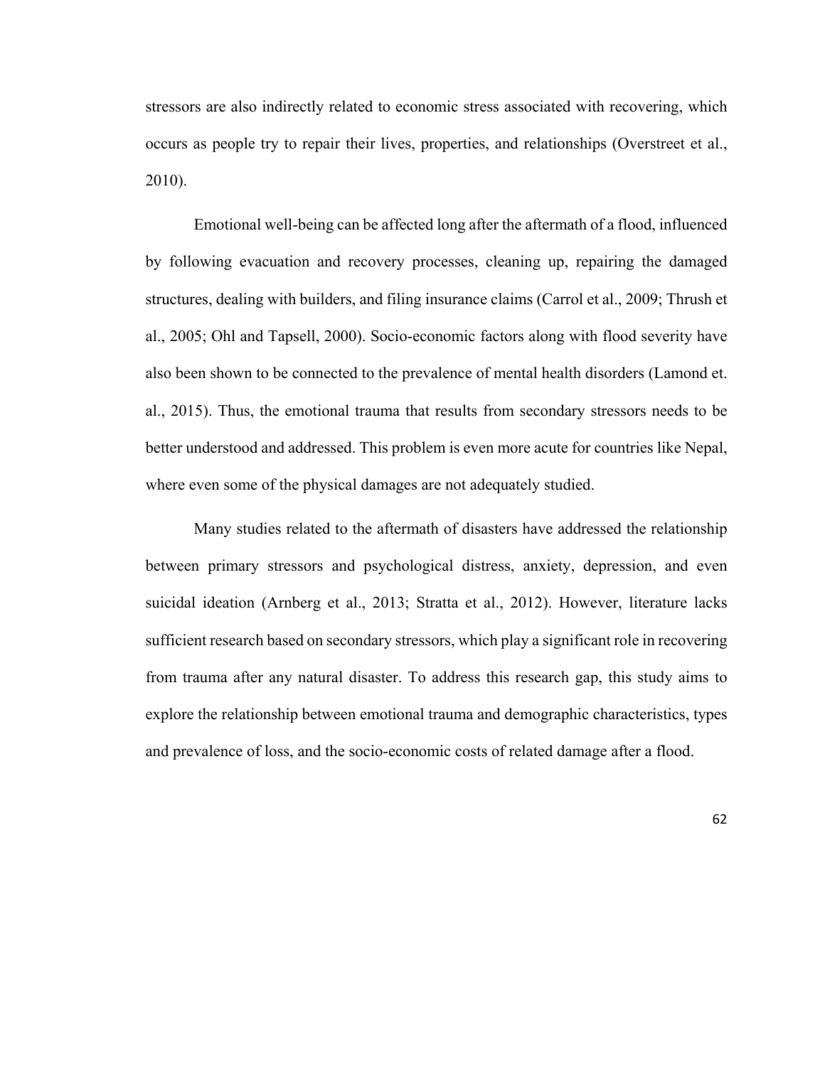stressors are also indirectly related to economic stress associated with recovering, which occurs as people try to repair their lives, properties, and relationships (Overstreet et al., 2010).

Emotional well-being can be affected long after the aftermath of a flood, influenced by following evacuation and recovery processes, cleaning up, repairing the damaged structures, dealing with builders, and filing insurance claims (Carrol et al., 2009; Thrush et al., 2005; Ohl and Tapsell, 2000). Socio-economic factors along with flood severity have also been shown to be connected to the prevalence of mental health disorders (Lamond et. al., 2015). Thus, the emotional trauma that results from secondary stressors needs to be better understood and addressed. This problem is even more acute for countries like Nepal, where even some of the physical damages are not adequately studied.

Many studies related to the aftermath of disasters have addressed the relationship between primary stressors and psychological distress, anxiety, depression, and even suicidal ideation (Arnberg et al., 2013; Stratta et al., 2012). However, literature lacks sufficient research based on secondary stressors, which play a significant role in recovering from trauma after any natural disaster. To address this research gap, this study aims to explore the relationship between emotional trauma and demographic characteristics, types and prevalence of loss, and the socio-economic costs of related damage after a flood.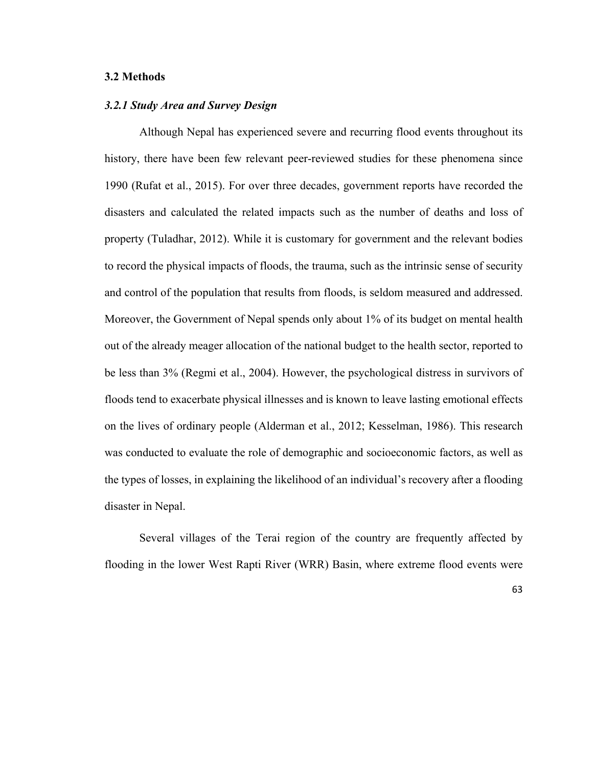## 3.2 Methods

### *3.2.1 Study Area and Survey Design*

Although Nepal has experienced severe and recurring flood events throughout its history, there have been few relevant peer-reviewed studies for these phenomena since 1990 (Rufat et al., 2015). For over three decades, government reports have recorded the disasters and calculated the related impacts such as the number of deaths and loss of property (Tuladhar, 2012). While it is customary for government and the relevant bodies to record the physical impacts of floods, the trauma, such as the intrinsic sense of security and control of the population that results from floods, is seldom measured and addressed. Moreover, the Government of Nepal spends only about 1% of its budget on mental health out of the already meager allocation of the national budget to the health sector, reported to be less than 3% (Regmi et al., 2004). However, the psychological distress in survivors of floods tend to exacerbate physical illnesses and is known to leave lasting emotional effects on the lives of ordinary people (Alderman et al., 2012; Kesselman, 1986). This research was conducted to evaluate the role of demographic and socioeconomic factors, as well as the types of losses, in explaining the likelihood of an individual's recovery after a flooding disaster in Nepal.

Several villages of the Terai region of the country are frequently affected by flooding in the lower West Rapti River (WRR) Basin, where extreme flood events were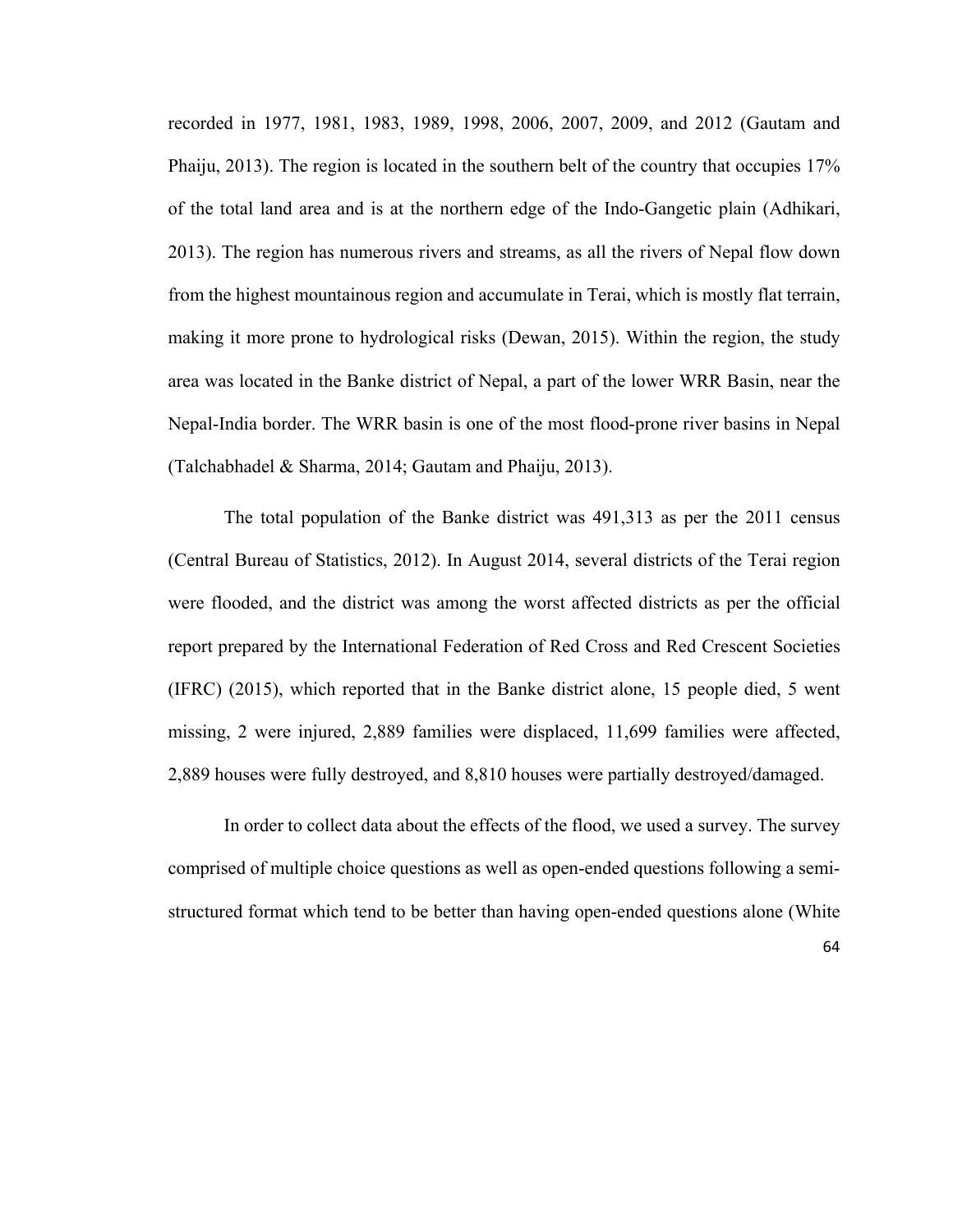recorded in 1977, 1981, 1983, 1989, 1998, 2006, 2007, 2009, and 2012 (Gautam and Phaiju, 2013). The region is located in the southern belt of the country that occupies 17% of the total land area and is at the northern edge of the Indo-Gangetic plain (Adhikari, 2013). The region has numerous rivers and streams, as all the rivers of Nepal flow down from the highest mountainous region and accumulate in Terai, which is mostly flat terrain, making it more prone to hydrological risks (Dewan, 2015). Within the region, the study area was located in the Banke district of Nepal, a part of the lower WRR Basin, near the Nepal-India border. The WRR basin is one of the most flood-prone river basins in Nepal (Talchabhadel & Sharma, 2014; Gautam and Phaiju, 2013).

The total population of the Banke district was 491,313 as per the 2011 census (Central Bureau of Statistics, 2012). In August 2014, several districts of the Terai region were flooded, and the district was among the worst affected districts as per the official report prepared by the International Federation of Red Cross and Red Crescent Societies (IFRC) (2015), which reported that in the Banke district alone, 15 people died, 5 went missing, 2 were injured, 2,889 families were displaced, 11,699 families were affected, 2,889 houses were fully destroyed, and 8,810 houses were partially destroyed/damaged.

In order to collect data about the effects of the flood, we used a survey. The survey comprised of multiple choice questions as well as open-ended questions following a semi-structured format which tend to be better than having open-ended questions alone (White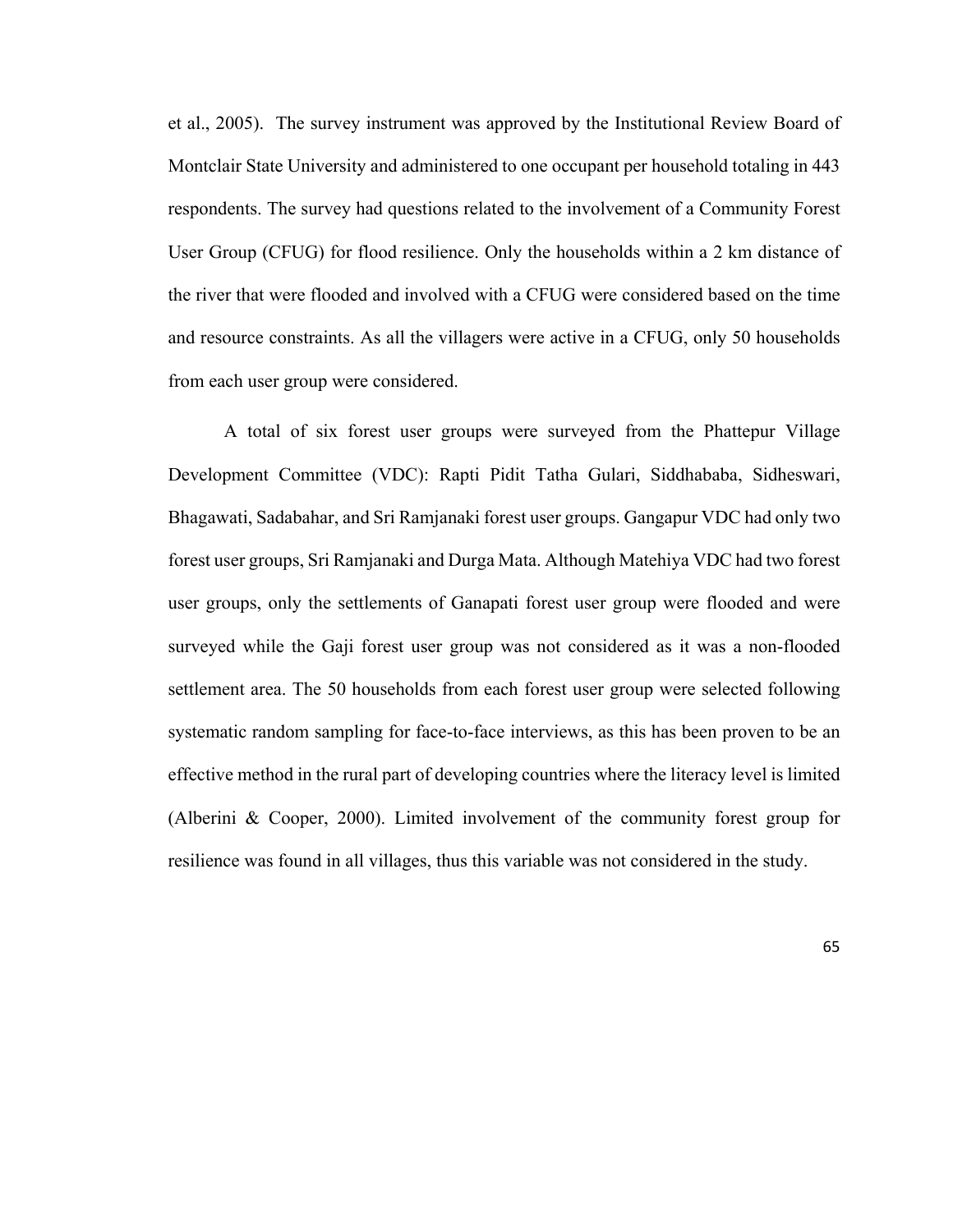et al., 2005). The survey instrument was approved by the Institutional Review Board of Montclair State University and administered to one occupant per household totaling in 443 respondents. The survey had questions related to the involvement of a Community Forest User Group (CFUG) for flood resilience. Only the households within a 2 km distance of the river that were flooded and involved with a CFUG were considered based on the time and resource constraints. As all the villagers were active in a CFUG, only 50 households from each user group were considered.

A total of six forest user groups were surveyed from the Phattepur Village Development Committee (VDC): Rapti Pidit Tatha Gulari, Siddhababa, Sidheswari, Bhagawati, Sadabahar, and Sri Ramjanaki forest user groups. Gangapur VDC had only two forest user groups, Sri Ramjanaki and Durga Mata. Although Matehiya VDC had two forest user groups, only the settlements of Ganapati forest user group were flooded and were surveyed while the Gaji forest user group was not considered as it was a non-flooded settlement area. The 50 households from each forest user group were selected following systematic random sampling for face-to-face interviews, as this has been proven to be an effective method in the rural part of developing countries where the literacy level is limited (Alberini & Cooper, 2000). Limited involvement of the community forest group for resilience was found in all villages, thus this variable was not considered in the study.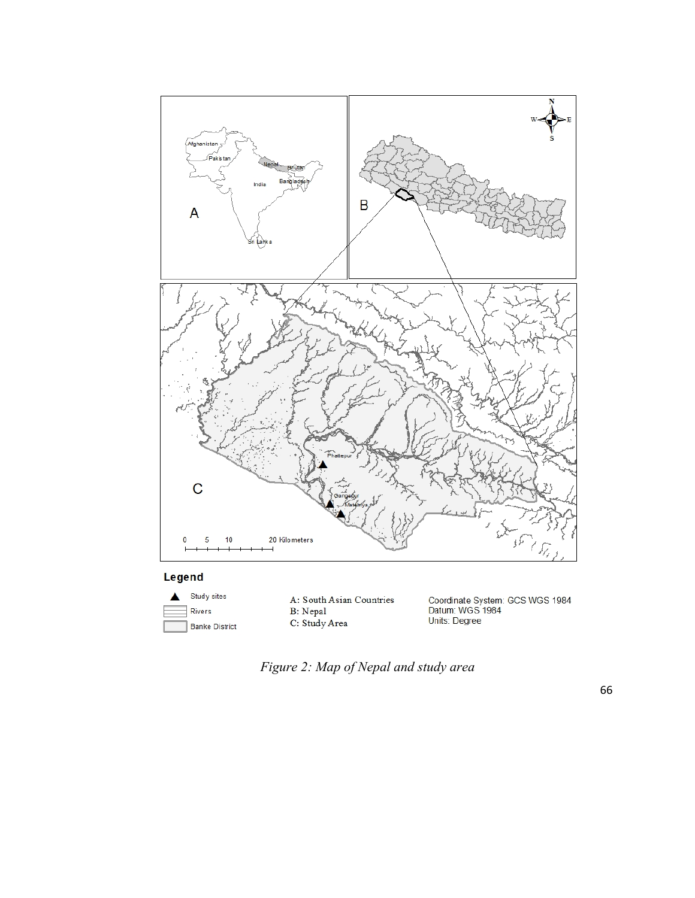*Figure 2: Map of Nepal and study area*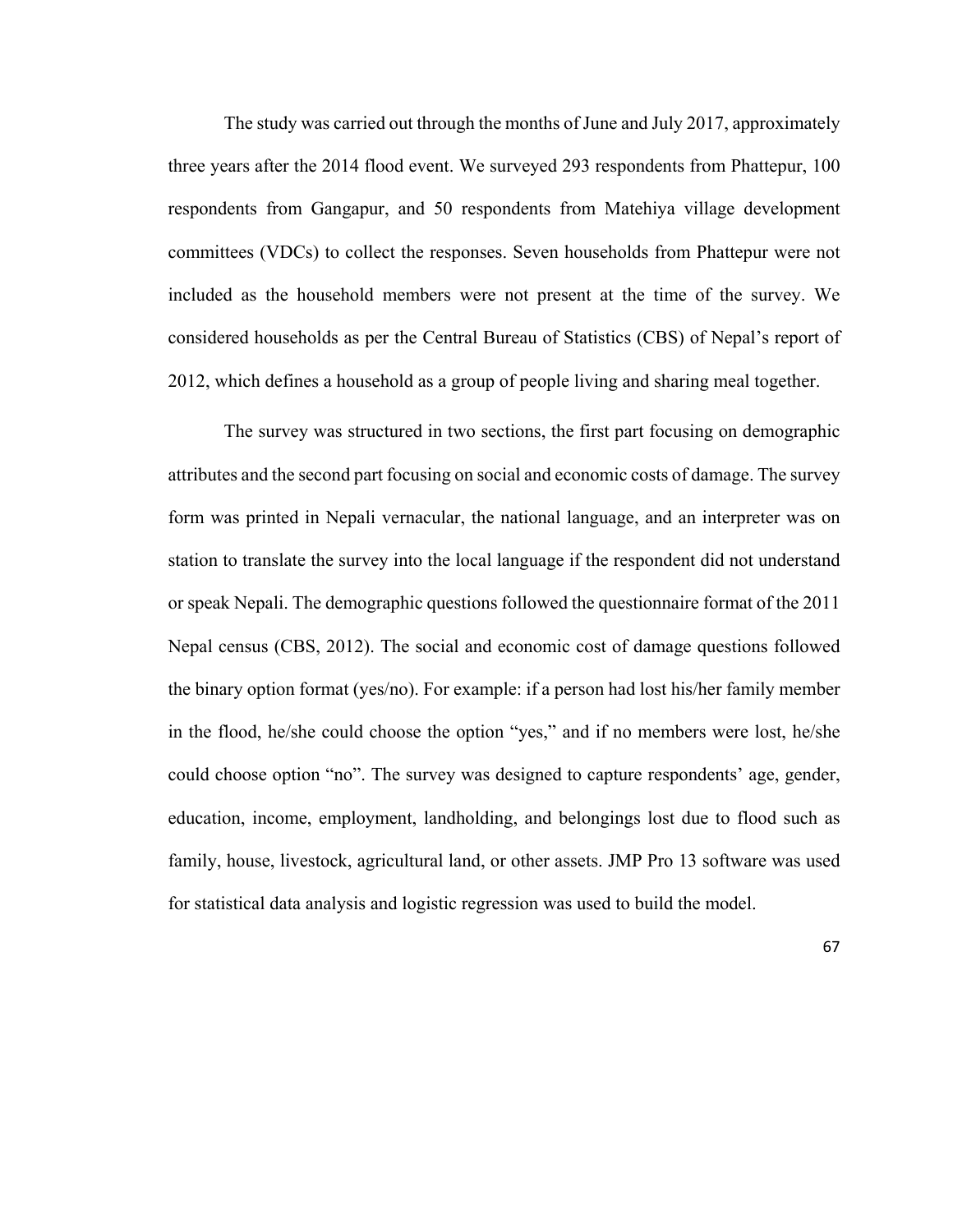The study was carried out through the months of June and July 2017, approximately three years after the 2014 flood event. We surveyed 293 respondents from Phattepur, 100 respondents from Gangapur, and 50 respondents from Matehiya village development committees (VDCs) to collect the responses. Seven households from Phattepur were not included as the household members were not present at the time of the survey. We considered households as per the Central Bureau of Statistics (CBS) of Nepal's report of 2012, which defines a household as a group of people living and sharing meal together.

The survey was structured in two sections, the first part focusing on demographic attributes and the second part focusing on social and economic costs of damage. The survey form was printed in Nepali vernacular, the national language, and an interpreter was on station to translate the survey into the local language if the respondent did not understand or speak Nepali. The demographic questions followed the questionnaire format of the 2011 Nepal census (CBS, 2012). The social and economic cost of damage questions followed the binary option format (yes/no). For example: if a person had lost his/her family member in the flood, he/she could choose the option "yes," and if no members were lost, he/she could choose option "no". The survey was designed to capture respondents' age, gender, education, income, employment, landholding, and belongings lost due to flood such as family, house, livestock, agricultural land, or other assets. JMP Pro 13 software was used for statistical data analysis and logistic regression was used to build the model.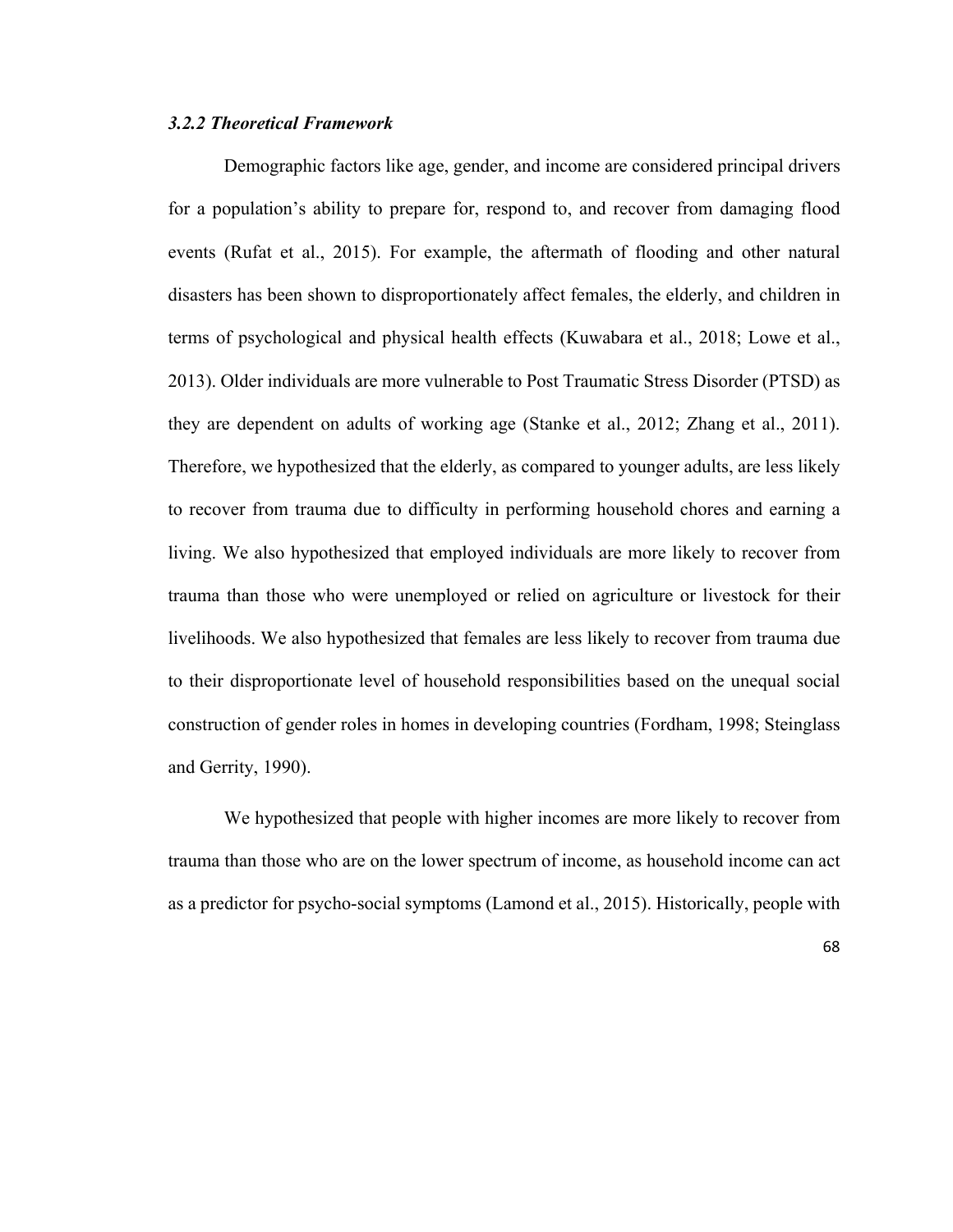### *3.2.2 Theoretical Framework*

Demographic factors like age, gender, and income are considered principal drivers for a population's ability to prepare for, respond to, and recover from damaging flood events (Rufat et al., 2015). For example, the aftermath of flooding and other natural disasters has been shown to disproportionately affect females, the elderly, and children in terms of psychological and physical health effects (Kuwabara et al., 2018; Lowe et al., 2013). Older individuals are more vulnerable to Post Traumatic Stress Disorder (PTSD) as they are dependent on adults of working age (Stanke et al., 2012; Zhang et al., 2011). Therefore, we hypothesized that the elderly, as compared to younger adults, are less likely to recover from trauma due to difficulty in performing household chores and earning a living. We also hypothesized that employed individuals are more likely to recover from trauma than those who were unemployed or relied on agriculture or livestock for their livelihoods. We also hypothesized that females are less likely to recover from trauma due to their disproportionate level of household responsibilities based on the unequal social construction of gender roles in homes in developing countries (Fordham, 1998; Steinglass and Gerrity, 1990).

We hypothesized that people with higher incomes are more likely to recover from trauma than those who are on the lower spectrum of income, as household income can act as a predictor for psycho-social symptoms (Lamond et al., 2015). Historically, people with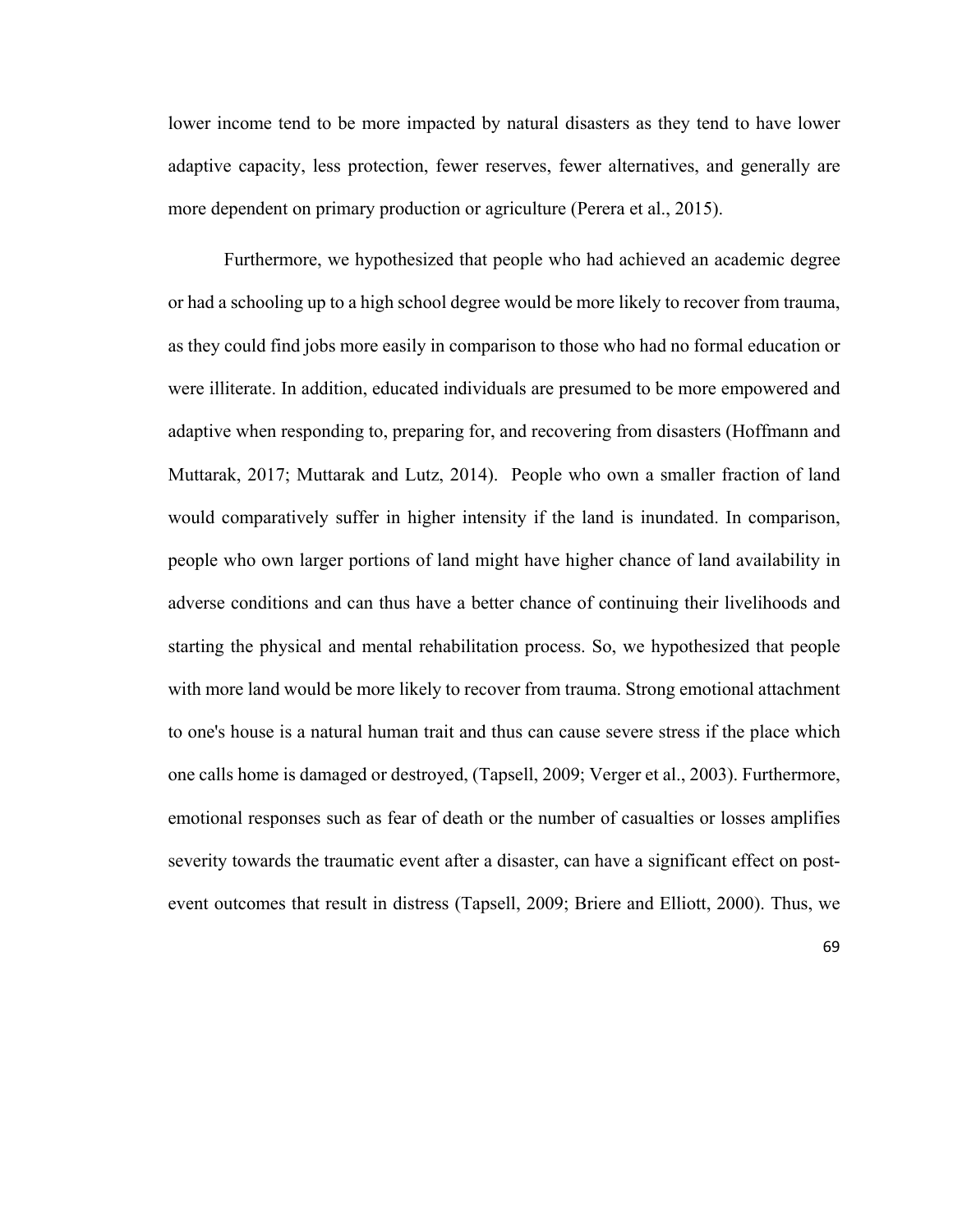lower income tend to be more impacted by natural disasters as they tend to have lower adaptive capacity, less protection, fewer reserves, fewer alternatives, and generally are more dependent on primary production or agriculture (Perera et al., 2015).

Furthermore, we hypothesized that people who had achieved an academic degree or had a schooling up to a high school degree would be more likely to recover from trauma, as they could find jobs more easily in comparison to those who had no formal education or were illiterate. In addition, educated individuals are presumed to be more empowered and adaptive when responding to, preparing for, and recovering from disasters (Hoffmann and Muttarak, 2017; Muttarak and Lutz, 2014). People who own a smaller fraction of land would comparatively suffer in higher intensity if the land is inundated. In comparison, people who own larger portions of land might have higher chance of land availability in adverse conditions and can thus have a better chance of continuing their livelihoods and starting the physical and mental rehabilitation process. So, we hypothesized that people with more land would be more likely to recover from trauma. Strong emotional attachment to one's house is a natural human trait and thus can cause severe stress if the place which one calls home is damaged or destroyed, (Tapsell, 2009; Verger et al., 2003). Furthermore, emotional responses such as fear of death or the number of casualties or losses amplifies severity towards the traumatic event after a disaster, can have a significant effect on post-event outcomes that result in distress (Tapsell, 2009; Briere and Elliott, 2000). Thus, we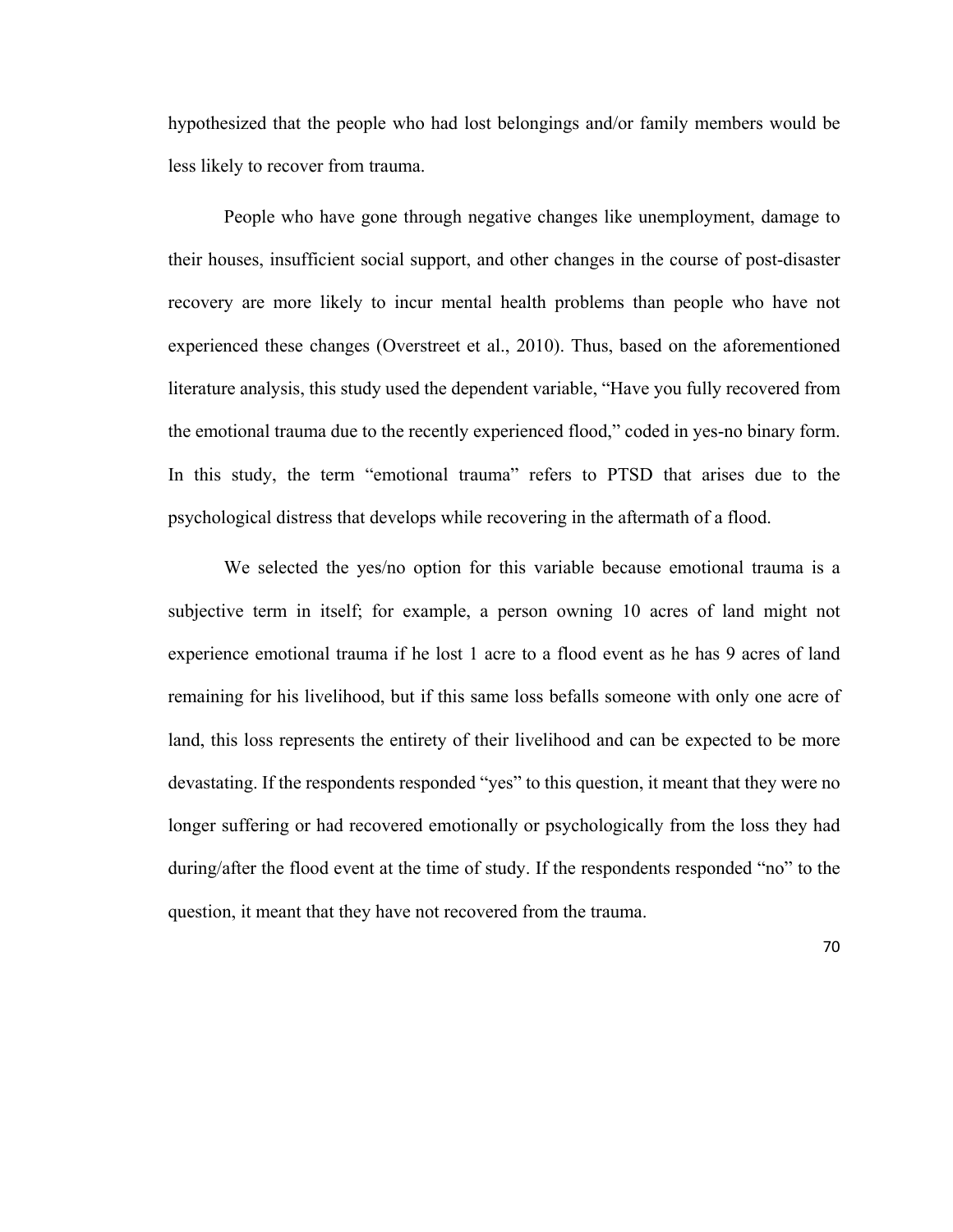hypothesized that the people who had lost belongings and/or family members would be less likely to recover from trauma.

People who have gone through negative changes like unemployment, damage to their houses, insufficient social support, and other changes in the course of post-disaster recovery are more likely to incur mental health problems than people who have not experienced these changes (Overstreet et al., 2010). Thus, based on the aforementioned literature analysis, this study used the dependent variable, "Have you fully recovered from the emotional trauma due to the recently experienced flood," coded in yes-no binary form. In this study, the term "emotional trauma" refers to PTSD that arises due to the psychological distress that develops while recovering in the aftermath of a flood.

We selected the yes/no option for this variable because emotional trauma is a subjective term in itself; for example, a person owning 10 acres of land might not experience emotional trauma if he lost 1 acre to a flood event as he has 9 acres of land remaining for his livelihood, but if this same loss befalls someone with only one acre of land, this loss represents the entirety of their livelihood and can be expected to be more devastating. If the respondents responded "yes" to this question, it meant that they were no longer suffering or had recovered emotionally or psychologically from the loss they had during/after the flood event at the time of study. If the respondents responded "no" to the question, it meant that they have not recovered from the trauma.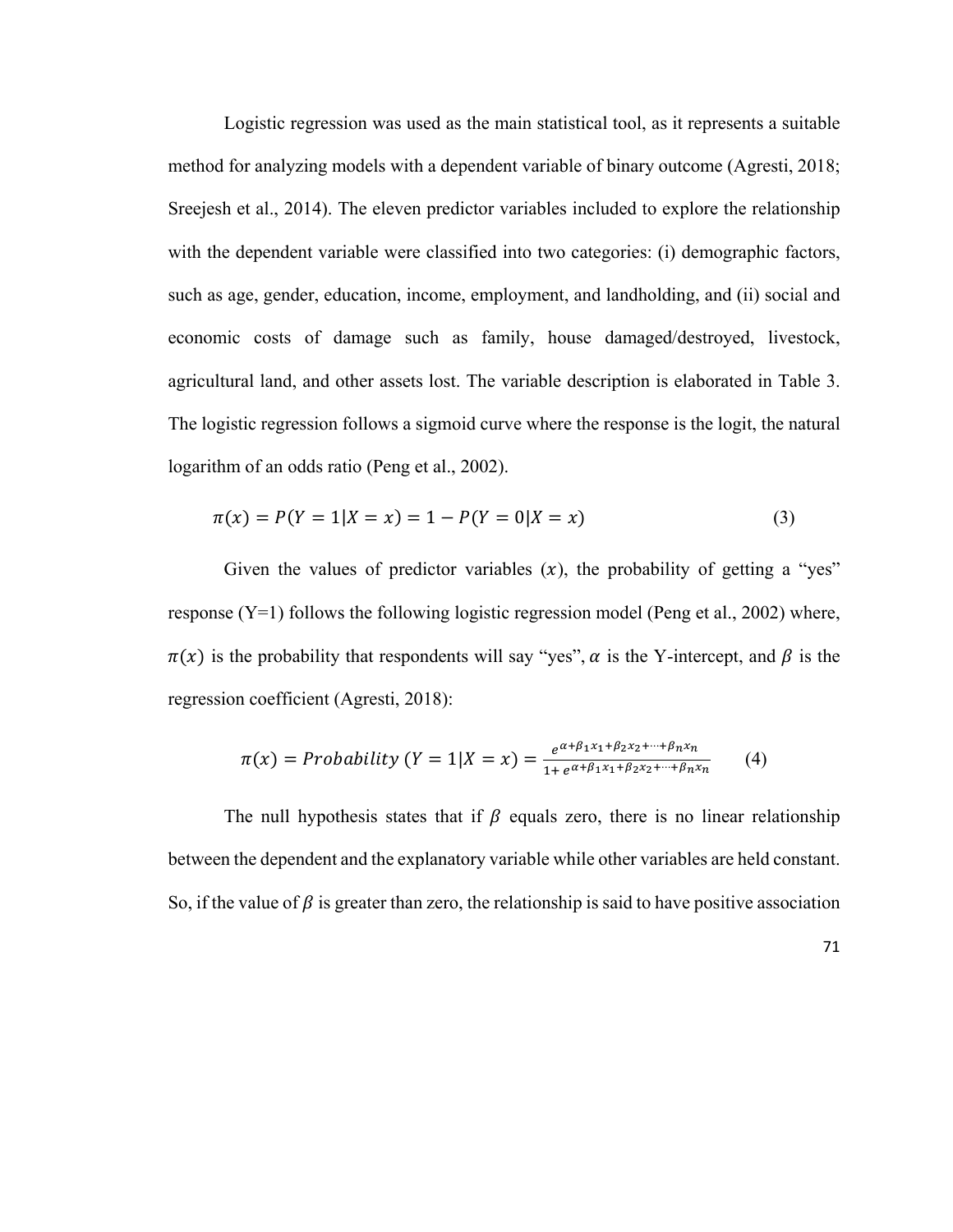Logistic regression was used as the main statistical tool, as it represents a suitable method for analyzing models with a dependent variable of binary outcome (Agresti, 2018; Sreejesh et al., 2014). The eleven predictor variables included to explore the relationship with the dependent variable were classified into two categories: (i) demographic factors, such as age, gender, education, income, employment, and landholding, and (ii) social and economic costs of damage such as family, house damaged/destroyed, livestock, agricultural land, and other assets lost. The variable description is elaborated in Table 3. The logistic regression follows a sigmoid curve where the response is the logit, the natural logarithm of an odds ratio (Peng et al., 2002).

$$\pi(x) = P(Y = 1|X = x) = 1 - P(Y = 0|X = x) \quad (3)$$

Given the values of predictor variables $(x)$, the probability of getting a "yes" response (Y=1) follows the following logistic regression model (Peng et al., 2002) where, $\pi(x)$ is the probability that respondents will say "yes", $\alpha$ is the Y-intercept, and $\beta$ is the regression coefficient (Agresti, 2018):

$$\pi(x) = Probability\ (Y = 1|X = x) = \frac{e^{\alpha+\beta_1 x_1+\beta_2 x_2+\cdots+\beta_n x_n}}{1+ e^{\alpha+\beta_1 x_1+\beta_2 x_2+\cdots+\beta_n x_n}} \quad (4)$$

The null hypothesis states that if $\beta$ equals zero, there is no linear relationship between the dependent and the explanatory variable while other variables are held constant. So, if the value of $\beta$ is greater than zero, the relationship is said to have positive association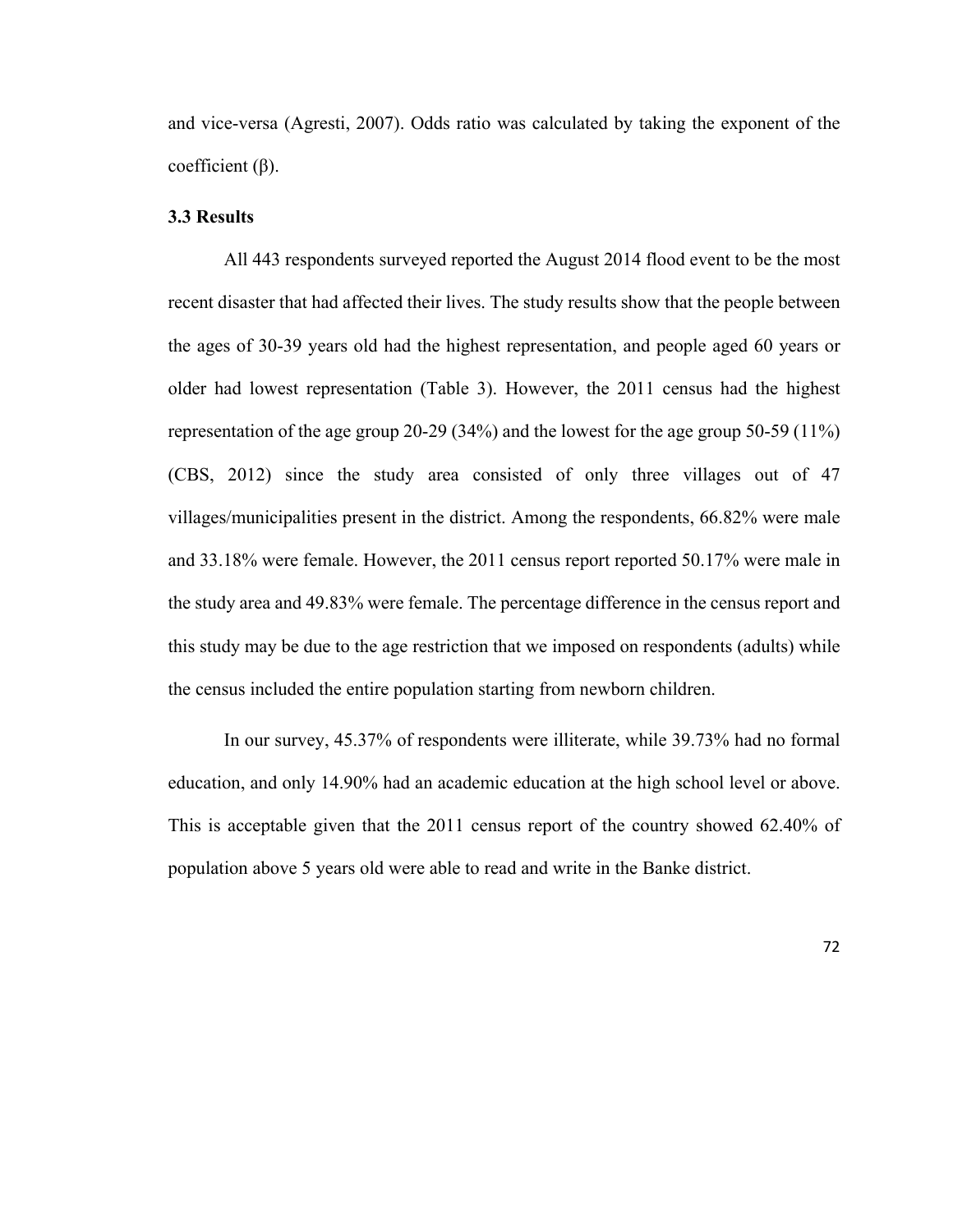and vice-versa (Agresti, 2007). Odds ratio was calculated by taking the exponent of the coefficient (β).

### 3.3 Results

All 443 respondents surveyed reported the August 2014 flood event to be the most recent disaster that had affected their lives. The study results show that the people between the ages of 30-39 years old had the highest representation, and people aged 60 years or older had lowest representation (Table 3). However, the 2011 census had the highest representation of the age group 20-29 (34%) and the lowest for the age group 50-59 (11%) (CBS, 2012) since the study area consisted of only three villages out of 47 villages/municipalities present in the district. Among the respondents, 66.82% were male and 33.18% were female. However, the 2011 census report reported 50.17% were male in the study area and 49.83% were female. The percentage difference in the census report and this study may be due to the age restriction that we imposed on respondents (adults) while the census included the entire population starting from newborn children.

In our survey, 45.37% of respondents were illiterate, while 39.73% had no formal education, and only 14.90% had an academic education at the high school level or above. This is acceptable given that the 2011 census report of the country showed 62.40% of population above 5 years old were able to read and write in the Banke district.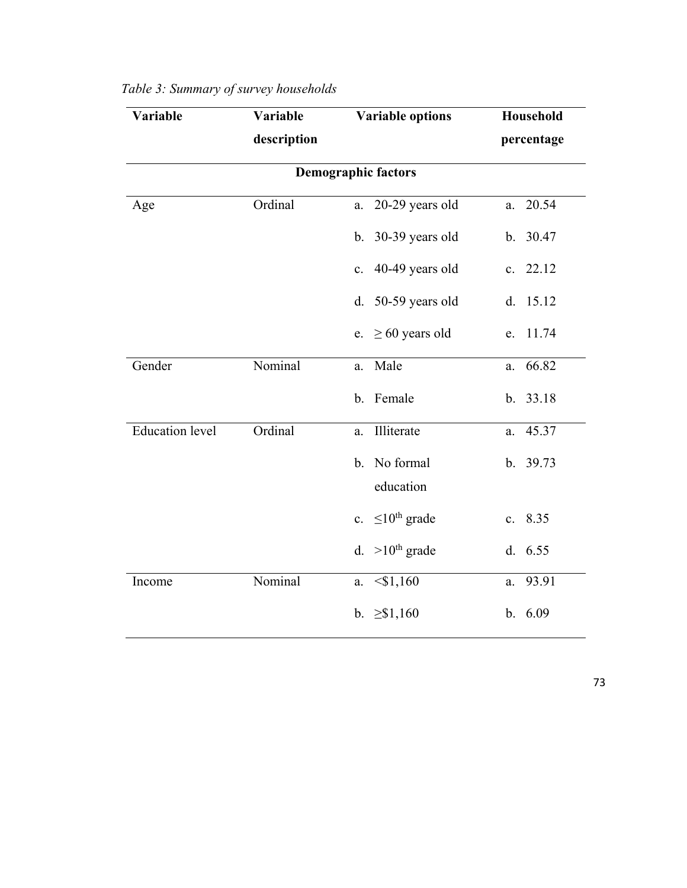*Table 3: Summary of survey households*

| Variable | Variable description | Variable options | Household percentage |
|---|---|---|---|
| **Demographic factors** | | | |
| Age | Ordinal | a. 20-29 years old | a. 20.54 |
| | | b. 30-39 years old | b. 30.47 |
| | | c. 40-49 years old | c. 22.12 |
| | | d. 50-59 years old | d. 15.12 |
| | | e. ≥ 60 years old | e. 11.74 |
| Gender | Nominal | a. Male | a. 66.82 |
| | | b. Female | b. 33.18 |
| Education level | Ordinal | a. Illiterate | a. 45.37 |
| | | b. No formal education | b. 39.73 |
| | | c. ≤10th grade | c. 8.35 |
| | | d. >10th grade | d. 6.55 |
| Income | Nominal | a. <$1,160 | a. 93.91 |
| | | b. ≥$1,160 | b. 6.09 |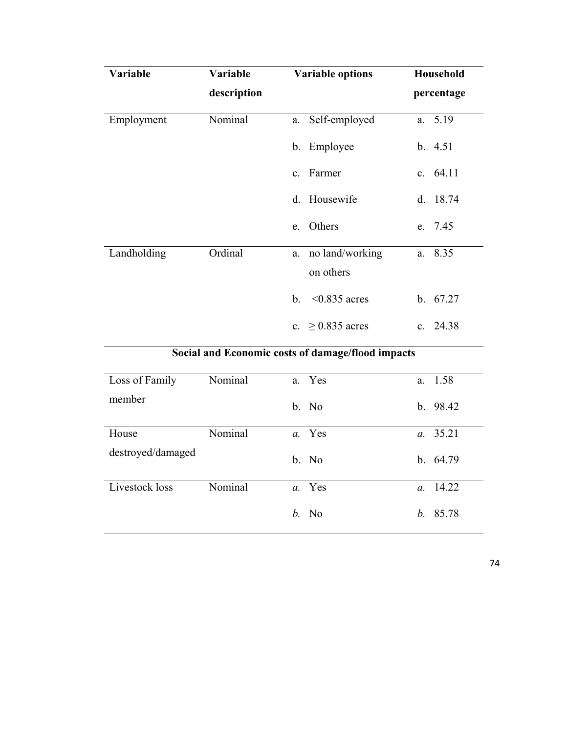| Variable | Variable description | Variable options | Household percentage |
|---|---|---|---|
| Employment | Nominal | a. Self-employed | a. 5.19 |
| | | b. Employee | b. 4.51 |
| | | c. Farmer | c. 64.11 |
| | | d. Housewife | d. 18.74 |
| | | e. Others | e. 7.45 |
| Landholding | Ordinal | a. no land/working on others | a. 8.35 |
| | | b. <0.835 acres | b. 67.27 |
| | | c. ≥ 0.835 acres | c. 24.38 |
| **Social and Economic costs of damage/flood impacts** | | | |
| Loss of Family member | Nominal | a. Yes | a. 1.58 |
| | | b. No | b. 98.42 |
| House destroyed/damaged | Nominal | *a.* Yes | *a.* 35.21 |
| | | b. No | b. 64.79 |
| Livestock loss | Nominal | *a.* Yes | *a.* 14.22 |
| | | *b.* No | *b.* 85.78 |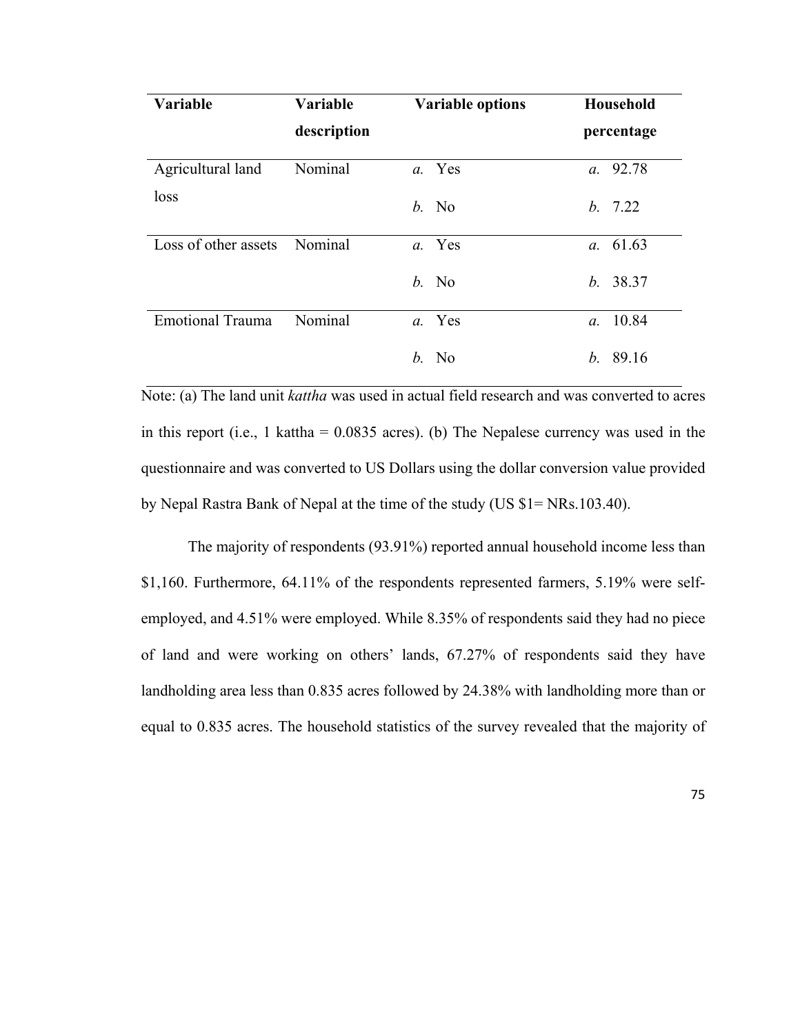| Variable | Variable description | Variable options | Household percentage |
|---|---|---|---|
| Agricultural land loss | Nominal | *a.* Yes<br>*b.* No | *a.* 92.78<br>*b.* 7.22 |
| Loss of other assets | Nominal | *a.* Yes<br>*b.* No | *a.* 61.63<br>*b.* 38.37 |
| Emotional Trauma | Nominal | *a.* Yes<br>*b.* No | *a.* 10.84<br>*b.* 89.16 |

Note: (a) The land unit *kattha* was used in actual field research and was converted to acres in this report (i.e., 1 kattha = 0.0835 acres). (b) The Nepalese currency was used in the questionnaire and was converted to US Dollars using the dollar conversion value provided by Nepal Rastra Bank of Nepal at the time of the study (US $1= NRs.103.40).

The majority of respondents (93.91%) reported annual household income less than $1,160. Furthermore, 64.11% of the respondents represented farmers, 5.19% were self-employed, and 4.51% were employed. While 8.35% of respondents said they had no piece of land and were working on others' lands, 67.27% of respondents said they have landholding area less than 0.835 acres followed by 24.38% with landholding more than or equal to 0.835 acres. The household statistics of the survey revealed that the majority of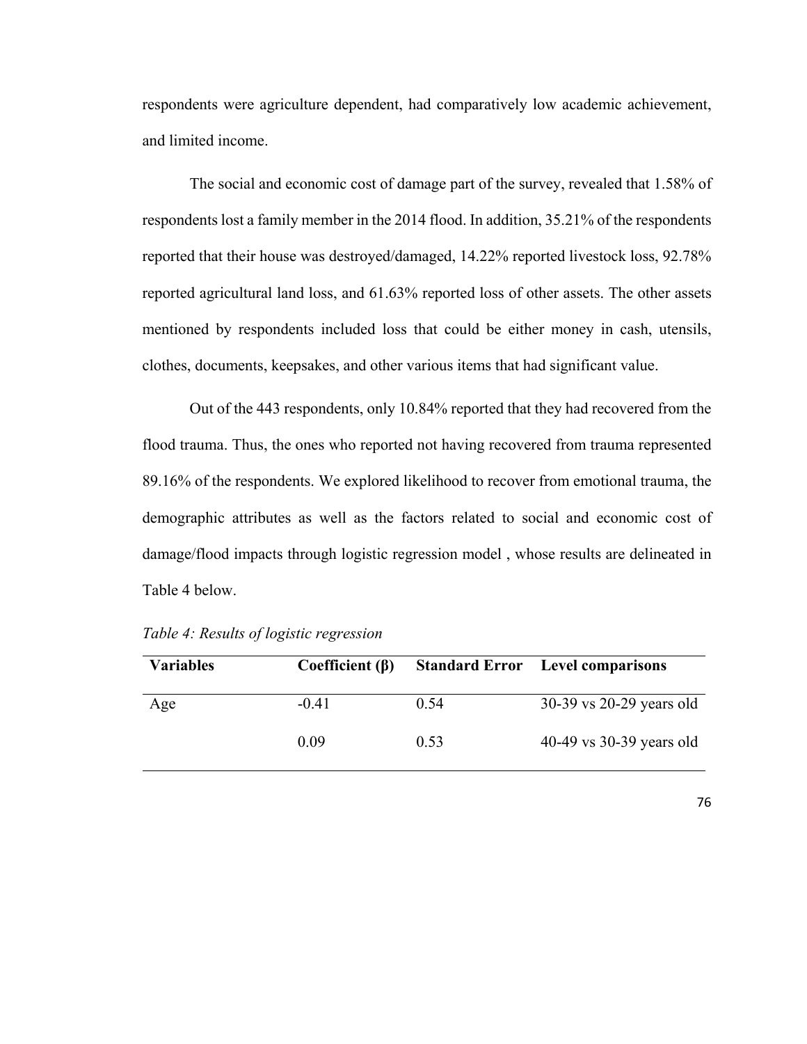respondents were agriculture dependent, had comparatively low academic achievement, and limited income.

The social and economic cost of damage part of the survey, revealed that 1.58% of respondents lost a family member in the 2014 flood. In addition, 35.21% of the respondents reported that their house was destroyed/damaged, 14.22% reported livestock loss, 92.78% reported agricultural land loss, and 61.63% reported loss of other assets. The other assets mentioned by respondents included loss that could be either money in cash, utensils, clothes, documents, keepsakes, and other various items that had significant value.

Out of the 443 respondents, only 10.84% reported that they had recovered from the flood trauma. Thus, the ones who reported not having recovered from trauma represented 89.16% of the respondents. We explored likelihood to recover from emotional trauma, the demographic attributes as well as the factors related to social and economic cost of damage/flood impacts through logistic regression model , whose results are delineated in Table 4 below.

*Table 4: Results of logistic regression*

| Variables | Coefficient (β) | Standard Error | Level comparisons |
|---|---|---|---|
| Age | -0.41 | 0.54 | 30-39 vs 20-29 years old |
| | 0.09 | 0.53 | 40-49 vs 30-39 years old |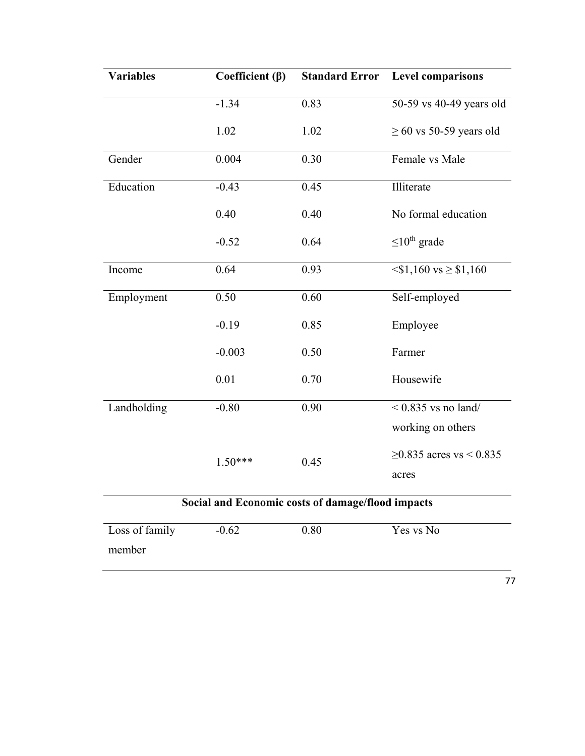| Variables | Coefficient (β) | Standard Error | Level comparisons |
|---|---|---|---|
| | -1.34 | 0.83 | 50-59 vs 40-49 years old |
| | 1.02 | 1.02 | ≥ 60 vs 50-59 years old |
| Gender | 0.004 | 0.30 | Female vs Male |
| Education | -0.43 | 0.45 | Illiterate |
| | 0.40 | 0.40 | No formal education |
| | -0.52 | 0.64 | ≤10th grade |
| Income | 0.64 | 0.93 | <$1,160 vs ≥ $1,160 |
| Employment | 0.50 | 0.60 | Self-employed |
| | -0.19 | 0.85 | Employee |
| | -0.003 | 0.50 | Farmer |
| | 0.01 | 0.70 | Housewife |
| Landholding | -0.80 | 0.90 | < 0.835 vs no land/ working on others |
| | 1.50*** | 0.45 | ≥0.835 acres vs < 0.835 acres |
| **Social and Economic costs of damage/flood impacts** | | | |
| Loss of family member | -0.62 | 0.80 | Yes vs No |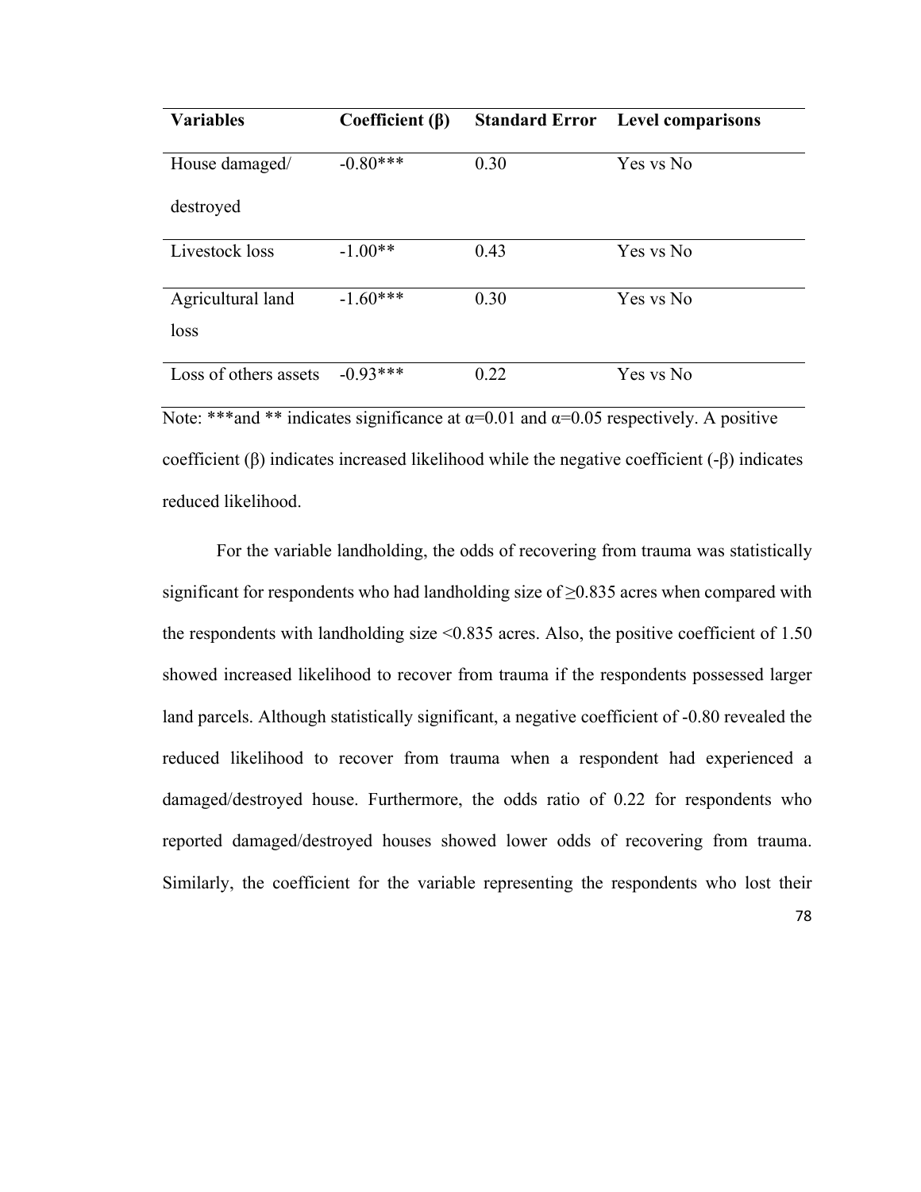| **Variables** | **Coefficient (β)** | **Standard Error** | **Level comparisons** |
|---|---|---|---|
| House damaged/ destroyed | -0.80*** | 0.30 | Yes vs No |
| Livestock loss | -1.00** | 0.43 | Yes vs No |
| Agricultural land loss | -1.60*** | 0.30 | Yes vs No |
| Loss of others assets | -0.93*** | 0.22 | Yes vs No |

Note: ***and ** indicates significance at $\alpha$=0.01 and $\alpha$=0.05 respectively. A positive coefficient (β) indicates increased likelihood while the negative coefficient (-β) indicates reduced likelihood.

For the variable landholding, the odds of recovering from trauma was statistically significant for respondents who had landholding size of ≥0.835 acres when compared with the respondents with landholding size <0.835 acres. Also, the positive coefficient of 1.50 showed increased likelihood to recover from trauma if the respondents possessed larger land parcels. Although statistically significant, a negative coefficient of -0.80 revealed the reduced likelihood to recover from trauma when a respondent had experienced a damaged/destroyed house. Furthermore, the odds ratio of 0.22 for respondents who reported damaged/destroyed houses showed lower odds of recovering from trauma. Similarly, the coefficient for the variable representing the respondents who lost their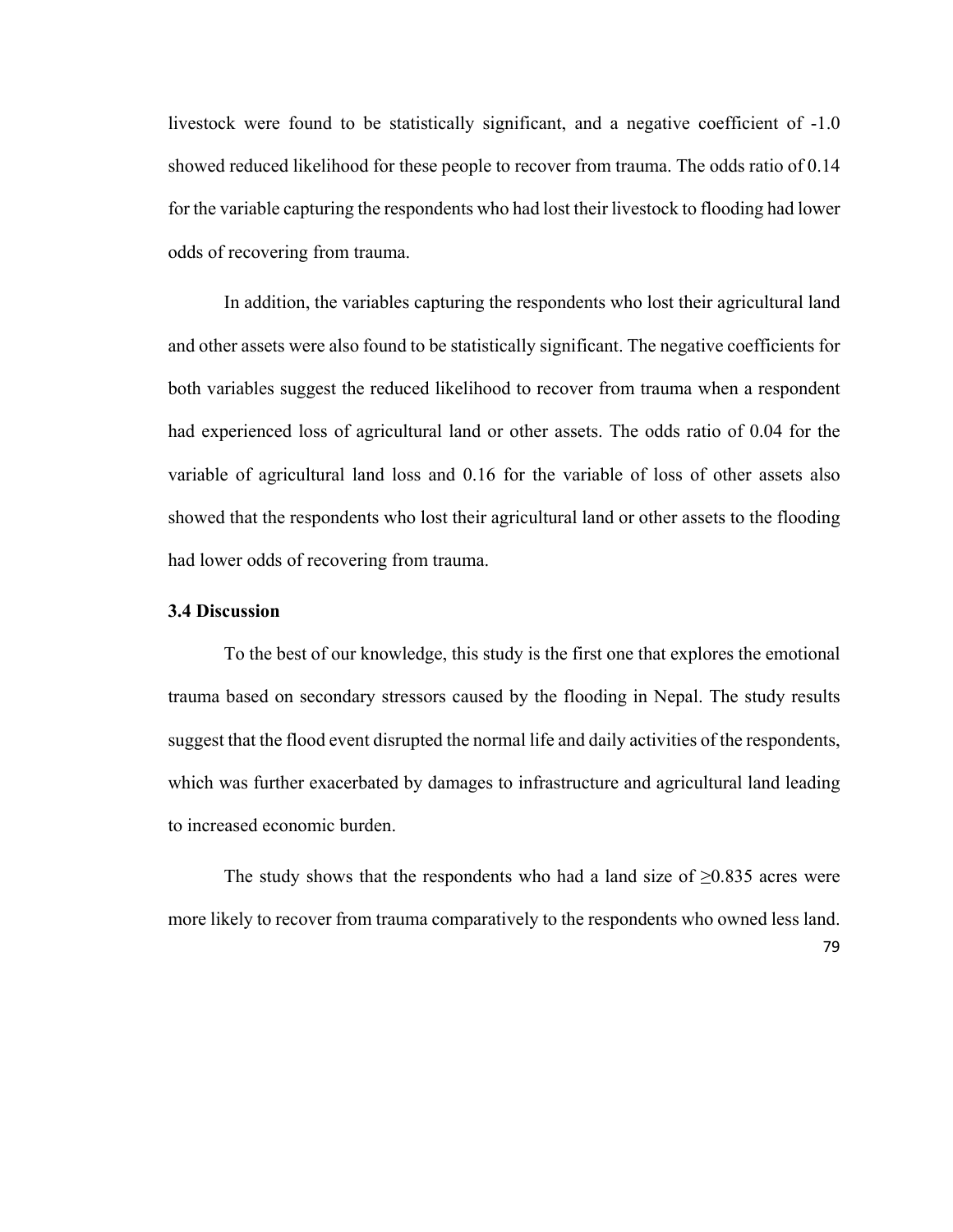livestock were found to be statistically significant, and a negative coefficient of -1.0 showed reduced likelihood for these people to recover from trauma. The odds ratio of 0.14 for the variable capturing the respondents who had lost their livestock to flooding had lower odds of recovering from trauma.

In addition, the variables capturing the respondents who lost their agricultural land and other assets were also found to be statistically significant. The negative coefficients for both variables suggest the reduced likelihood to recover from trauma when a respondent had experienced loss of agricultural land or other assets. The odds ratio of 0.04 for the variable of agricultural land loss and 0.16 for the variable of loss of other assets also showed that the respondents who lost their agricultural land or other assets to the flooding had lower odds of recovering from trauma.

### 3.4 Discussion

To the best of our knowledge, this study is the first one that explores the emotional trauma based on secondary stressors caused by the flooding in Nepal. The study results suggest that the flood event disrupted the normal life and daily activities of the respondents, which was further exacerbated by damages to infrastructure and agricultural land leading to increased economic burden.

The study shows that the respondents who had a land size of ≥0.835 acres were more likely to recover from trauma comparatively to the respondents who owned less land.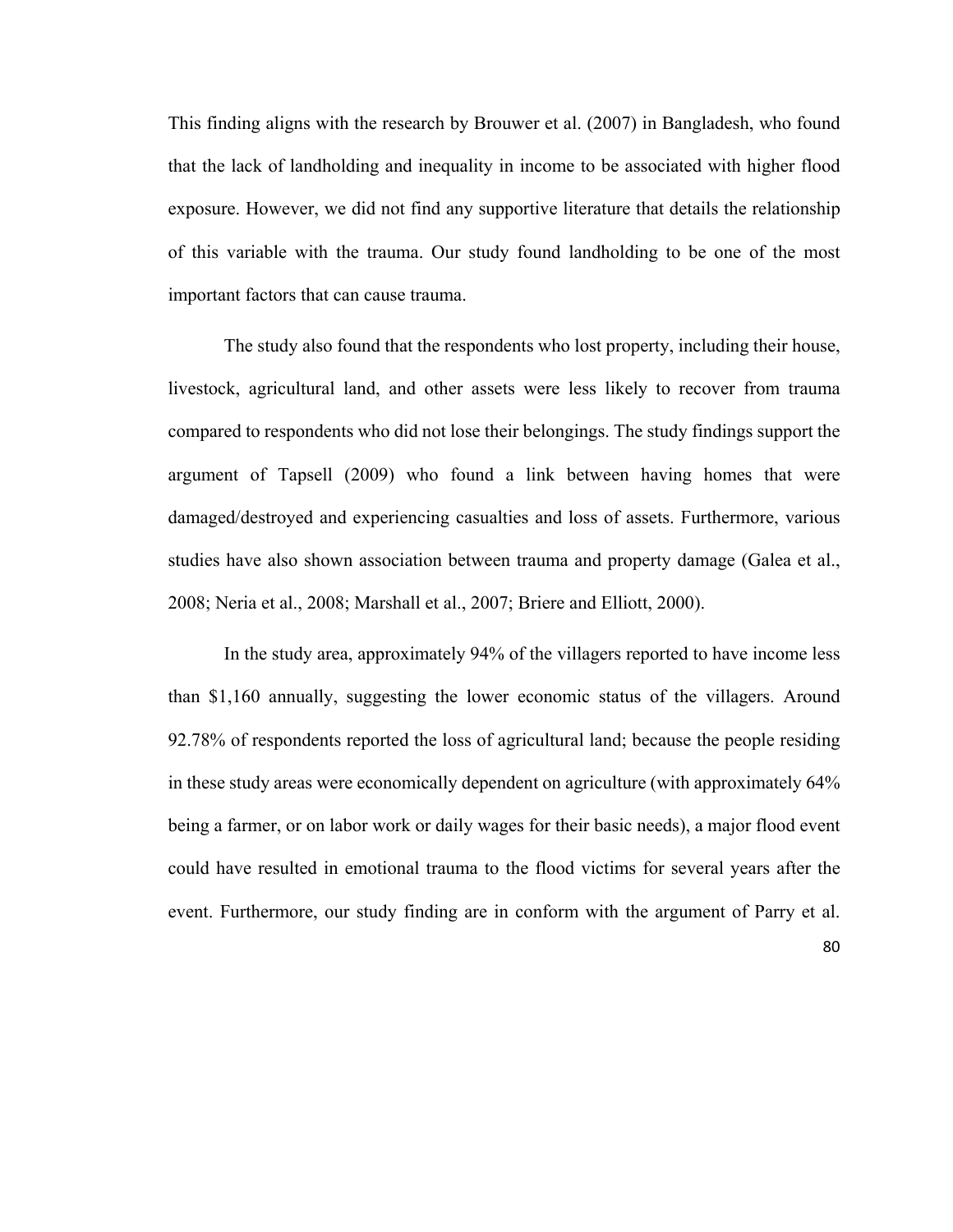This finding aligns with the research by Brouwer et al. (2007) in Bangladesh, who found that the lack of landholding and inequality in income to be associated with higher flood exposure. However, we did not find any supportive literature that details the relationship of this variable with the trauma. Our study found landholding to be one of the most important factors that can cause trauma.

The study also found that the respondents who lost property, including their house, livestock, agricultural land, and other assets were less likely to recover from trauma compared to respondents who did not lose their belongings. The study findings support the argument of Tapsell (2009) who found a link between having homes that were damaged/destroyed and experiencing casualties and loss of assets. Furthermore, various studies have also shown association between trauma and property damage (Galea et al., 2008; Neria et al., 2008; Marshall et al., 2007; Briere and Elliott, 2000).

In the study area, approximately 94% of the villagers reported to have income less than $1,160 annually, suggesting the lower economic status of the villagers. Around 92.78% of respondents reported the loss of agricultural land; because the people residing in these study areas were economically dependent on agriculture (with approximately 64% being a farmer, or on labor work or daily wages for their basic needs), a major flood event could have resulted in emotional trauma to the flood victims for several years after the event. Furthermore, our study finding are in conform with the argument of Parry et al.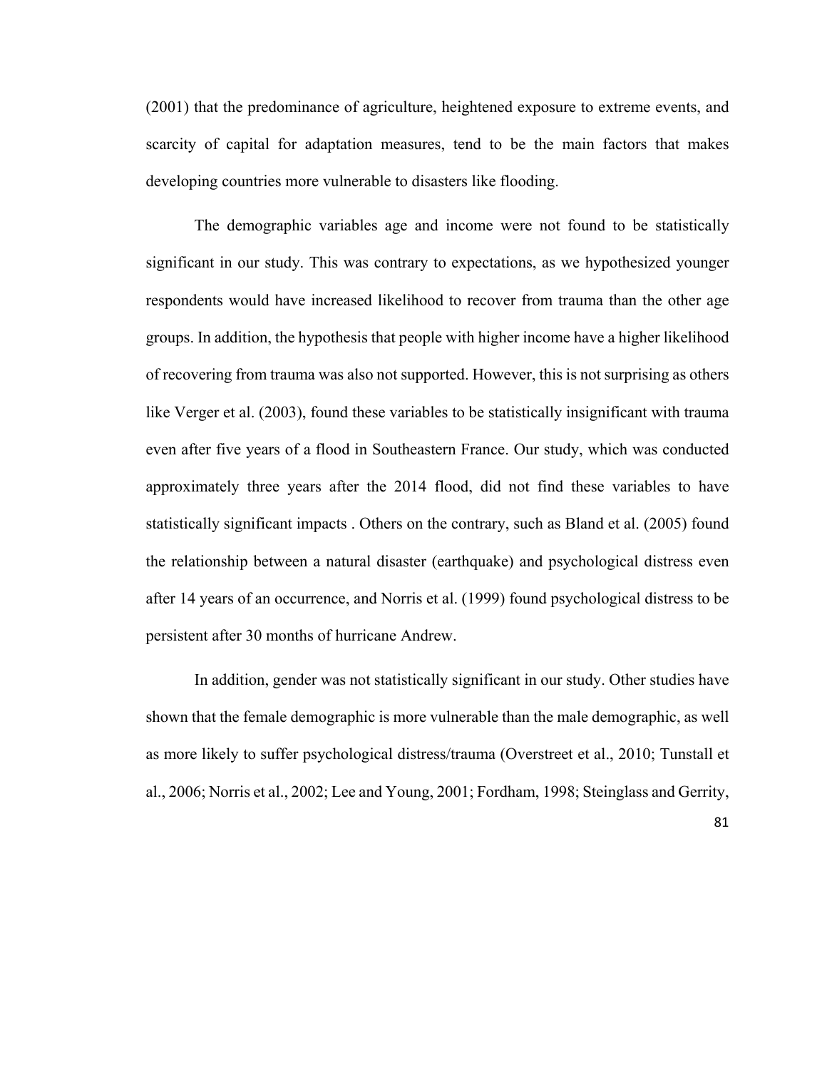(2001) that the predominance of agriculture, heightened exposure to extreme events, and scarcity of capital for adaptation measures, tend to be the main factors that makes developing countries more vulnerable to disasters like flooding.

The demographic variables age and income were not found to be statistically significant in our study. This was contrary to expectations, as we hypothesized younger respondents would have increased likelihood to recover from trauma than the other age groups. In addition, the hypothesis that people with higher income have a higher likelihood of recovering from trauma was also not supported. However, this is not surprising as others like Verger et al. (2003), found these variables to be statistically insignificant with trauma even after five years of a flood in Southeastern France. Our study, which was conducted approximately three years after the 2014 flood, did not find these variables to have statistically significant impacts . Others on the contrary, such as Bland et al. (2005) found the relationship between a natural disaster (earthquake) and psychological distress even after 14 years of an occurrence, and Norris et al. (1999) found psychological distress to be persistent after 30 months of hurricane Andrew.

In addition, gender was not statistically significant in our study. Other studies have shown that the female demographic is more vulnerable than the male demographic, as well as more likely to suffer psychological distress/trauma (Overstreet et al., 2010; Tunstall et al., 2006; Norris et al., 2002; Lee and Young, 2001; Fordham, 1998; Steinglass and Gerrity,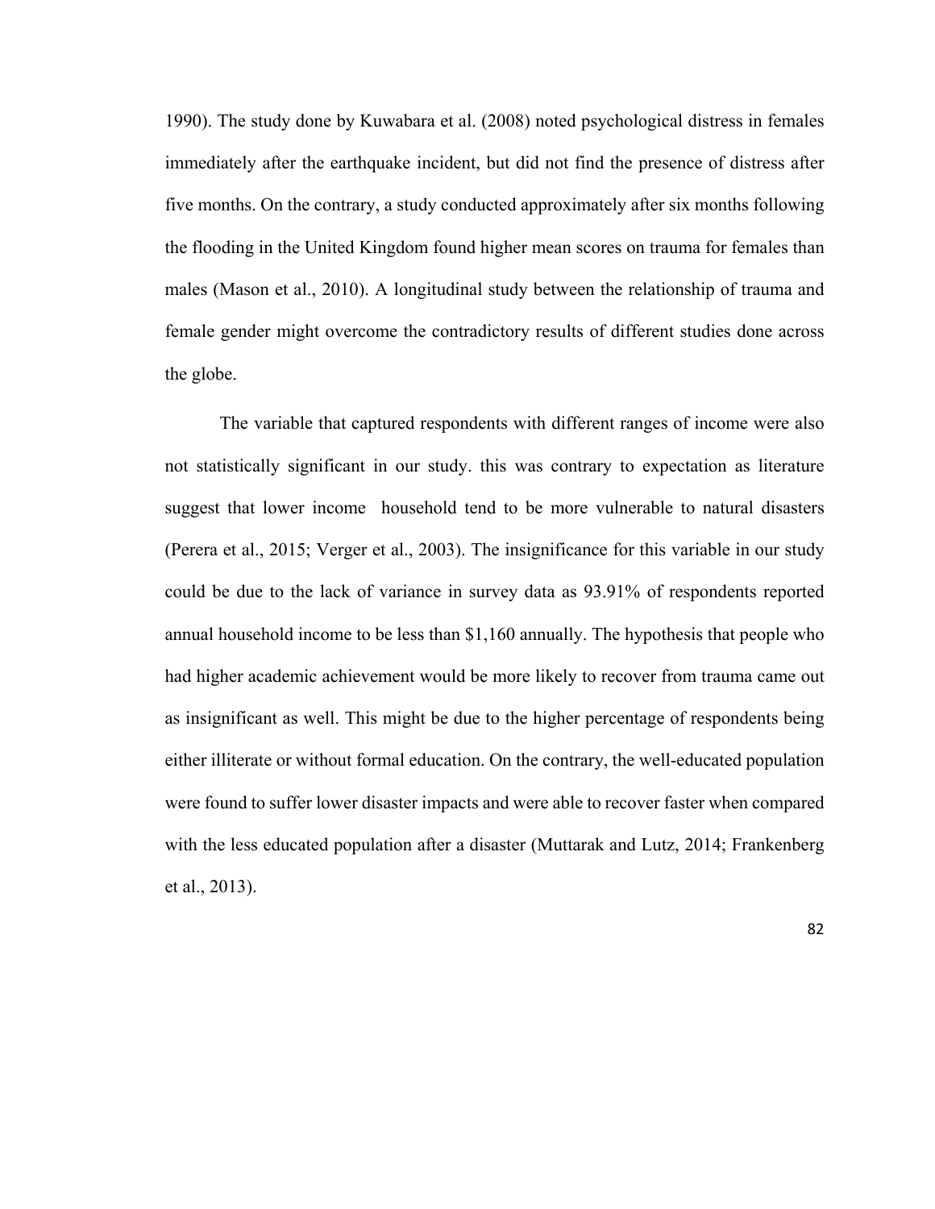1990). The study done by Kuwabara et al. (2008) noted psychological distress in females immediately after the earthquake incident, but did not find the presence of distress after five months. On the contrary, a study conducted approximately after six months following the flooding in the United Kingdom found higher mean scores on trauma for females than males (Mason et al., 2010). A longitudinal study between the relationship of trauma and female gender might overcome the contradictory results of different studies done across the globe.

The variable that captured respondents with different ranges of income were also not statistically significant in our study. this was contrary to expectation as literature suggest that lower income household tend to be more vulnerable to natural disasters (Perera et al., 2015; Verger et al., 2003). The insignificance for this variable in our study could be due to the lack of variance in survey data as 93.91% of respondents reported annual household income to be less than $1,160 annually. The hypothesis that people who had higher academic achievement would be more likely to recover from trauma came out as insignificant as well. This might be due to the higher percentage of respondents being either illiterate or without formal education. On the contrary, the well-educated population were found to suffer lower disaster impacts and were able to recover faster when compared with the less educated population after a disaster (Muttarak and Lutz, 2014; Frankenberg et al., 2013).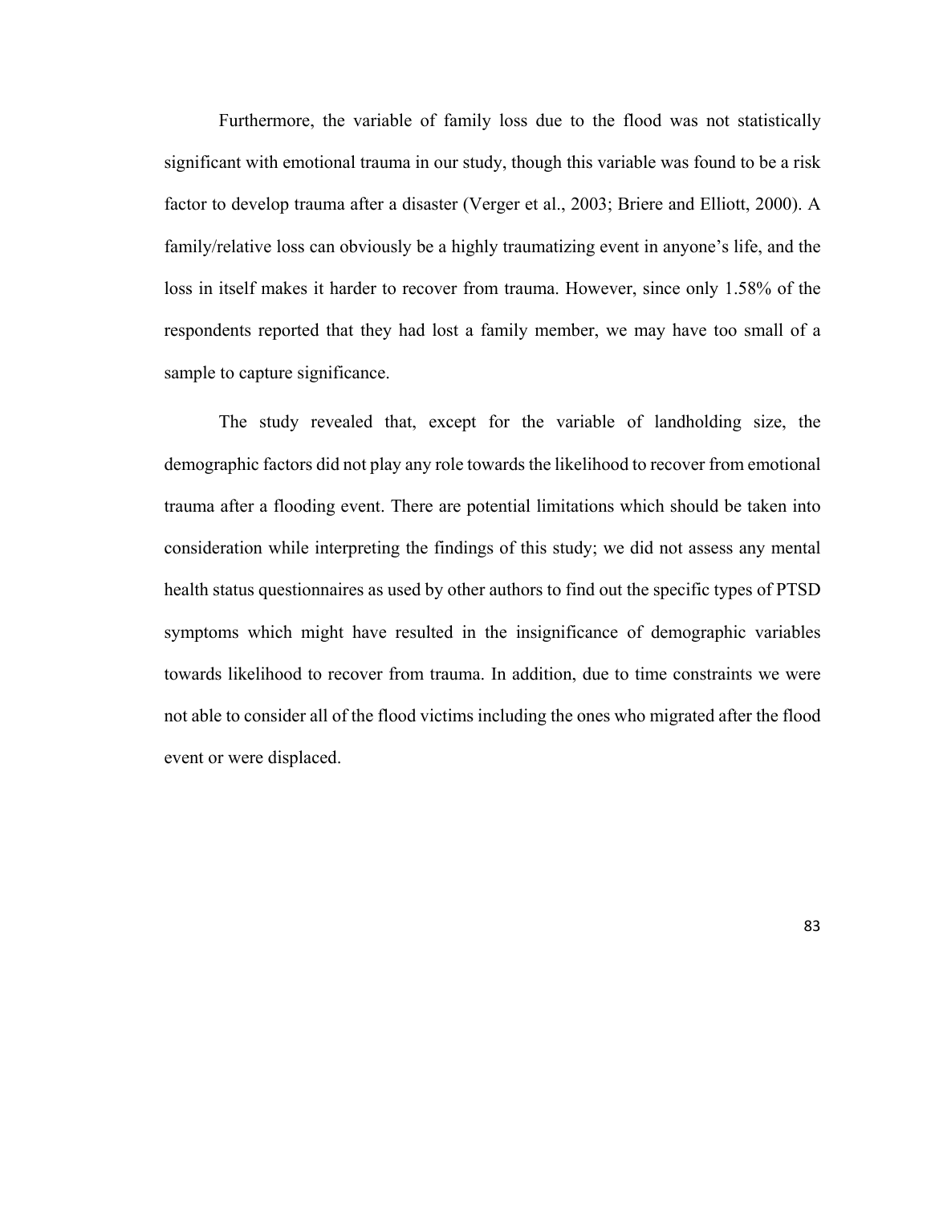Furthermore, the variable of family loss due to the flood was not statistically significant with emotional trauma in our study, though this variable was found to be a risk factor to develop trauma after a disaster (Verger et al., 2003; Briere and Elliott, 2000). A family/relative loss can obviously be a highly traumatizing event in anyone's life, and the loss in itself makes it harder to recover from trauma. However, since only 1.58% of the respondents reported that they had lost a family member, we may have too small of a sample to capture significance.

The study revealed that, except for the variable of landholding size, the demographic factors did not play any role towards the likelihood to recover from emotional trauma after a flooding event. There are potential limitations which should be taken into consideration while interpreting the findings of this study; we did not assess any mental health status questionnaires as used by other authors to find out the specific types of PTSD symptoms which might have resulted in the insignificance of demographic variables towards likelihood to recover from trauma. In addition, due to time constraints we were not able to consider all of the flood victims including the ones who migrated after the flood event or were displaced.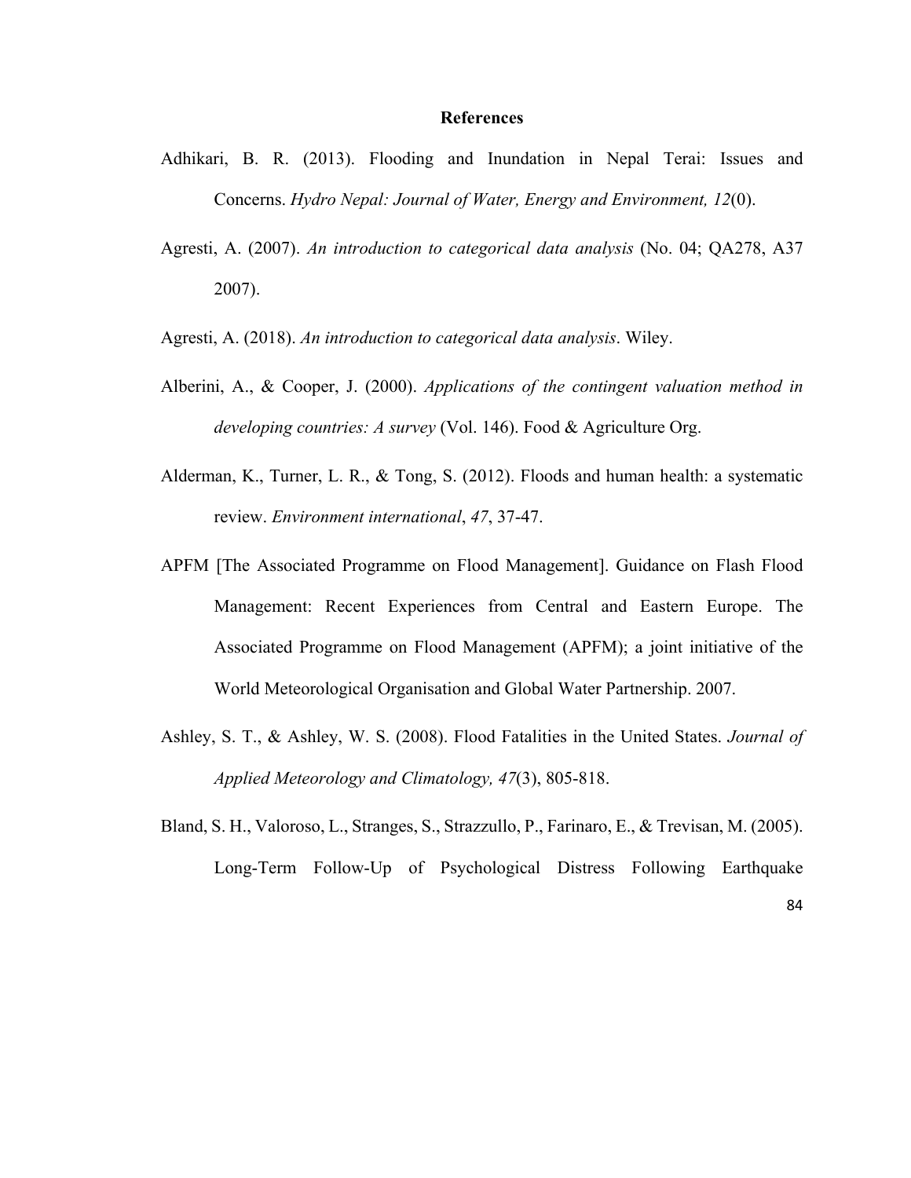# References

Adhikari, B. R. (2013). Flooding and Inundation in Nepal Terai: Issues and Concerns. *Hydro Nepal: Journal of Water, Energy and Environment, 12*(0).

Agresti, A. (2007). *An introduction to categorical data analysis* (No. 04; QA278, A37 2007).

Agresti, A. (2018). *An introduction to categorical data analysis*. Wiley.

Alberini, A., & Cooper, J. (2000). *Applications of the contingent valuation method in developing countries: A survey* (Vol. 146). Food & Agriculture Org.

Alderman, K., Turner, L. R., & Tong, S. (2012). Floods and human health: a systematic review. *Environment international*, *47*, 37-47.

APFM [The Associated Programme on Flood Management]. Guidance on Flash Flood Management: Recent Experiences from Central and Eastern Europe. The Associated Programme on Flood Management (APFM); a joint initiative of the World Meteorological Organisation and Global Water Partnership. 2007.

Ashley, S. T., & Ashley, W. S. (2008). Flood Fatalities in the United States. *Journal of Applied Meteorology and Climatology, 47*(3), 805-818.

Bland, S. H., Valoroso, L., Stranges, S., Strazzullo, P., Farinaro, E., & Trevisan, M. (2005). Long-Term Follow-Up of Psychological Distress Following Earthquake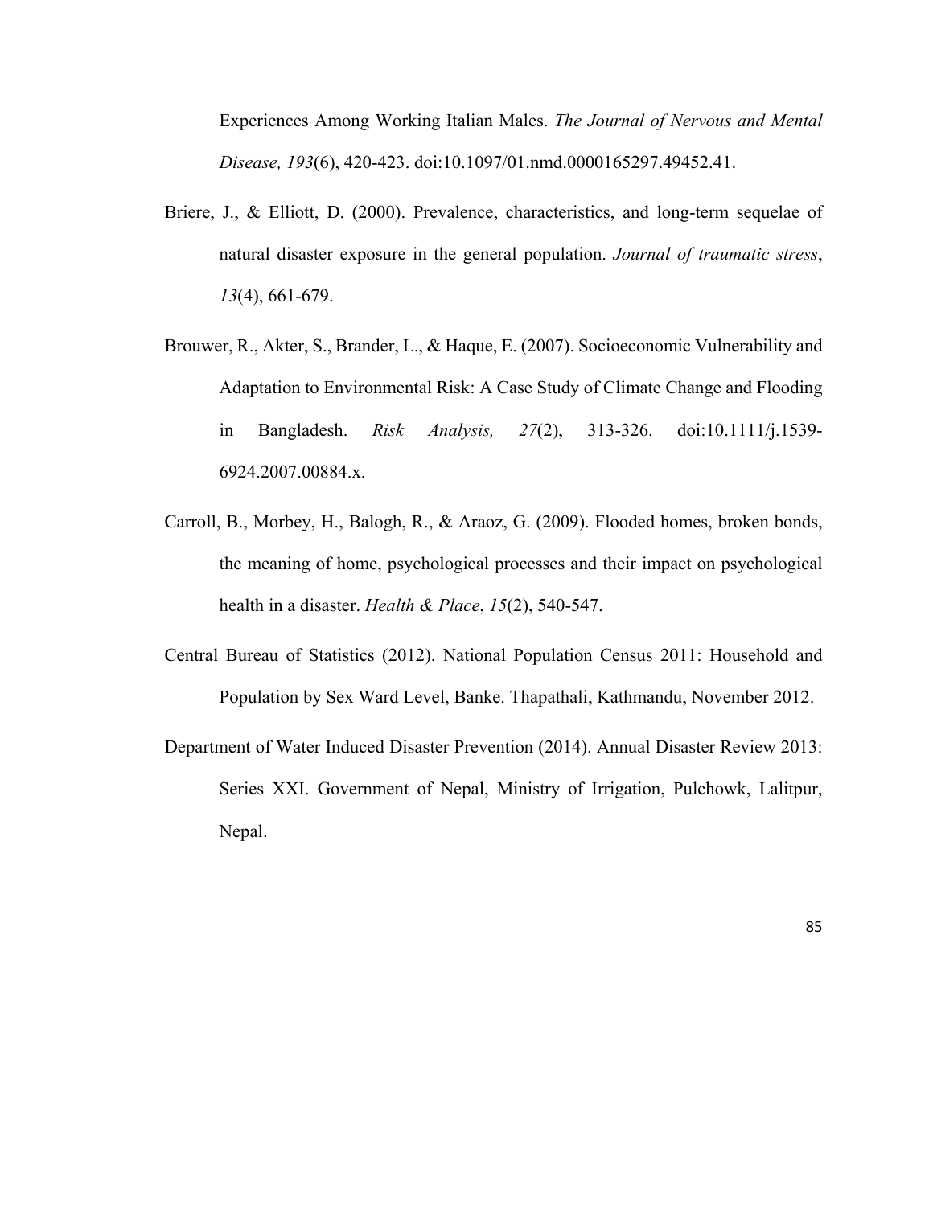Experiences Among Working Italian Males. *The Journal of Nervous and Mental Disease, 193*(6), 420-423. doi:10.1097/01.nmd.0000165297.49452.41.

Briere, J., & Elliott, D. (2000). Prevalence, characteristics, and long-term sequelae of natural disaster exposure in the general population. *Journal of traumatic stress*, *13*(4), 661-679.

Brouwer, R., Akter, S., Brander, L., & Haque, E. (2007). Socioeconomic Vulnerability and Adaptation to Environmental Risk: A Case Study of Climate Change and Flooding in Bangladesh. *Risk Analysis, 27*(2), 313-326. doi:10.1111/j.1539-6924.2007.00884.x.

Carroll, B., Morbey, H., Balogh, R., & Araoz, G. (2009). Flooded homes, broken bonds, the meaning of home, psychological processes and their impact on psychological health in a disaster. *Health & Place*, *15*(2), 540-547.

Central Bureau of Statistics (2012). National Population Census 2011: Household and Population by Sex Ward Level, Banke. Thapathali, Kathmandu, November 2012.

Department of Water Induced Disaster Prevention (2014). Annual Disaster Review 2013: Series XXI. Government of Nepal, Ministry of Irrigation, Pulchowk, Lalitpur, Nepal.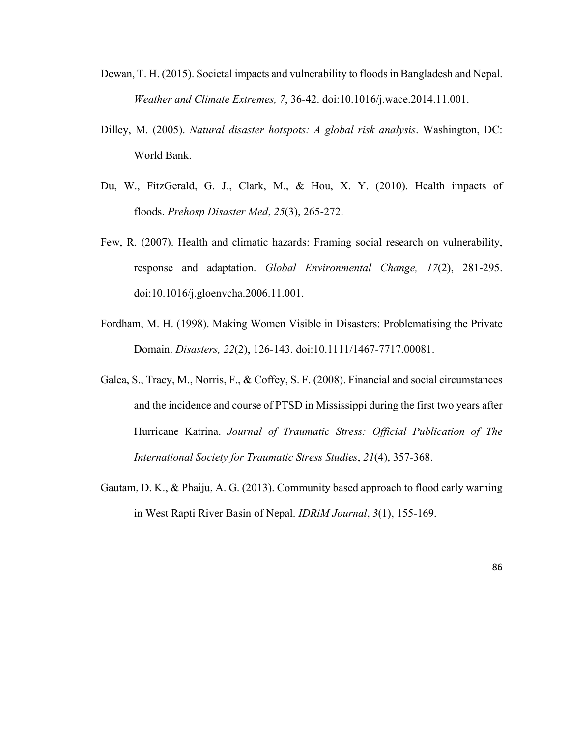Dewan, T. H. (2015). Societal impacts and vulnerability to floods in Bangladesh and Nepal. *Weather and Climate Extremes, 7*, 36-42. doi:10.1016/j.wace.2014.11.001.

Dilley, M. (2005). *Natural disaster hotspots: A global risk analysis*. Washington, DC: World Bank.

Du, W., FitzGerald, G. J., Clark, M., & Hou, X. Y. (2010). Health impacts of floods. *Prehosp Disaster Med*, *25*(3), 265-272.

Few, R. (2007). Health and climatic hazards: Framing social research on vulnerability, response and adaptation. *Global Environmental Change, 17*(2), 281-295. doi:10.1016/j.gloenvcha.2006.11.001.

Fordham, M. H. (1998). Making Women Visible in Disasters: Problematising the Private Domain. *Disasters, 22*(2), 126-143. doi:10.1111/1467-7717.00081.

Galea, S., Tracy, M., Norris, F., & Coffey, S. F. (2008). Financial and social circumstances and the incidence and course of PTSD in Mississippi during the first two years after Hurricane Katrina. *Journal of Traumatic Stress: Official Publication of The International Society for Traumatic Stress Studies*, *21*(4), 357-368.

Gautam, D. K., & Phaiju, A. G. (2013). Community based approach to flood early warning in West Rapti River Basin of Nepal. *IDRiM Journal*, *3*(1), 155-169.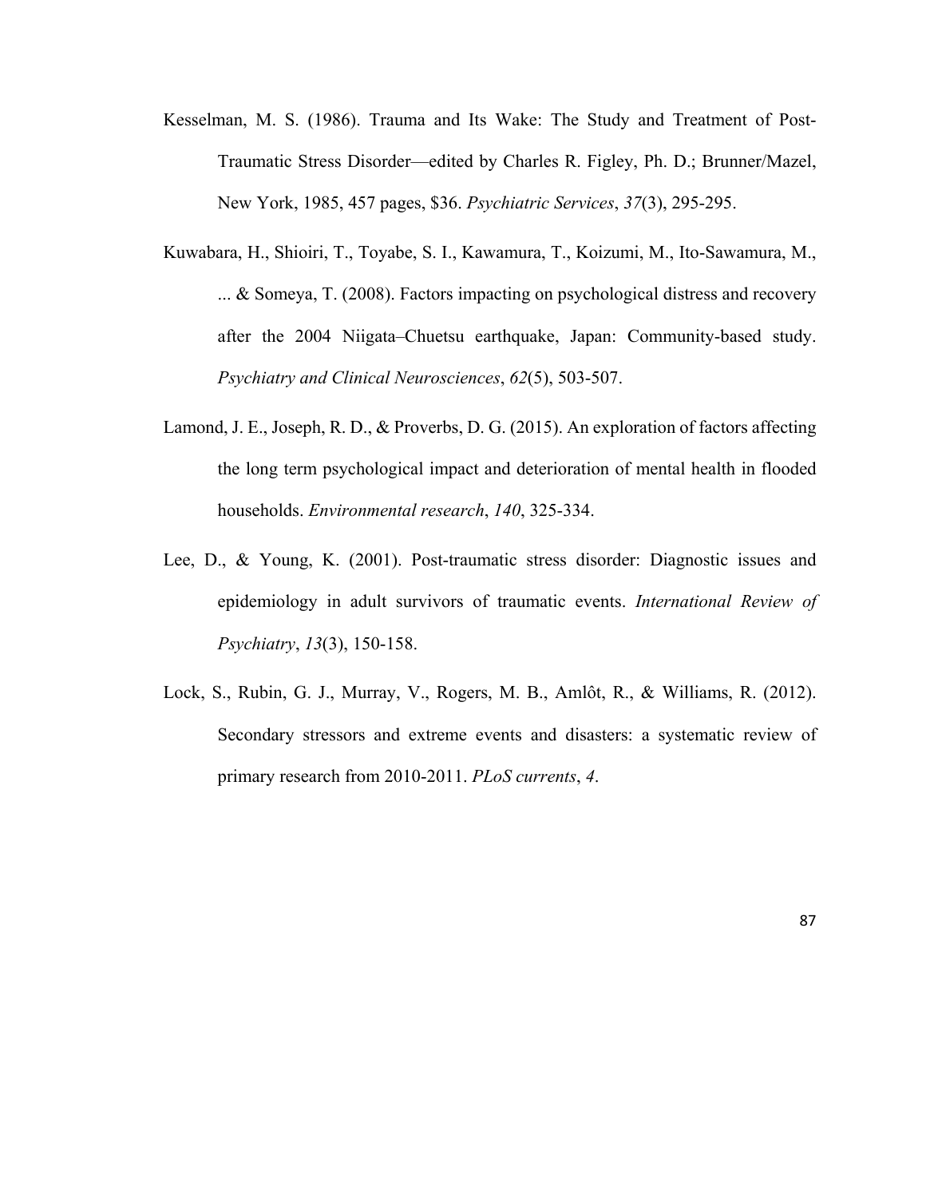Kesselman, M. S. (1986). Trauma and Its Wake: The Study and Treatment of Post-Traumatic Stress Disorder—edited by Charles R. Figley, Ph. D.; Brunner/Mazel, New York, 1985, 457 pages, $36. *Psychiatric Services*, *37*(3), 295-295.

Kuwabara, H., Shioiri, T., Toyabe, S. I., Kawamura, T., Koizumi, M., Ito-Sawamura, M., ... & Someya, T. (2008). Factors impacting on psychological distress and recovery after the 2004 Niigata–Chuetsu earthquake, Japan: Community-based study. *Psychiatry and Clinical Neurosciences*, *62*(5), 503-507.

Lamond, J. E., Joseph, R. D., & Proverbs, D. G. (2015). An exploration of factors affecting the long term psychological impact and deterioration of mental health in flooded households. *Environmental research*, *140*, 325-334.

Lee, D., & Young, K. (2001). Post-traumatic stress disorder: Diagnostic issues and epidemiology in adult survivors of traumatic events. *International Review of Psychiatry*, *13*(3), 150-158.

Lock, S., Rubin, G. J., Murray, V., Rogers, M. B., Amlôt, R., & Williams, R. (2012). Secondary stressors and extreme events and disasters: a systematic review of primary research from 2010-2011. *PLoS currents*, *4*.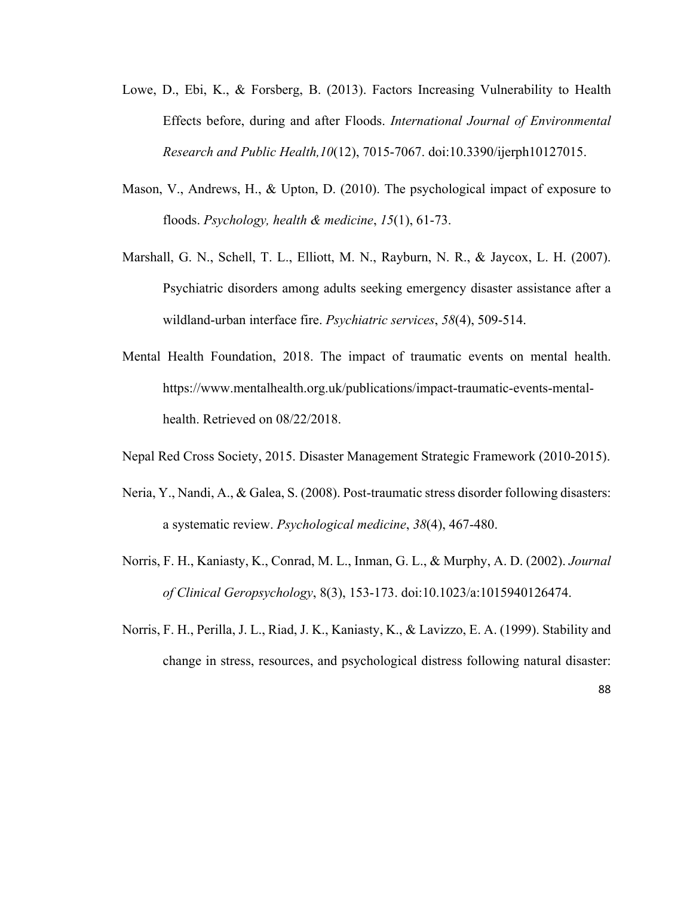Lowe, D., Ebi, K., & Forsberg, B. (2013). Factors Increasing Vulnerability to Health Effects before, during and after Floods. *International Journal of Environmental Research and Public Health,10*(12), 7015-7067. doi:10.3390/ijerph10127015.

Mason, V., Andrews, H., & Upton, D. (2010). The psychological impact of exposure to floods. *Psychology, health & medicine*, *15*(1), 61-73.

Marshall, G. N., Schell, T. L., Elliott, M. N., Rayburn, N. R., & Jaycox, L. H. (2007). Psychiatric disorders among adults seeking emergency disaster assistance after a wildland-urban interface fire. *Psychiatric services*, *58*(4), 509-514.

Mental Health Foundation, 2018. The impact of traumatic events on mental health. https://www.mentalhealth.org.uk/publications/impact-traumatic-events-mental-health. Retrieved on 08/22/2018.

Nepal Red Cross Society, 2015. Disaster Management Strategic Framework (2010-2015).

Neria, Y., Nandi, A., & Galea, S. (2008). Post-traumatic stress disorder following disasters: a systematic review. *Psychological medicine*, *38*(4), 467-480.

Norris, F. H., Kaniasty, K., Conrad, M. L., Inman, G. L., & Murphy, A. D. (2002). *Journal of Clinical Geropsychology*, 8(3), 153-173. doi:10.1023/a:1015940126474.

Norris, F. H., Perilla, J. L., Riad, J. K., Kaniasty, K., & Lavizzo, E. A. (1999). Stability and change in stress, resources, and psychological distress following natural disaster: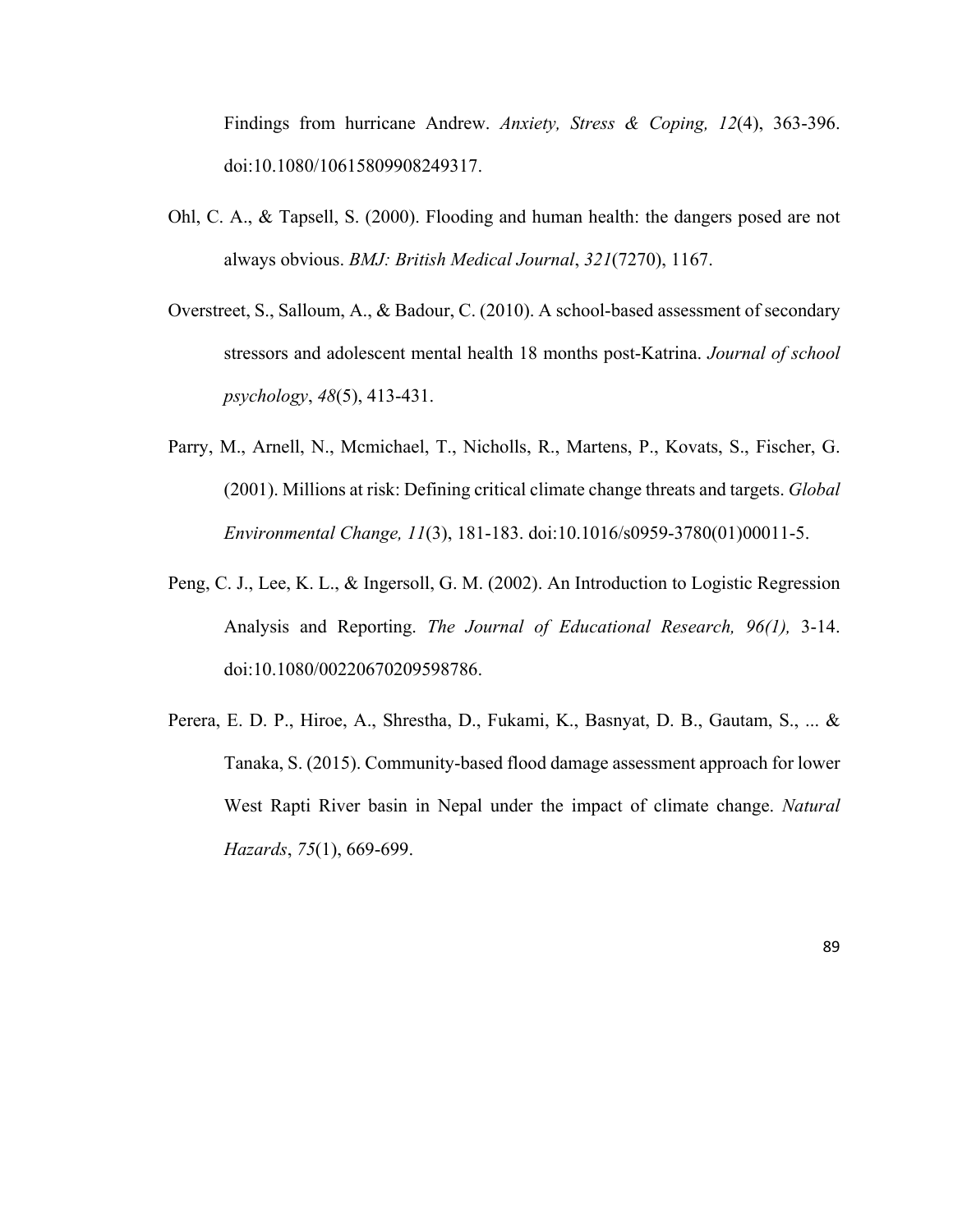Findings from hurricane Andrew. *Anxiety, Stress & Coping, 12*(4), 363-396. doi:10.1080/10615809908249317.

Ohl, C. A., & Tapsell, S. (2000). Flooding and human health: the dangers posed are not always obvious. *BMJ: British Medical Journal*, *321*(7270), 1167.

Overstreet, S., Salloum, A., & Badour, C. (2010). A school-based assessment of secondary stressors and adolescent mental health 18 months post-Katrina. *Journal of school psychology*, *48*(5), 413-431.

Parry, M., Arnell, N., Mcmichael, T., Nicholls, R., Martens, P., Kovats, S., Fischer, G. (2001). Millions at risk: Defining critical climate change threats and targets. *Global Environmental Change, 11*(3), 181-183. doi:10.1016/s0959-3780(01)00011-5.

Peng, C. J., Lee, K. L., & Ingersoll, G. M. (2002). An Introduction to Logistic Regression Analysis and Reporting. *The Journal of Educational Research, 96(1),* 3-14. doi:10.1080/00220670209598786.

Perera, E. D. P., Hiroe, A., Shrestha, D., Fukami, K., Basnyat, D. B., Gautam, S., ... & Tanaka, S. (2015). Community-based flood damage assessment approach for lower West Rapti River basin in Nepal under the impact of climate change. *Natural Hazards*, *75*(1), 669-699.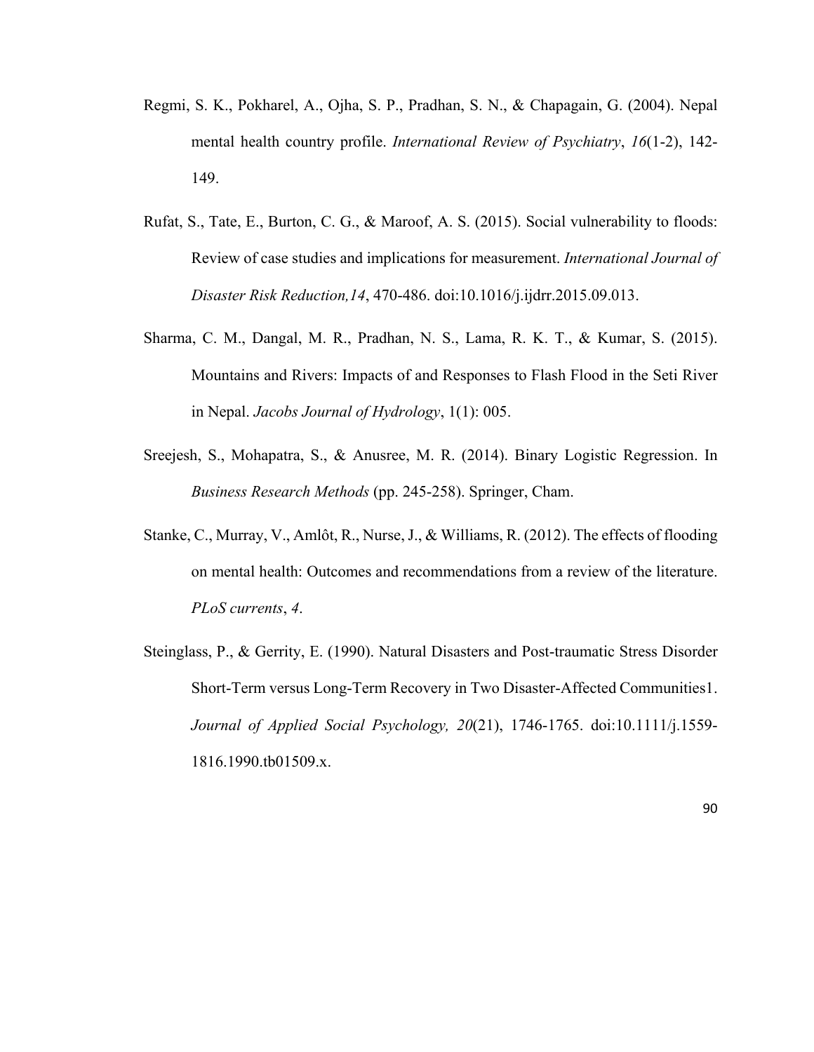Regmi, S. K., Pokharel, A., Ojha, S. P., Pradhan, S. N., & Chapagain, G. (2004). Nepal mental health country profile. *International Review of Psychiatry*, *16*(1-2), 142-149.

Rufat, S., Tate, E., Burton, C. G., & Maroof, A. S. (2015). Social vulnerability to floods: Review of case studies and implications for measurement. *International Journal of Disaster Risk Reduction,14*, 470-486. doi:10.1016/j.ijdrr.2015.09.013.

Sharma, C. M., Dangal, M. R., Pradhan, N. S., Lama, R. K. T., & Kumar, S. (2015). Mountains and Rivers: Impacts of and Responses to Flash Flood in the Seti River in Nepal. *Jacobs Journal of Hydrology*, 1(1): 005.

Sreejesh, S., Mohapatra, S., & Anusree, M. R. (2014). Binary Logistic Regression. In *Business Research Methods* (pp. 245-258). Springer, Cham.

Stanke, C., Murray, V., Amlôt, R., Nurse, J., & Williams, R. (2012). The effects of flooding on mental health: Outcomes and recommendations from a review of the literature. *PLoS currents*, *4*.

Steinglass, P., & Gerrity, E. (1990). Natural Disasters and Post-traumatic Stress Disorder Short-Term versus Long-Term Recovery in Two Disaster-Affected Communities1. *Journal of Applied Social Psychology, 20*(21), 1746-1765. doi:10.1111/j.1559-1816.1990.tb01509.x.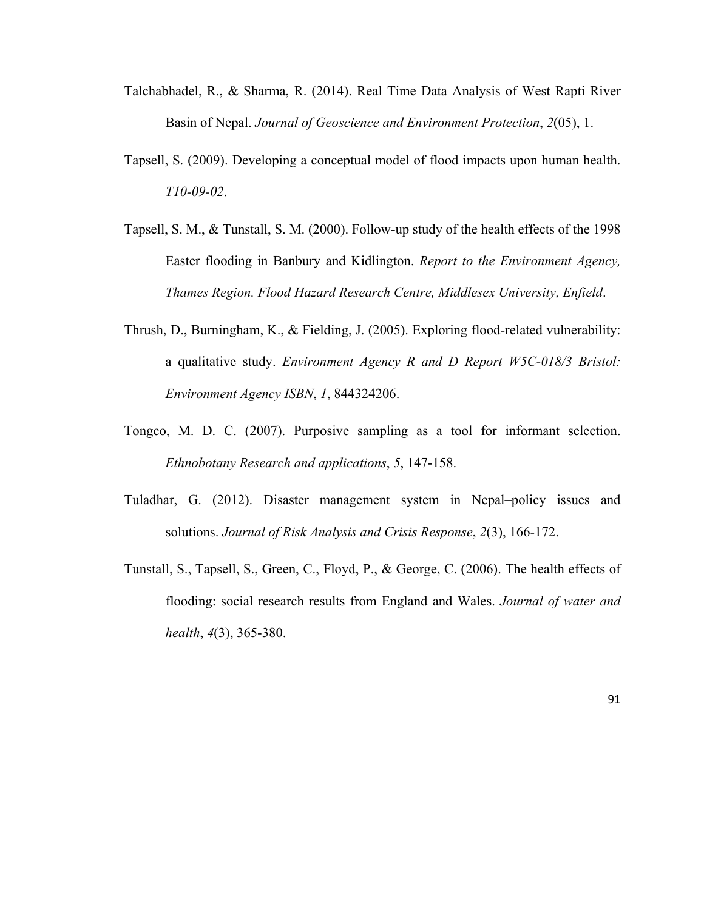Talchabhadel, R., & Sharma, R. (2014). Real Time Data Analysis of West Rapti River Basin of Nepal. *Journal of Geoscience and Environment Protection*, *2*(05), 1.

Tapsell, S. (2009). Developing a conceptual model of flood impacts upon human health. *T10-09-02*.

Tapsell, S. M., & Tunstall, S. M. (2000). Follow-up study of the health effects of the 1998 Easter flooding in Banbury and Kidlington. *Report to the Environment Agency, Thames Region. Flood Hazard Research Centre, Middlesex University, Enfield*.

Thrush, D., Burningham, K., & Fielding, J. (2005). Exploring flood-related vulnerability: a qualitative study. *Environment Agency R and D Report W5C-018/3 Bristol: Environment Agency ISBN*, *1*, 844324206.

Tongco, M. D. C. (2007). Purposive sampling as a tool for informant selection. *Ethnobotany Research and applications*, *5*, 147-158.

Tuladhar, G. (2012). Disaster management system in Nepal–policy issues and solutions. *Journal of Risk Analysis and Crisis Response*, *2*(3), 166-172.

Tunstall, S., Tapsell, S., Green, C., Floyd, P., & George, C. (2006). The health effects of flooding: social research results from England and Wales. *Journal of water and health*, *4*(3), 365-380.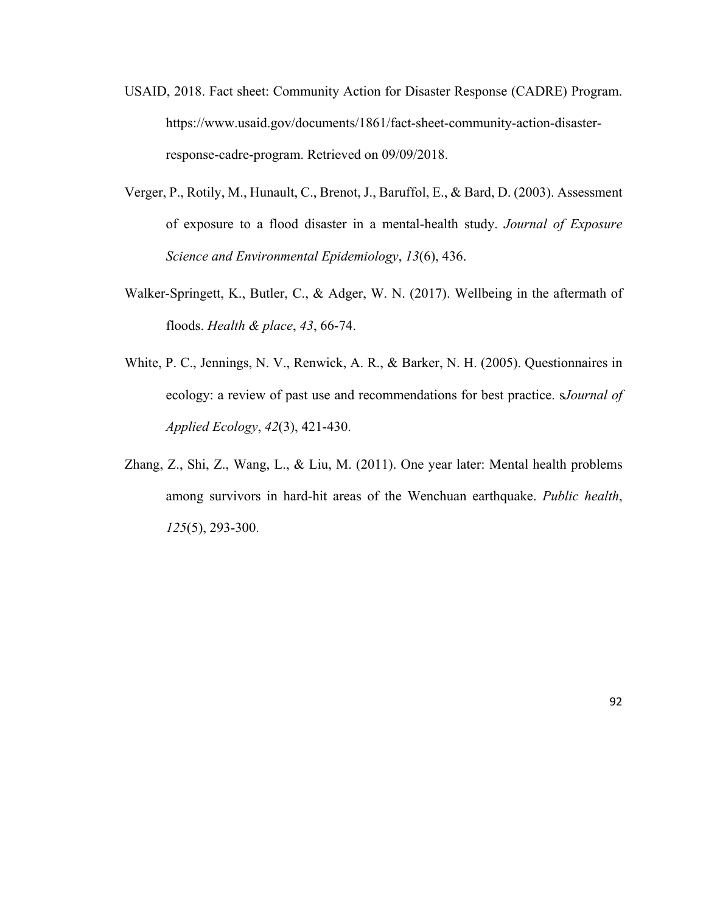USAID, 2018. Fact sheet: Community Action for Disaster Response (CADRE) Program. https://www.usaid.gov/documents/1861/fact-sheet-community-action-disaster-response-cadre-program. Retrieved on 09/09/2018.

Verger, P., Rotily, M., Hunault, C., Brenot, J., Baruffol, E., & Bard, D. (2003). Assessment of exposure to a flood disaster in a mental-health study. *Journal of Exposure Science and Environmental Epidemiology*, *13*(6), 436.

Walker-Springett, K., Butler, C., & Adger, W. N. (2017). Wellbeing in the aftermath of floods. *Health & place*, *43*, 66-74.

White, P. C., Jennings, N. V., Renwick, A. R., & Barker, N. H. (2005). Questionnaires in ecology: a review of past use and recommendations for best practice. s*Journal of Applied Ecology*, *42*(3), 421-430.

Zhang, Z., Shi, Z., Wang, L., & Liu, M. (2011). One year later: Mental health problems among survivors in hard-hit areas of the Wenchuan earthquake. *Public health*, *125*(5), 293-300.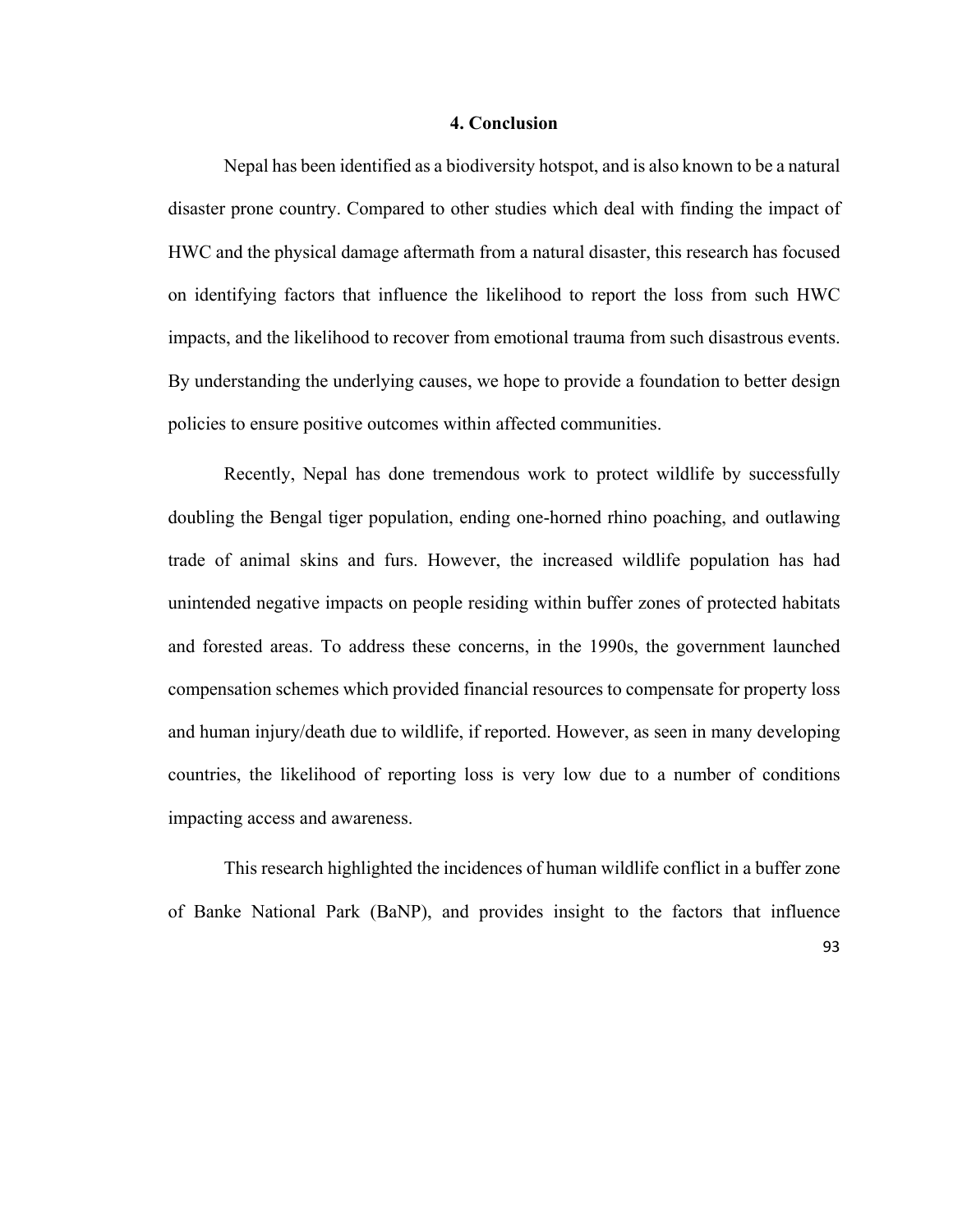# 4. Conclusion

Nepal has been identified as a biodiversity hotspot, and is also known to be a natural disaster prone country. Compared to other studies which deal with finding the impact of HWC and the physical damage aftermath from a natural disaster, this research has focused on identifying factors that influence the likelihood to report the loss from such HWC impacts, and the likelihood to recover from emotional trauma from such disastrous events. By understanding the underlying causes, we hope to provide a foundation to better design policies to ensure positive outcomes within affected communities.

Recently, Nepal has done tremendous work to protect wildlife by successfully doubling the Bengal tiger population, ending one-horned rhino poaching, and outlawing trade of animal skins and furs. However, the increased wildlife population has had unintended negative impacts on people residing within buffer zones of protected habitats and forested areas. To address these concerns, in the 1990s, the government launched compensation schemes which provided financial resources to compensate for property loss and human injury/death due to wildlife, if reported. However, as seen in many developing countries, the likelihood of reporting loss is very low due to a number of conditions impacting access and awareness.

This research highlighted the incidences of human wildlife conflict in a buffer zone of Banke National Park (BaNP), and provides insight to the factors that influence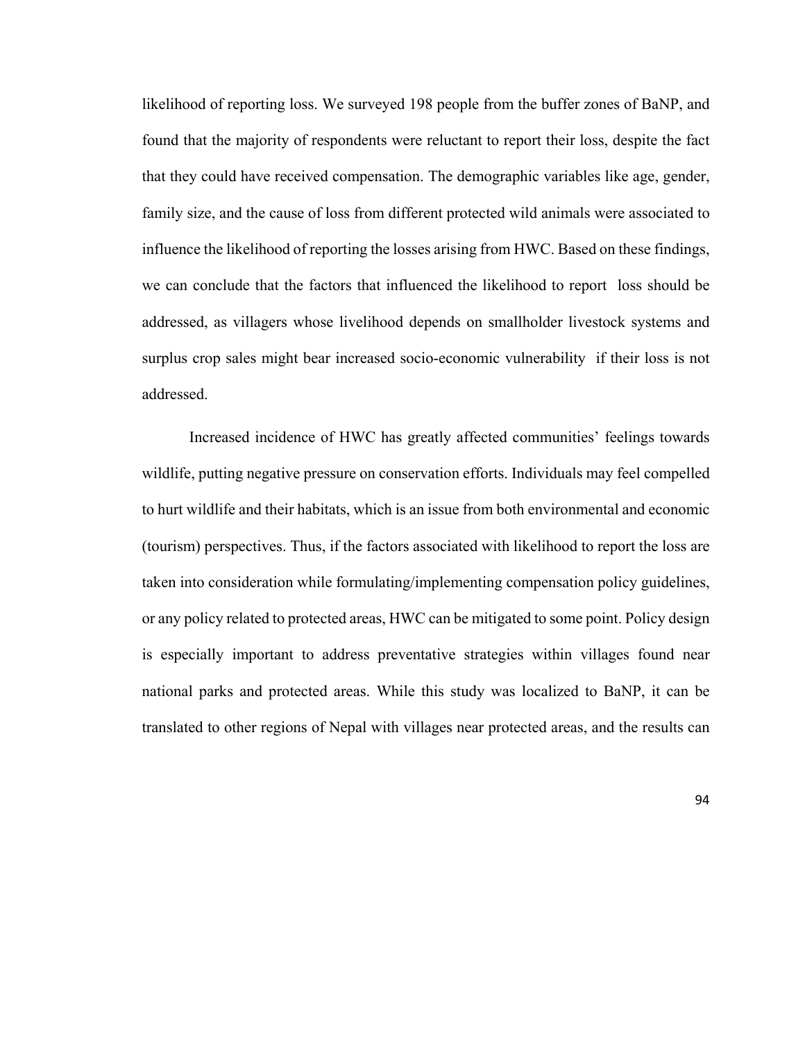likelihood of reporting loss. We surveyed 198 people from the buffer zones of BaNP, and found that the majority of respondents were reluctant to report their loss, despite the fact that they could have received compensation. The demographic variables like age, gender, family size, and the cause of loss from different protected wild animals were associated to influence the likelihood of reporting the losses arising from HWC. Based on these findings, we can conclude that the factors that influenced the likelihood to report loss should be addressed, as villagers whose livelihood depends on smallholder livestock systems and surplus crop sales might bear increased socio-economic vulnerability if their loss is not addressed.

Increased incidence of HWC has greatly affected communities' feelings towards wildlife, putting negative pressure on conservation efforts. Individuals may feel compelled to hurt wildlife and their habitats, which is an issue from both environmental and economic (tourism) perspectives. Thus, if the factors associated with likelihood to report the loss are taken into consideration while formulating/implementing compensation policy guidelines, or any policy related to protected areas, HWC can be mitigated to some point. Policy design is especially important to address preventative strategies within villages found near national parks and protected areas. While this study was localized to BaNP, it can be translated to other regions of Nepal with villages near protected areas, and the results can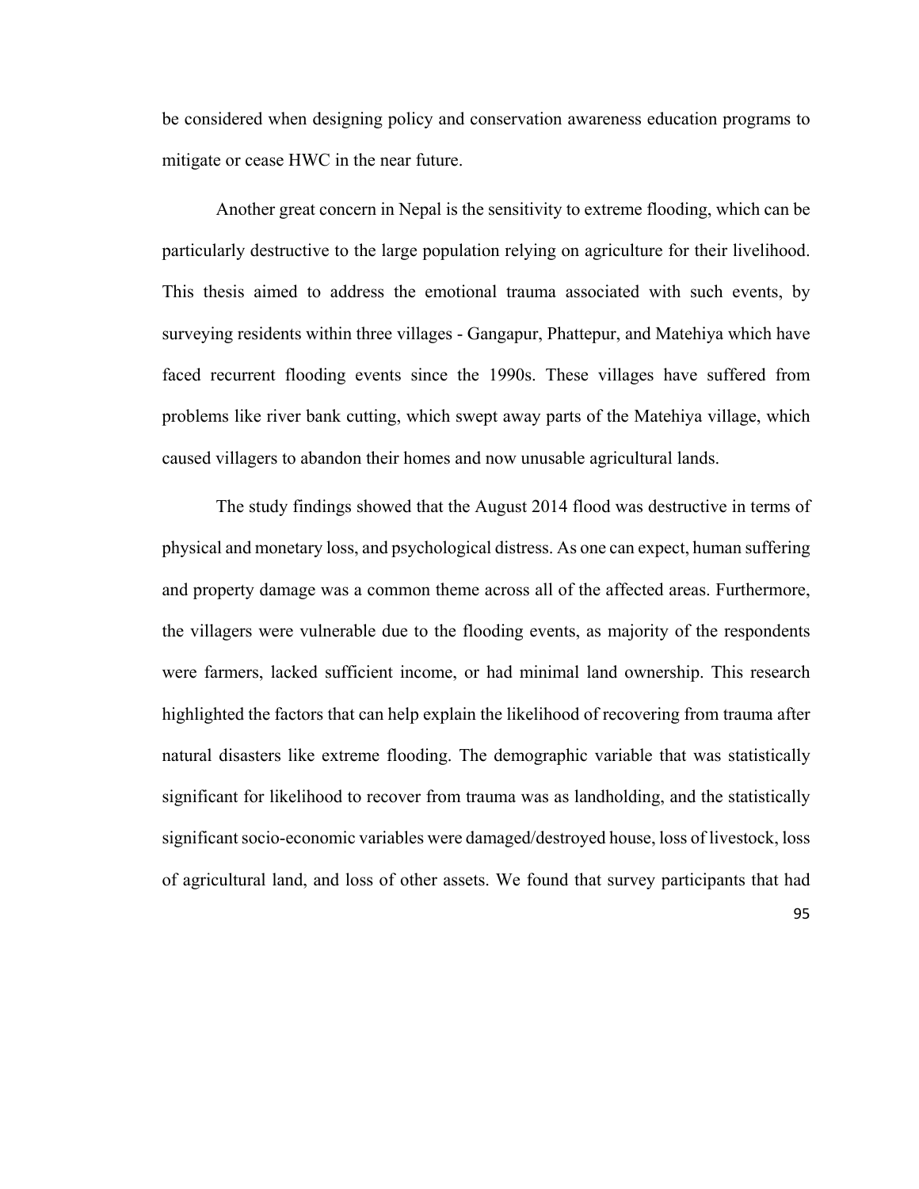be considered when designing policy and conservation awareness education programs to mitigate or cease HWC in the near future.

Another great concern in Nepal is the sensitivity to extreme flooding, which can be particularly destructive to the large population relying on agriculture for their livelihood. This thesis aimed to address the emotional trauma associated with such events, by surveying residents within three villages - Gangapur, Phattepur, and Matehiya which have faced recurrent flooding events since the 1990s. These villages have suffered from problems like river bank cutting, which swept away parts of the Matehiya village, which caused villagers to abandon their homes and now unusable agricultural lands.

The study findings showed that the August 2014 flood was destructive in terms of physical and monetary loss, and psychological distress. As one can expect, human suffering and property damage was a common theme across all of the affected areas. Furthermore, the villagers were vulnerable due to the flooding events, as majority of the respondents were farmers, lacked sufficient income, or had minimal land ownership. This research highlighted the factors that can help explain the likelihood of recovering from trauma after natural disasters like extreme flooding. The demographic variable that was statistically significant for likelihood to recover from trauma was as landholding, and the statistically significant socio-economic variables were damaged/destroyed house, loss of livestock, loss of agricultural land, and loss of other assets. We found that survey participants that had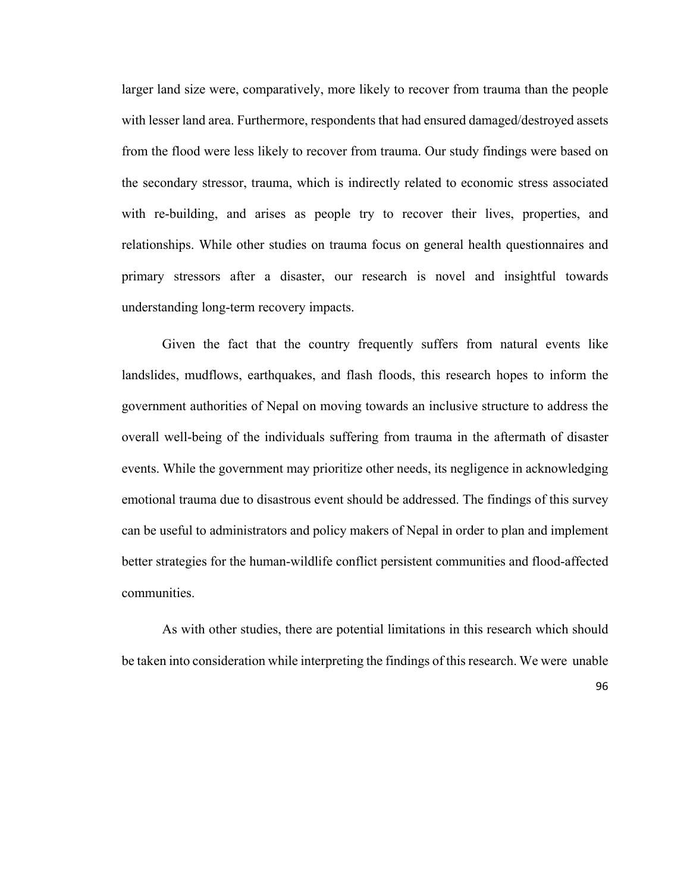larger land size were, comparatively, more likely to recover from trauma than the people with lesser land area. Furthermore, respondents that had ensured damaged/destroyed assets from the flood were less likely to recover from trauma. Our study findings were based on the secondary stressor, trauma, which is indirectly related to economic stress associated with re-building, and arises as people try to recover their lives, properties, and relationships. While other studies on trauma focus on general health questionnaires and primary stressors after a disaster, our research is novel and insightful towards understanding long-term recovery impacts.

Given the fact that the country frequently suffers from natural events like landslides, mudflows, earthquakes, and flash floods, this research hopes to inform the government authorities of Nepal on moving towards an inclusive structure to address the overall well-being of the individuals suffering from trauma in the aftermath of disaster events. While the government may prioritize other needs, its negligence in acknowledging emotional trauma due to disastrous event should be addressed. The findings of this survey can be useful to administrators and policy makers of Nepal in order to plan and implement better strategies for the human-wildlife conflict persistent communities and flood-affected communities.

As with other studies, there are potential limitations in this research which should be taken into consideration while interpreting the findings of this research. We were unable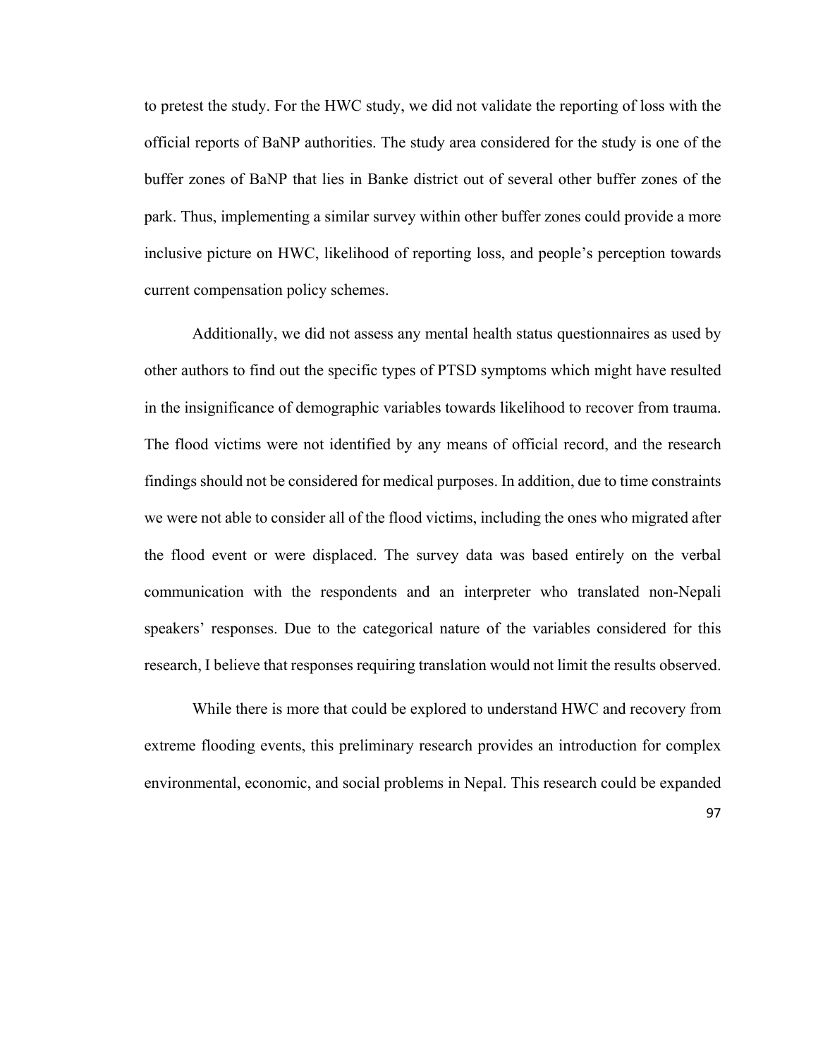to pretest the study. For the HWC study, we did not validate the reporting of loss with the official reports of BaNP authorities. The study area considered for the study is one of the buffer zones of BaNP that lies in Banke district out of several other buffer zones of the park. Thus, implementing a similar survey within other buffer zones could provide a more inclusive picture on HWC, likelihood of reporting loss, and people's perception towards current compensation policy schemes.

Additionally, we did not assess any mental health status questionnaires as used by other authors to find out the specific types of PTSD symptoms which might have resulted in the insignificance of demographic variables towards likelihood to recover from trauma. The flood victims were not identified by any means of official record, and the research findings should not be considered for medical purposes. In addition, due to time constraints we were not able to consider all of the flood victims, including the ones who migrated after the flood event or were displaced. The survey data was based entirely on the verbal communication with the respondents and an interpreter who translated non-Nepali speakers' responses. Due to the categorical nature of the variables considered for this research, I believe that responses requiring translation would not limit the results observed.

While there is more that could be explored to understand HWC and recovery from extreme flooding events, this preliminary research provides an introduction for complex environmental, economic, and social problems in Nepal. This research could be expanded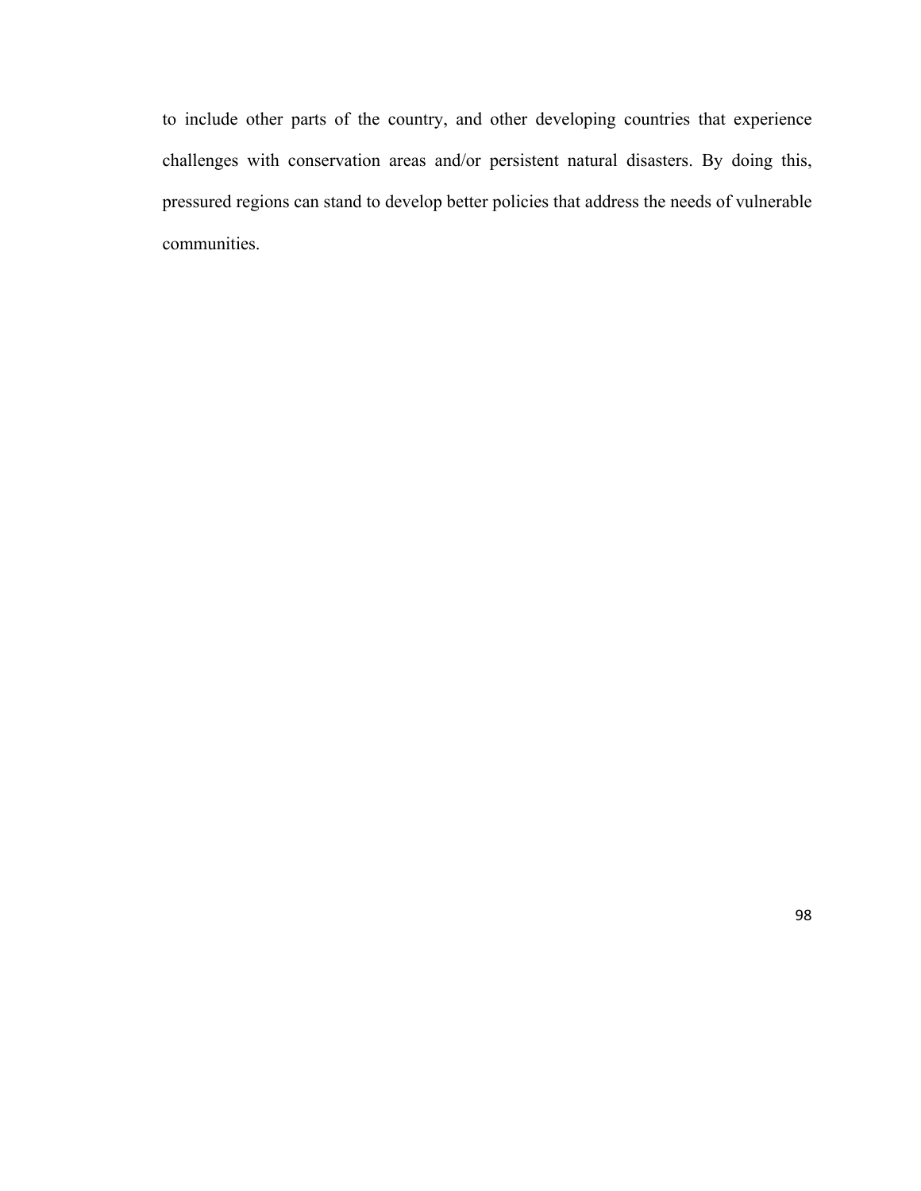to include other parts of the country, and other developing countries that experience challenges with conservation areas and/or persistent natural disasters. By doing this, pressured regions can stand to develop better policies that address the needs of vulnerable communities.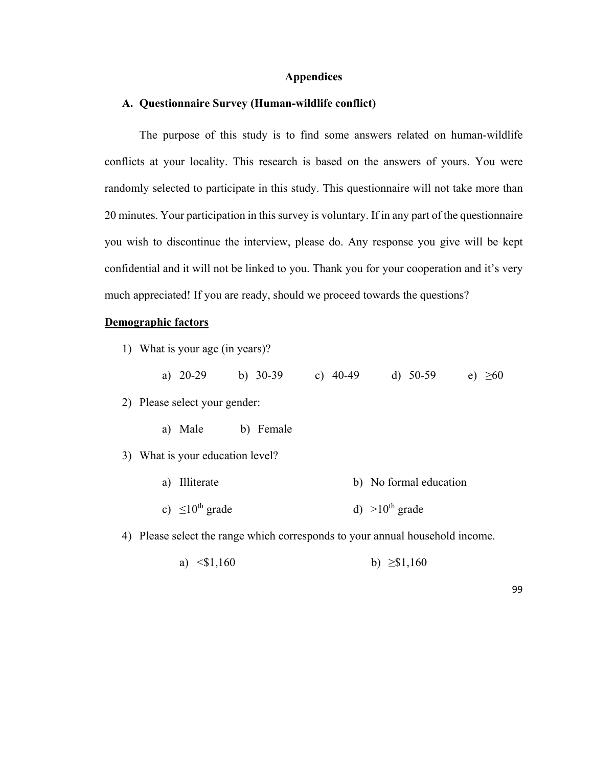# Appendices

## A. Questionnaire Survey (Human-wildlife conflict)

The purpose of this study is to find some answers related on human-wildlife conflicts at your locality. This research is based on the answers of yours. You were randomly selected to participate in this study. This questionnaire will not take more than 20 minutes. Your participation in this survey is voluntary. If in any part of the questionnaire you wish to discontinue the interview, please do. Any response you give will be kept confidential and it will not be linked to you. Thank you for your cooperation and it's very much appreciated! If you are ready, should we proceed towards the questions?

**<u>Demographic factors</u>**

1) What is your age (in years)?

    a) 20-29    b) 30-39    c) 40-49    d) 50-59    e) ≥60

2) Please select your gender:

    a) Male    b) Female

3) What is your education level?

    a) Illiterate    b) No formal education

    c) ≤10th grade    d) >10th grade

4) Please select the range which corresponds to your annual household income.

    a) <$1,160    b) ≥$1,160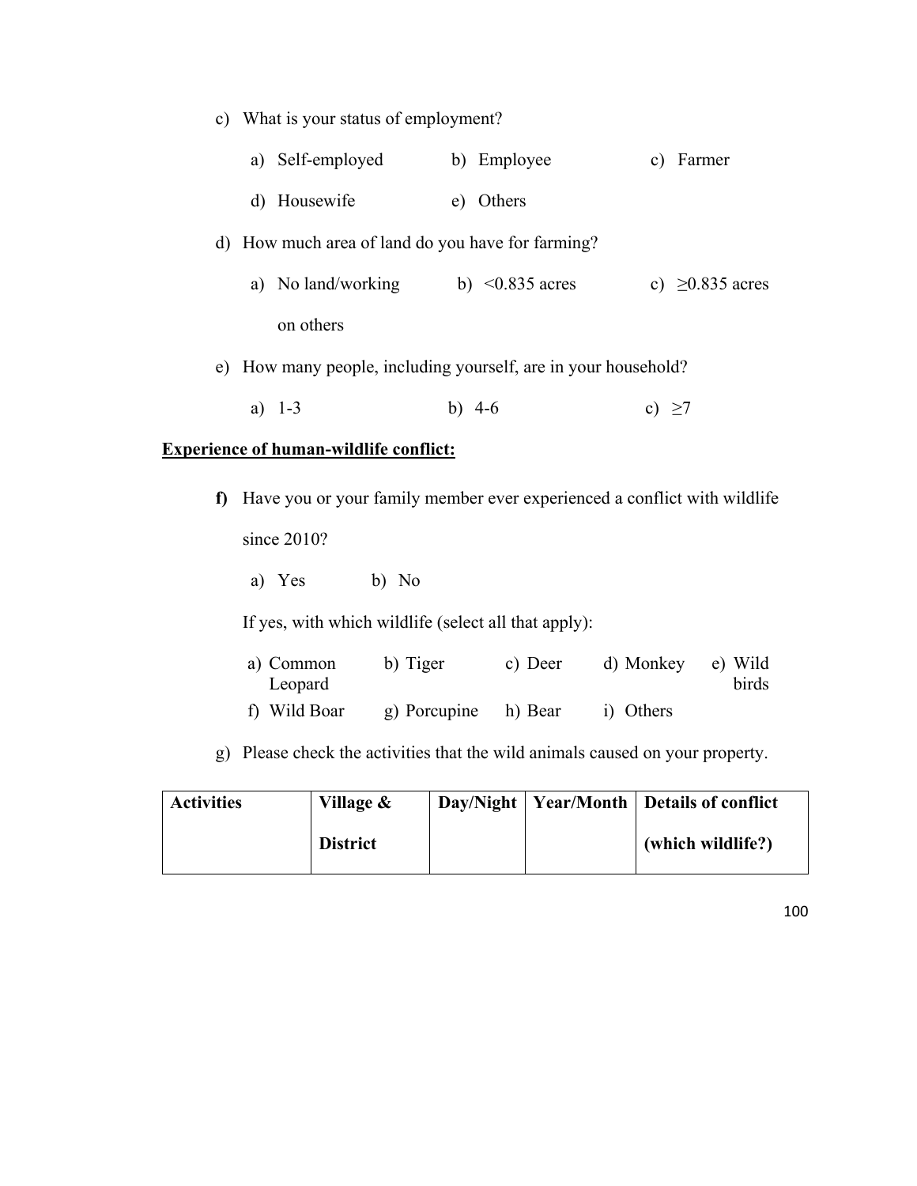c) What is your status of employment?

a) Self-employed b) Employee c) Farmer

d) Housewife e) Others

d) How much area of land do you have for farming?

a) No land/working on others b) <0.835 acres c) ≥0.835 acres

e) How many people, including yourself, are in your household?

a) 1-3 b) 4-6 c) ≥7

**<u>Experience of human-wildlife conflict:</u>**

**f)** Have you or your family member ever experienced a conflict with wildlife since 2010?

a) Yes b) No

If yes, with which wildlife (select all that apply):

a) Common Leopard b) Tiger c) Deer d) Monkey e) Wild birds

f) Wild Boar g) Porcupine h) Bear i) Others

g) Please check the activities that the wild animals caused on your property.

| Activities | Village & District | Day/Night | Year/Month | Details of conflict (which wildlife?) |
|---|---|---|---|---|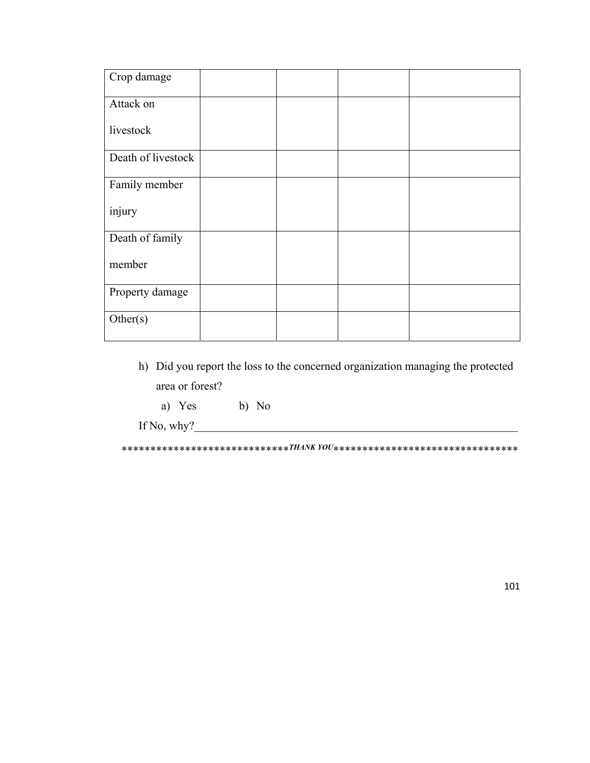| | | | | |
|---|---|---|---|---|
| Crop damage | | | | |
| Attack on livestock | | | | |
| Death of livestock | | | | |
| Family member injury | | | | |
| Death of family member | | | | |
| Property damage | | | | |
| Other(s) | | | | |

h) Did you report the loss to the concerned organization managing the protected area or forest?

   a) Yes   b) No

If No, why?___________________________________________________________

****************************THANK YOU********************************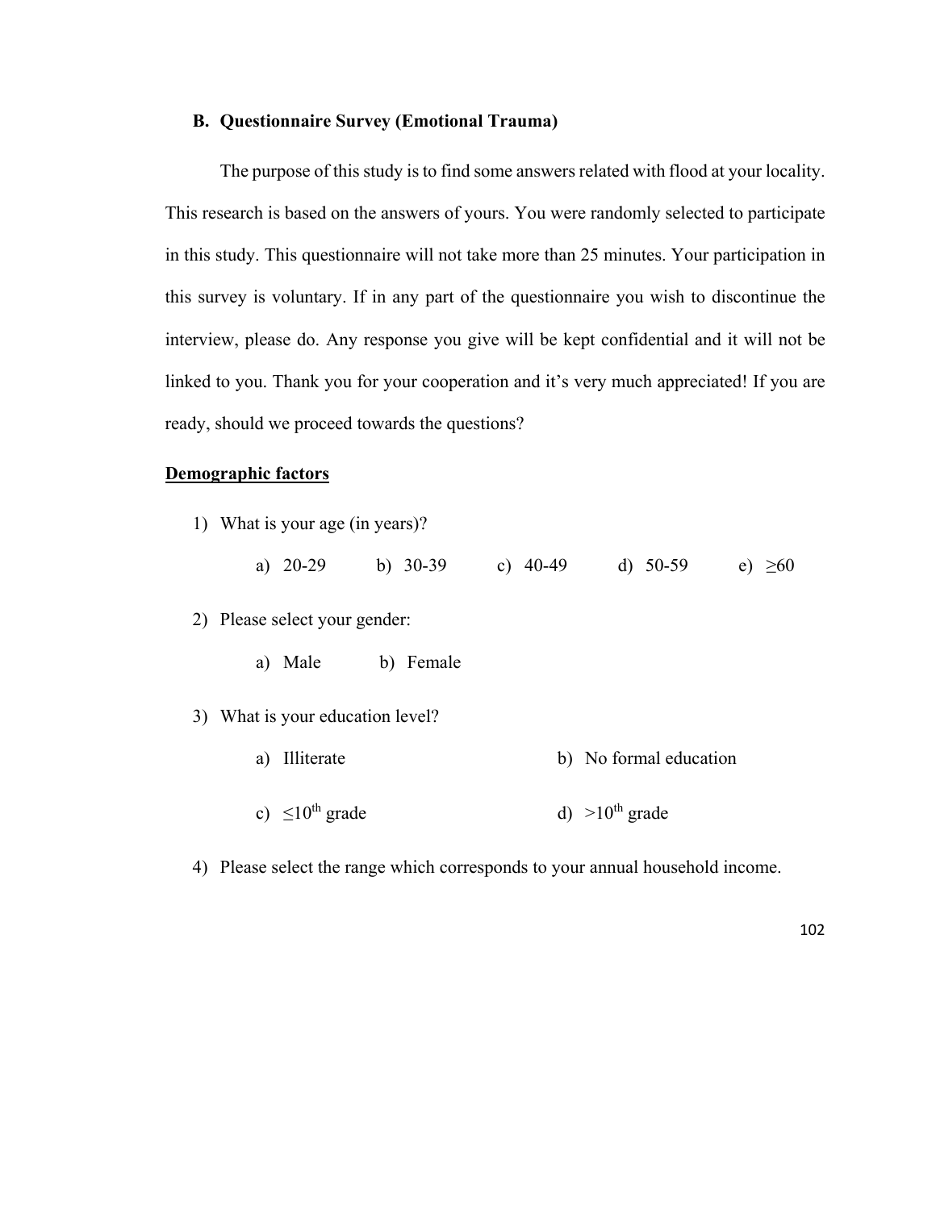### B. Questionnaire Survey (Emotional Trauma)

The purpose of this study is to find some answers related with flood at your locality. This research is based on the answers of yours. You were randomly selected to participate in this study. This questionnaire will not take more than 25 minutes. Your participation in this survey is voluntary. If in any part of the questionnaire you wish to discontinue the interview, please do. Any response you give will be kept confidential and it will not be linked to you. Thank you for your cooperation and it's very much appreciated! If you are ready, should we proceed towards the questions?

**<u>Demographic factors</u>**

1) What is your age (in years)?

   a) 20-29 &nbsp;&nbsp; b) 30-39 &nbsp;&nbsp; c) 40-49 &nbsp;&nbsp; d) 50-59 &nbsp;&nbsp; e) ≥60

2) Please select your gender:

   a) Male &nbsp;&nbsp; b) Female

3) What is your education level?

   a) Illiterate &nbsp;&nbsp; b) No formal education

   c) ≤10th grade &nbsp;&nbsp; d) >10th grade

4) Please select the range which corresponds to your annual household income.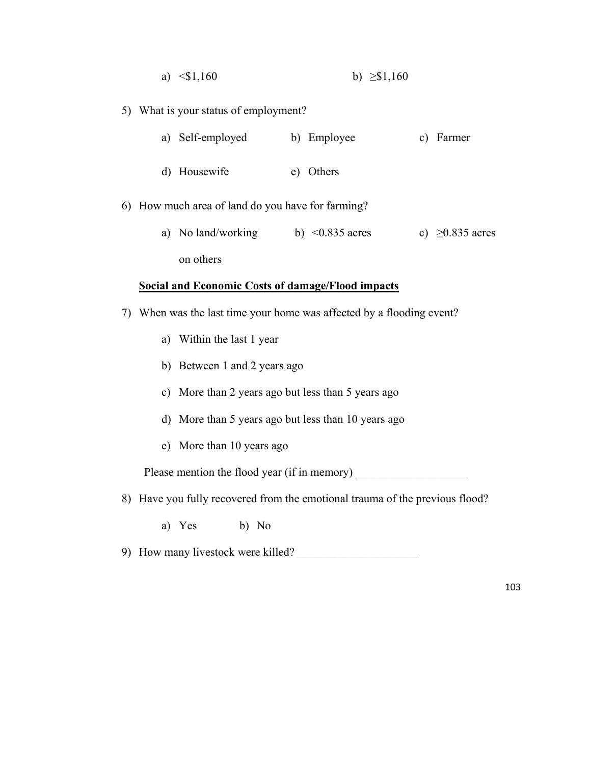a) <$1,160 b) ≥$1,160

5) What is your status of employment?

a) Self-employed b) Employee c) Farmer

d) Housewife e) Others

6) How much area of land do you have for farming?

a) No land/working on others b) <0.835 acres c) ≥0.835 acres

**Social and Economic Costs of damage/Flood impacts**

7) When was the last time your home was affected by a flooding event?

a) Within the last 1 year

b) Between 1 and 2 years ago

c) More than 2 years ago but less than 5 years ago

d) More than 5 years ago but less than 10 years ago

e) More than 10 years ago

Please mention the flood year (if in memory) ___________________

8) Have you fully recovered from the emotional trauma of the previous flood?

a) Yes b) No

9) How many livestock were killed? _____________________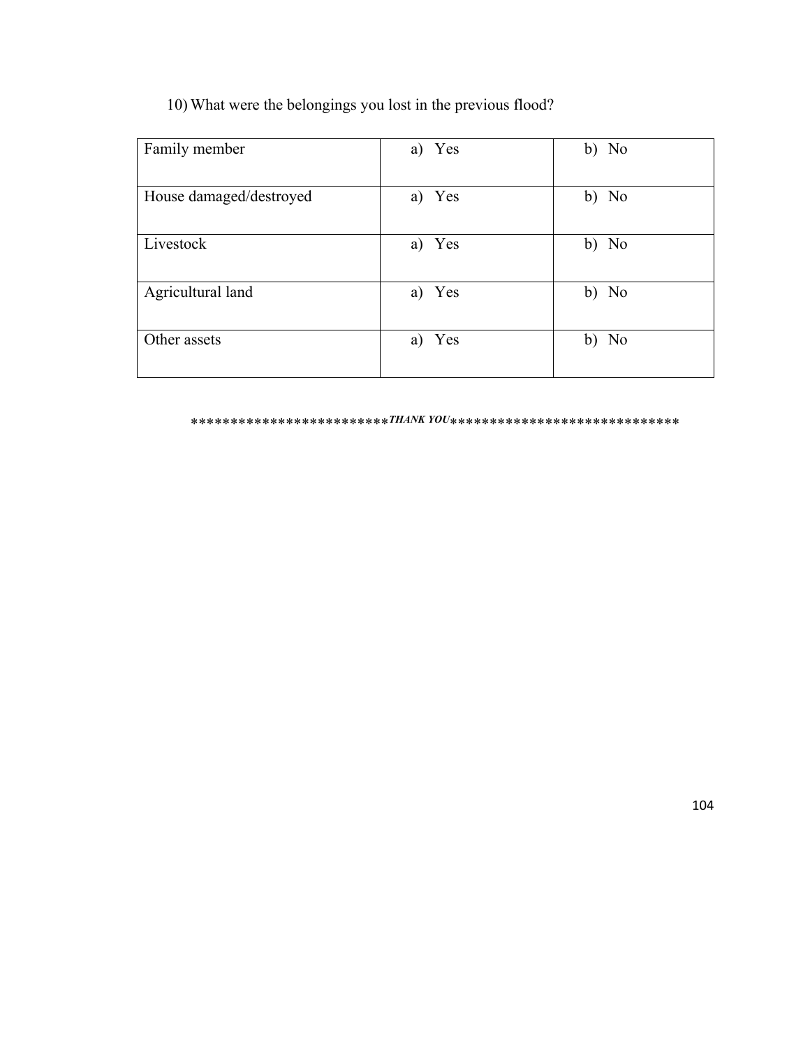10) What were the belongings you lost in the previous flood?

| | | |
|---|---|---|
| Family member | a) Yes | b) No |
| House damaged/destroyed | a) Yes | b) No |
| Livestock | a) Yes | b) No |
| Agricultural land | a) Yes | b) No |
| Other assets | a) Yes | b) No |

************************ ***THANK YOU*** *****************************